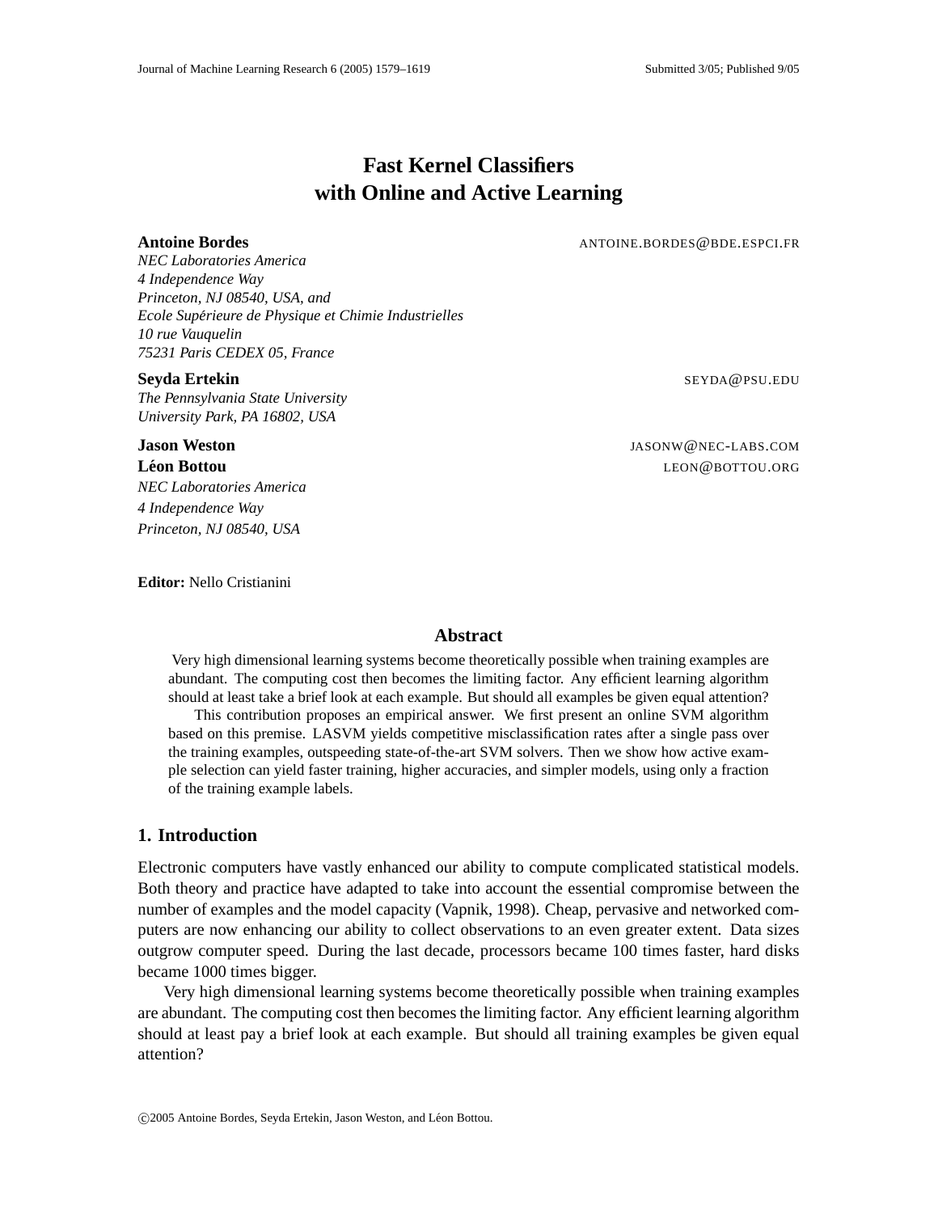# Fast Kernel Classifiers with Online and Active Learning

**Antoine Bordes** ANTOINE.BORDES@BDE.ESPCI.FR
*NEC Laboratories America*
*4 Independence Way*
*Princeton, NJ 08540, USA, and*
*Ecole Supérieure de Physique et Chimie Industrielles*
*10 rue Vauquelin*
*75231 Paris CEDEX 05, France*

**Seyda Ertekin** SEYDA@PSU.EDU
*The Pennsylvania State University*
*University Park, PA 16802, USA*

**Jason Weston** JASONW@NEC-LABS.COM
**Léon Bottou** LEON@BOTTOU.ORG
*NEC Laboratories America*
*4 Independence Way*
*Princeton, NJ 08540, USA*

**Editor:** Nello Cristianini

## Abstract

Very high dimensional learning systems become theoretically possible when training examples are abundant. The computing cost then becomes the limiting factor. Any efficient learning algorithm should at least take a brief look at each example. But should all examples be given equal attention?

This contribution proposes an empirical answer. We first present an online SVM algorithm based on this premise. LASVM yields competitive misclassification rates after a single pass over the training examples, outspeeding state-of-the-art SVM solvers. Then we show how active example selection can yield faster training, higher accuracies, and simpler models, using only a fraction of the training example labels.

## 1. Introduction

Electronic computers have vastly enhanced our ability to compute complicated statistical models. Both theory and practice have adapted to take into account the essential compromise between the number of examples and the model capacity (Vapnik, 1998). Cheap, pervasive and networked computers are now enhancing our ability to collect observations to an even greater extent. Data sizes outgrow computer speed. During the last decade, processors became 100 times faster, hard disks became 1000 times bigger.

Very high dimensional learning systems become theoretically possible when training examples are abundant. The computing cost then becomes the limiting factor. Any efficient learning algorithm should at least pay a brief look at each example. But should all training examples be given equal attention?

©2005 Antoine Bordes, Seyda Ertekin, Jason Weston, and Léon Bottou.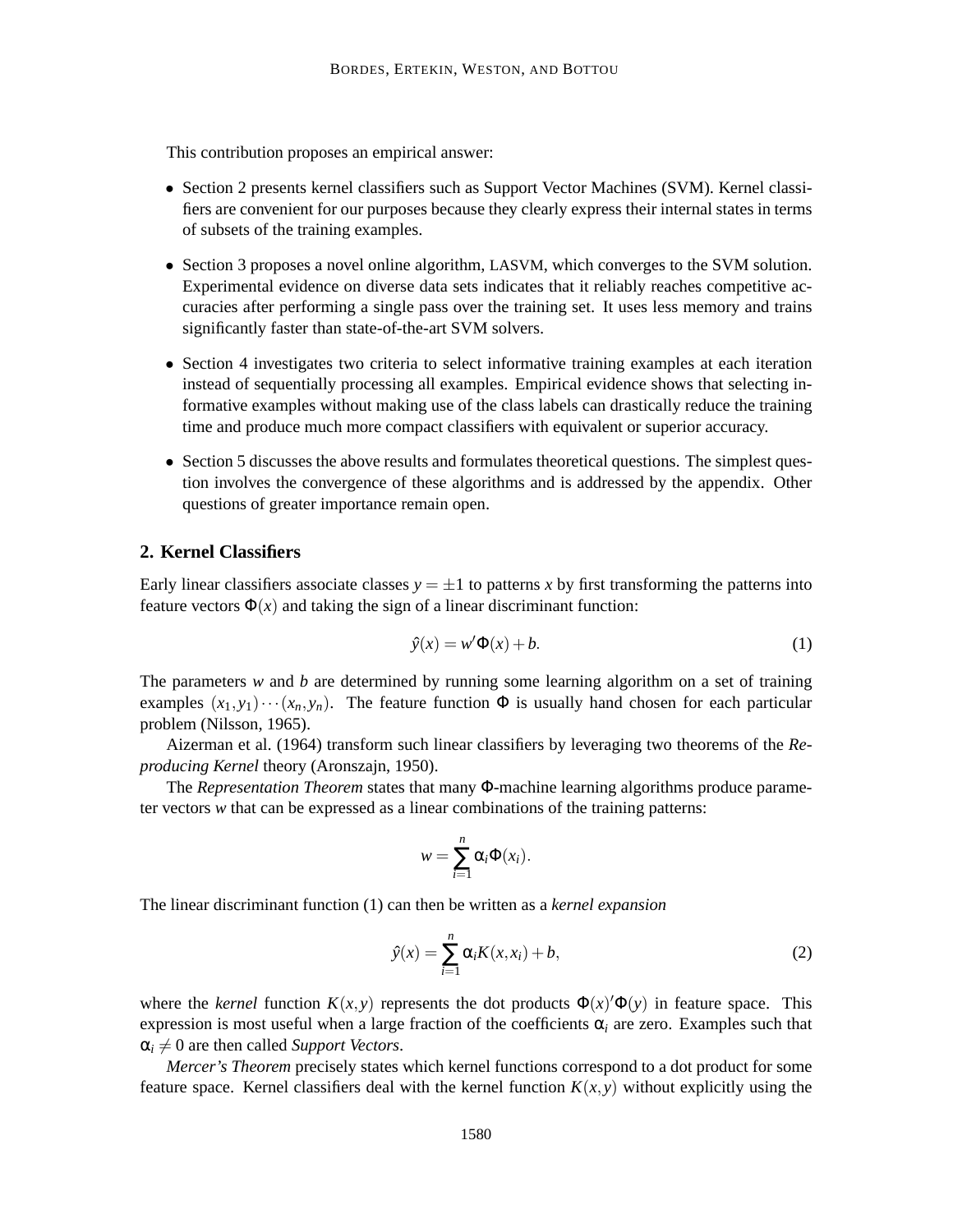This contribution proposes an empirical answer:

- Section 2 presents kernel classifiers such as Support Vector Machines (SVM). Kernel classifiers are convenient for our purposes because they clearly express their internal states in terms of subsets of the training examples.
- Section 3 proposes a novel online algorithm, LASVM, which converges to the SVM solution. Experimental evidence on diverse data sets indicates that it reliably reaches competitive accuracies after performing a single pass over the training set. It uses less memory and trains significantly faster than state-of-the-art SVM solvers.
- Section 4 investigates two criteria to select informative training examples at each iteration instead of sequentially processing all examples. Empirical evidence shows that selecting informative examples without making use of the class labels can drastically reduce the training time and produce much more compact classifiers with equivalent or superior accuracy.
- Section 5 discusses the above results and formulates theoretical questions. The simplest question involves the convergence of these algorithms and is addressed by the appendix. Other questions of greater importance remain open.

## 2. Kernel Classifiers

Early linear classifiers associate classes $y = \pm 1$ to patterns $x$ by first transforming the patterns into feature vectors $\Phi(x)$ and taking the sign of a linear discriminant function:

$$\hat{y}(x) = w'\Phi(x) + b. \tag{1}$$

The parameters $w$ and $b$ are determined by running some learning algorithm on a set of training examples $(x_1, y_1) \cdots (x_n, y_n)$. The feature function $\Phi$ is usually hand chosen for each particular problem (Nilsson, 1965).

Aizerman et al. (1964) transform such linear classifiers by leveraging two theorems of the *Reproducing Kernel* theory (Aronszajn, 1950).

The *Representation Theorem* states that many $\Phi$-machine learning algorithms produce parameter vectors $w$ that can be expressed as a linear combinations of the training patterns:

$$w = \sum_{i=1}^{n} \alpha_i \Phi(x_i).$$

The linear discriminant function (1) can then be written as a *kernel expansion*

$$\hat{y}(x) = \sum_{i=1}^{n} \alpha_i K(x, x_i) + b, \tag{2}$$

where the *kernel* function $K(x, y)$ represents the dot products $\Phi(x)'\Phi(y)$ in feature space. This expression is most useful when a large fraction of the coefficients $\alpha_i$ are zero. Examples such that $\alpha_i \neq 0$ are then called *Support Vectors*.

*Mercer's Theorem* precisely states which kernel functions correspond to a dot product for some feature space. Kernel classifiers deal with the kernel function $K(x, y)$ without explicitly using the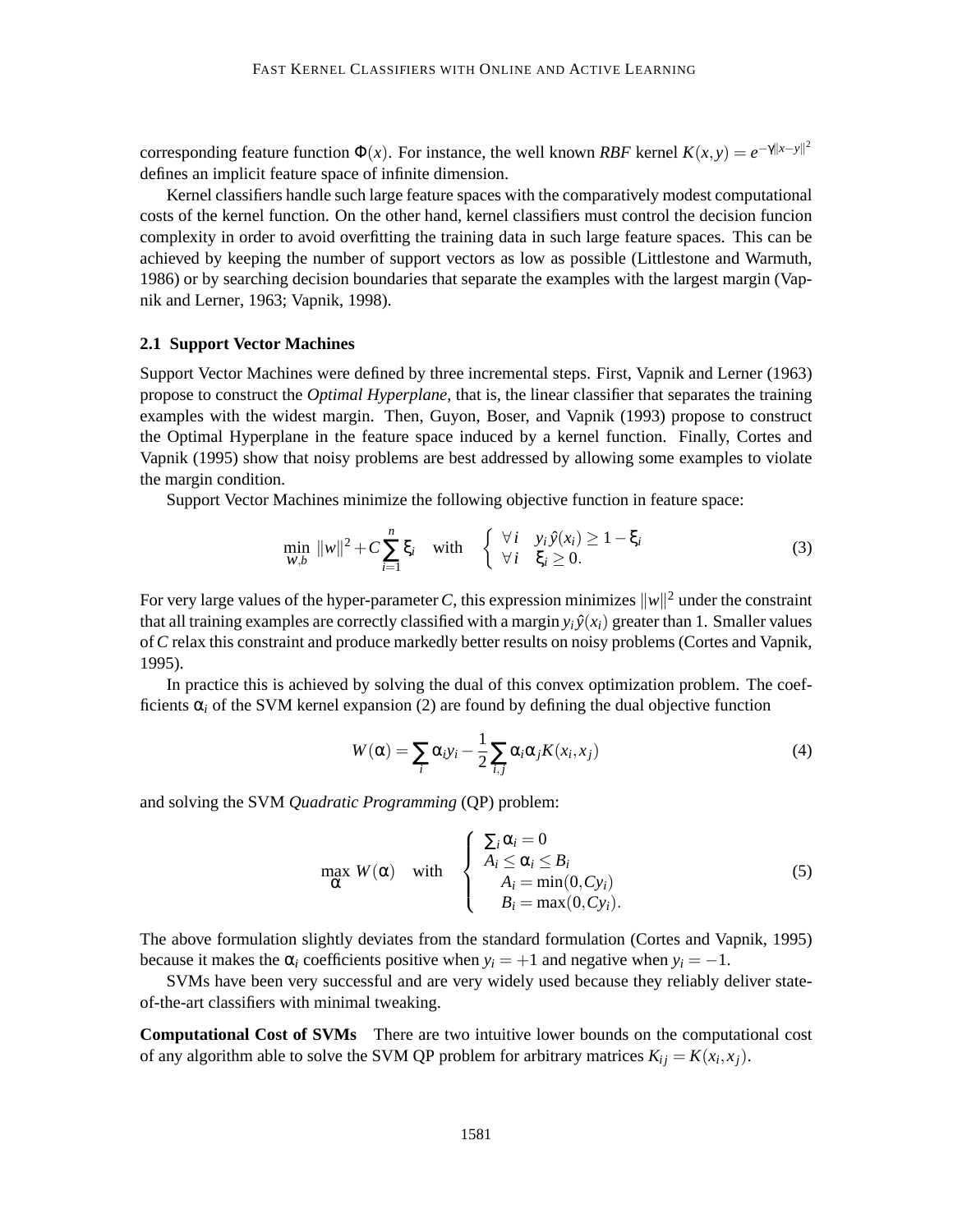corresponding feature function $\Phi(x)$. For instance, the well known *RBF* kernel $K(x,y) = e^{-\gamma\|x-y\|^2}$ defines an implicit feature space of infinite dimension.

Kernel classifiers handle such large feature spaces with the comparatively modest computational costs of the kernel function. On the other hand, kernel classifiers must control the decision funcion complexity in order to avoid overfitting the training data in such large feature spaces. This can be achieved by keeping the number of support vectors as low as possible (Littlestone and Warmuth, 1986) or by searching decision boundaries that separate the examples with the largest margin (Vapnik and Lerner, 1963; Vapnik, 1998).

### 2.1 Support Vector Machines

Support Vector Machines were defined by three incremental steps. First, Vapnik and Lerner (1963) propose to construct the *Optimal Hyperplane*, that is, the linear classifier that separates the training examples with the widest margin. Then, Guyon, Boser, and Vapnik (1993) propose to construct the Optimal Hyperplane in the feature space induced by a kernel function. Finally, Cortes and Vapnik (1995) show that noisy problems are best addressed by allowing some examples to violate the margin condition.

Support Vector Machines minimize the following objective function in feature space:

$$\min_{w,b} \|w\|^2 + C\sum_{i=1}^{n} \xi_i \quad \text{with} \quad \begin{cases} \forall i \quad y_i\,\hat{y}(x_i) \geq 1 - \xi_i \\ \forall i \quad \xi_i \geq 0. \end{cases} \tag{3}$$

For very large values of the hyper-parameter $C$, this expression minimizes $\|w\|^2$ under the constraint that all training examples are correctly classified with a margin $y_i\hat{y}(x_i)$ greater than 1. Smaller values of $C$ relax this constraint and produce markedly better results on noisy problems (Cortes and Vapnik, 1995).

In practice this is achieved by solving the dual of this convex optimization problem. The coefficients $\alpha_i$ of the SVM kernel expansion (2) are found by defining the dual objective function

$$W(\alpha) = \sum_i \alpha_i y_i - \frac{1}{2}\sum_{i,j} \alpha_i \alpha_j K(x_i, x_j) \tag{4}$$

and solving the SVM *Quadratic Programming* (QP) problem:

$$\max_{\alpha} W(\alpha) \quad \text{with} \quad \begin{cases} \sum_i \alpha_i = 0 \\ A_i \leq \alpha_i \leq B_i \\ \quad A_i = \min(0, Cy_i) \\ \quad B_i = \max(0, Cy_i). \end{cases} \tag{5}$$

The above formulation slightly deviates from the standard formulation (Cortes and Vapnik, 1995) because it makes the $\alpha_i$ coefficients positive when $y_i = +1$ and negative when $y_i = -1$.

SVMs have been very successful and are very widely used because they reliably deliver state-of-the-art classifiers with minimal tweaking.

**Computational Cost of SVMs** There are two intuitive lower bounds on the computational cost of any algorithm able to solve the SVM QP problem for arbitrary matrices $K_{ij} = K(x_i, x_j)$.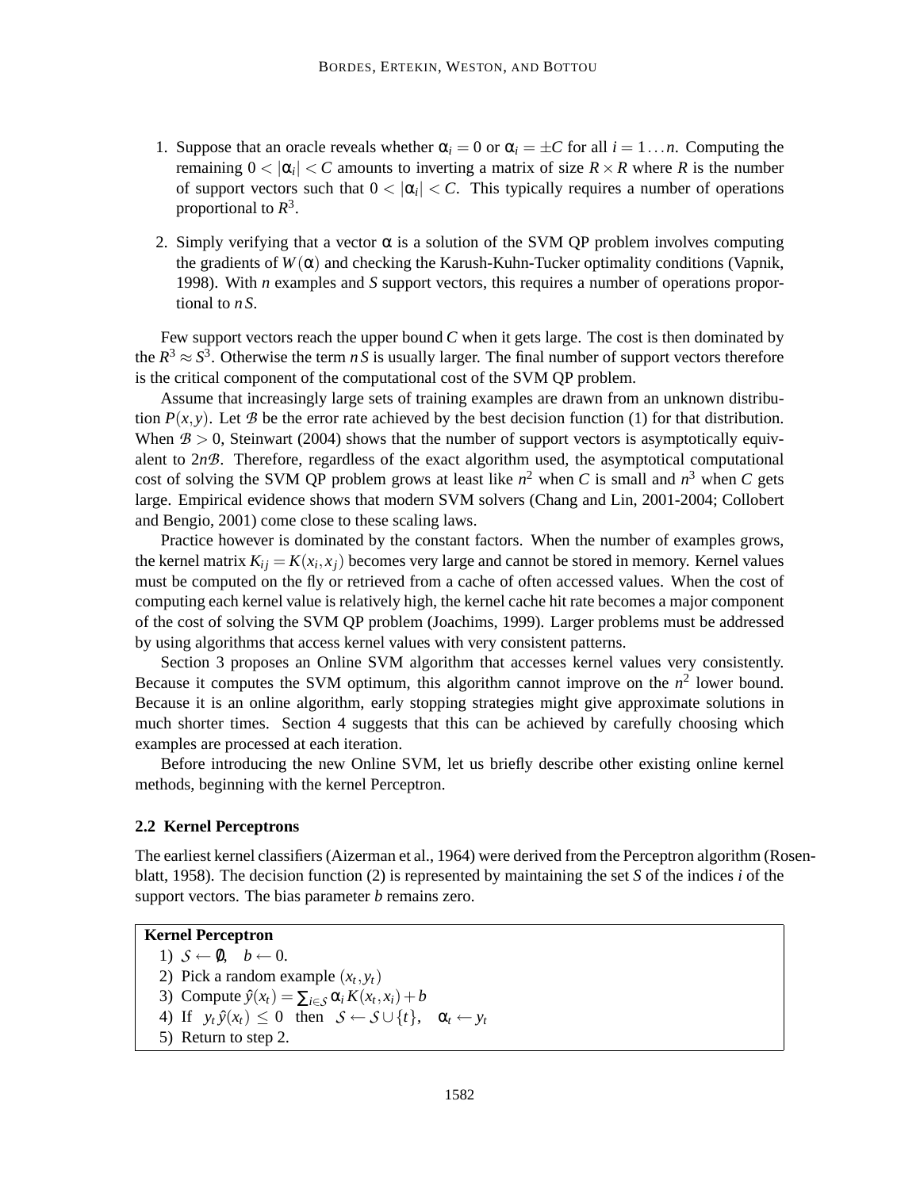1. Suppose that an oracle reveals whether $\alpha_i = 0$ or $\alpha_i = \pm C$ for all $i = 1 \ldots n$. Computing the remaining $0 < |\alpha_i| < C$ amounts to inverting a matrix of size $R \times R$ where $R$ is the number of support vectors such that $0 < |\alpha_i| < C$. This typically requires a number of operations proportional to $R^3$.

2. Simply verifying that a vector $\alpha$ is a solution of the SVM QP problem involves computing the gradients of $W(\alpha)$ and checking the Karush-Kuhn-Tucker optimality conditions (Vapnik, 1998). With $n$ examples and $S$ support vectors, this requires a number of operations proportional to $nS$.

Few support vectors reach the upper bound $C$ when it gets large. The cost is then dominated by the $R^3 \approx S^3$. Otherwise the term $nS$ is usually larger. The final number of support vectors therefore is the critical component of the computational cost of the SVM QP problem.

Assume that increasingly large sets of training examples are drawn from an unknown distribution $P(x, y)$. Let $\mathcal{B}$ be the error rate achieved by the best decision function (1) for that distribution. When $\mathcal{B} > 0$, Steinwart (2004) shows that the number of support vectors is asymptotically equivalent to $2n\mathcal{B}$. Therefore, regardless of the exact algorithm used, the asymptotical computational cost of solving the SVM QP problem grows at least like $n^2$ when $C$ is small and $n^3$ when $C$ gets large. Empirical evidence shows that modern SVM solvers (Chang and Lin, 2001-2004; Collobert and Bengio, 2001) come close to these scaling laws.

Practice however is dominated by the constant factors. When the number of examples grows, the kernel matrix $K_{ij} = K(x_i, x_j)$ becomes very large and cannot be stored in memory. Kernel values must be computed on the fly or retrieved from a cache of often accessed values. When the cost of computing each kernel value is relatively high, the kernel cache hit rate becomes a major component of the cost of solving the SVM QP problem (Joachims, 1999). Larger problems must be addressed by using algorithms that access kernel values with very consistent patterns.

Section 3 proposes an Online SVM algorithm that accesses kernel values very consistently. Because it computes the SVM optimum, this algorithm cannot improve on the $n^2$ lower bound. Because it is an online algorithm, early stopping strategies might give approximate solutions in much shorter times. Section 4 suggests that this can be achieved by carefully choosing which examples are processed at each iteration.

Before introducing the new Online SVM, let us briefly describe other existing online kernel methods, beginning with the kernel Perceptron.

### 2.2 Kernel Perceptrons

The earliest kernel classifiers (Aizerman et al., 1964) were derived from the Perceptron algorithm (Rosenblatt, 1958). The decision function (2) is represented by maintaining the set $S$ of the indices $i$ of the support vectors. The bias parameter $b$ remains zero.

**Kernel Perceptron**

1) $\mathcal{S} \leftarrow \emptyset$, $\quad b \leftarrow 0$.
2) Pick a random example $(x_t, y_t)$
3) Compute $\hat{y}(x_t) = \sum_{i \in \mathcal{S}} \alpha_i K(x_t, x_i) + b$
4) If $\;y_t\, \hat{y}(x_t) \leq 0\;$ then $\;\mathcal{S} \leftarrow \mathcal{S} \cup \{t\}$, $\quad \alpha_t \leftarrow y_t$
5) Return to step 2.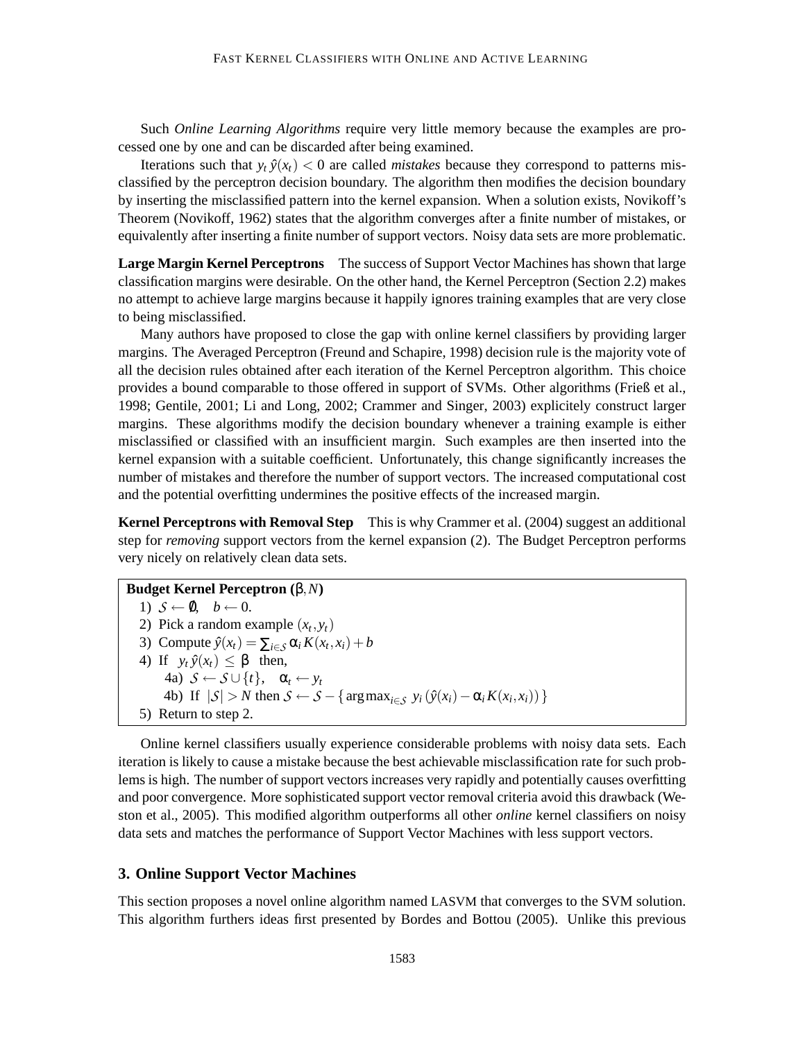Such *Online Learning Algorithms* require very little memory because the examples are processed one by one and can be discarded after being examined.

Iterations such that $y_t\,\hat{y}(x_t) < 0$ are called *mistakes* because they correspond to patterns misclassified by the perceptron decision boundary. The algorithm then modifies the decision boundary by inserting the misclassified pattern into the kernel expansion. When a solution exists, Novikoff's Theorem (Novikoff, 1962) states that the algorithm converges after a finite number of mistakes, or equivalently after inserting a finite number of support vectors. Noisy data sets are more problematic.

**Large Margin Kernel Perceptrons** The success of Support Vector Machines has shown that large classification margins were desirable. On the other hand, the Kernel Perceptron (Section 2.2) makes no attempt to achieve large margins because it happily ignores training examples that are very close to being misclassified.

Many authors have proposed to close the gap with online kernel classifiers by providing larger margins. The Averaged Perceptron (Freund and Schapire, 1998) decision rule is the majority vote of all the decision rules obtained after each iteration of the Kernel Perceptron algorithm. This choice provides a bound comparable to those offered in support of SVMs. Other algorithms (Frieß et al., 1998; Gentile, 2001; Li and Long, 2002; Crammer and Singer, 2003) explicitely construct larger margins. These algorithms modify the decision boundary whenever a training example is either misclassified or classified with an insufficient margin. Such examples are then inserted into the kernel expansion with a suitable coefficient. Unfortunately, this change significantly increases the number of mistakes and therefore the number of support vectors. The increased computational cost and the potential overfitting undermines the positive effects of the increased margin.

**Kernel Perceptrons with Removal Step** This is why Crammer et al. (2004) suggest an additional step for *removing* support vectors from the kernel expansion (2). The Budget Perceptron performs very nicely on relatively clean data sets.

**Budget Kernel Perceptron ($\beta, N$)**

1) $\mathcal{S} \leftarrow \emptyset,\quad b \leftarrow 0.$
2) Pick a random example $(x_t, y_t)$
3) Compute $\hat{y}(x_t) = \sum_{i\in\mathcal{S}} \alpha_i K(x_t, x_i) + b$
4) If $\;y_t\,\hat{y}(x_t) \leq \beta\;$ then,
   - 4a) $\mathcal{S} \leftarrow \mathcal{S} \cup \{t\},\quad \alpha_t \leftarrow y_t$
   - 4b) If $|\mathcal{S}| > N$ then $\mathcal{S} \leftarrow \mathcal{S} - \{\arg\max_{i\in\mathcal{S}}\, y_i\,(\hat{y}(x_i) - \alpha_i K(x_i, x_i))\}$
5) Return to step 2.

Online kernel classifiers usually experience considerable problems with noisy data sets. Each iteration is likely to cause a mistake because the best achievable misclassification rate for such problems is high. The number of support vectors increases very rapidly and potentially causes overfitting and poor convergence. More sophisticated support vector removal criteria avoid this drawback (Weston et al., 2005). This modified algorithm outperforms all other *online* kernel classifiers on noisy data sets and matches the performance of Support Vector Machines with less support vectors.

## 3. Online Support Vector Machines

This section proposes a novel online algorithm named LASVM that converges to the SVM solution. This algorithm furthers ideas first presented by Bordes and Bottou (2005). Unlike this previous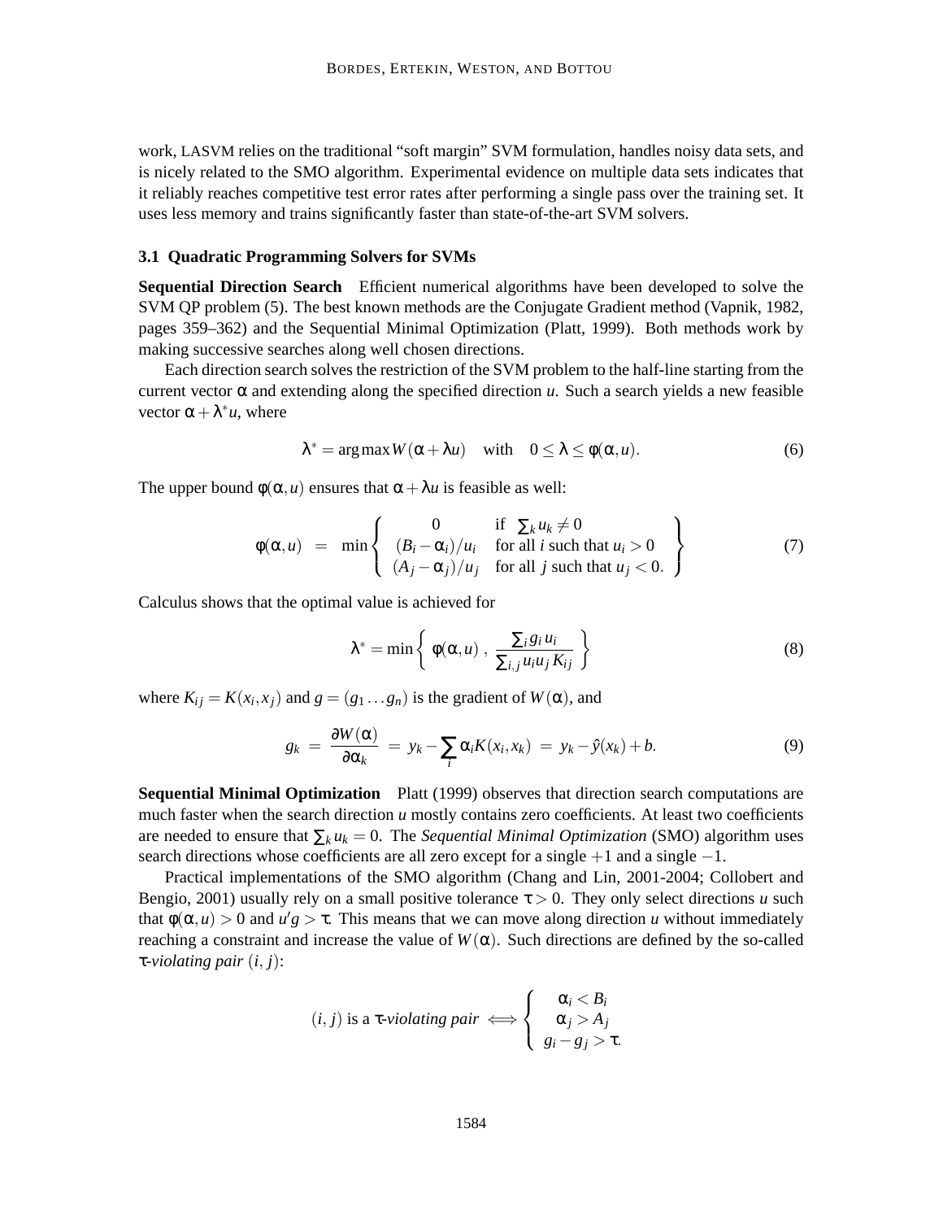work, LASVM relies on the traditional "soft margin" SVM formulation, handles noisy data sets, and is nicely related to the SMO algorithm. Experimental evidence on multiple data sets indicates that it reliably reaches competitive test error rates after performing a single pass over the training set. It uses less memory and trains significantly faster than state-of-the-art SVM solvers.

### 3.1 Quadratic Programming Solvers for SVMs

**Sequential Direction Search** Efficient numerical algorithms have been developed to solve the SVM QP problem (5). The best known methods are the Conjugate Gradient method (Vapnik, 1982, pages 359–362) and the Sequential Minimal Optimization (Platt, 1999). Both methods work by making successive searches along well chosen directions.

Each direction search solves the restriction of the SVM problem to the half-line starting from the current vector $\alpha$ and extending along the specified direction $u$. Such a search yields a new feasible vector $\alpha + \lambda^* u$, where

$$\lambda^* = \arg\max W(\alpha + \lambda u) \quad \text{with} \quad 0 \leq \lambda \leq \phi(\alpha, u). \tag{6}$$

The upper bound $\phi(\alpha, u)$ ensures that $\alpha + \lambda u$ is feasible as well:

$$\phi(\alpha, u) \;=\; \min \left\{ \begin{array}{cl} 0 & \text{if } \sum_k u_k \neq 0 \\ (B_i - \alpha_i)/u_i & \text{for all } i \text{ such that } u_i > 0 \\ (A_j - \alpha_j)/u_j & \text{for all } j \text{ such that } u_j < 0. \end{array} \right\} \tag{7}$$

Calculus shows that the optimal value is achieved for

$$\lambda^* = \min \left\{ \; \phi(\alpha, u) \;, \; \frac{\sum_i g_i u_i}{\sum_{i,j} u_i u_j K_{ij}} \; \right\} \tag{8}$$

where $K_{ij} = K(x_i, x_j)$ and $g = (g_1 \ldots g_n)$ is the gradient of $W(\alpha)$, and

$$g_k \;=\; \frac{\partial W(\alpha)}{\partial \alpha_k} \;=\; y_k - \sum_i \alpha_i K(x_i, x_k) \;=\; y_k - \hat{y}(x_k) + b. \tag{9}$$

**Sequential Minimal Optimization** Platt (1999) observes that direction search computations are much faster when the search direction $u$ mostly contains zero coefficients. At least two coefficients are needed to ensure that $\sum_k u_k = 0$. The *Sequential Minimal Optimization* (SMO) algorithm uses search directions whose coefficients are all zero except for a single $+1$ and a single $-1$.

Practical implementations of the SMO algorithm (Chang and Lin, 2001-2004; Collobert and Bengio, 2001) usually rely on a small positive tolerance $\tau > 0$. They only select directions $u$ such that $\phi(\alpha, u) > 0$ and $u'g > \tau$. This means that we can move along direction $u$ without immediately reaching a constraint and increase the value of $W(\alpha)$. Such directions are defined by the so-called $\tau$-*violating pair* $(i, j)$:

$$(i,j) \text{ is a } \tau\text{-}\textit{violating pair} \iff \left\{ \begin{array}{c} \alpha_i < B_i \\ \alpha_j > A_j \\ g_i - g_j > \tau. \end{array} \right.$$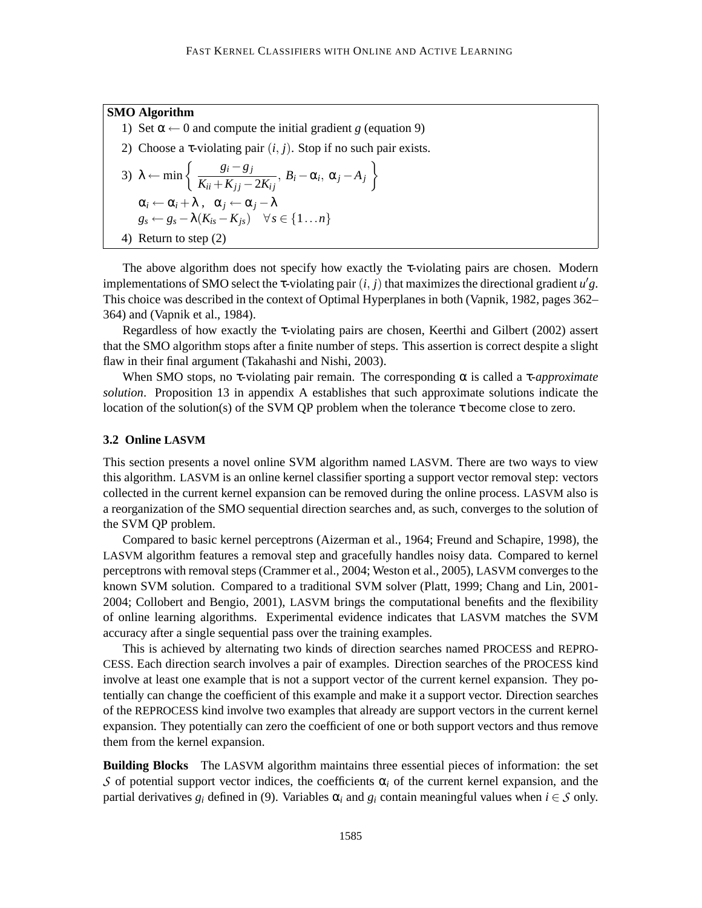**SMO Algorithm**

1) Set $\alpha \leftarrow 0$ and compute the initial gradient $g$ (equation 9)

2) Choose a $\tau$-violating pair $(i, j)$. Stop if no such pair exists.

3) $\lambda \leftarrow \min \left\{ \dfrac{g_i - g_j}{K_{ii} + K_{jj} - 2K_{ij}},\ B_i - \alpha_i,\ \alpha_j - A_j \right\}$

   $\alpha_i \leftarrow \alpha_i + \lambda\ , \quad \alpha_j \leftarrow \alpha_j - \lambda$

   $g_s \leftarrow g_s - \lambda(K_{is} - K_{js}) \quad \forall s \in \{1 \dots n\}$

4) Return to step (2)

The above algorithm does not specify how exactly the $\tau$-violating pairs are chosen. Modern implementations of SMO select the $\tau$-violating pair $(i, j)$ that maximizes the directional gradient $u'g$. This choice was described in the context of Optimal Hyperplanes in both (Vapnik, 1982, pages 362–364) and (Vapnik et al., 1984).

Regardless of how exactly the $\tau$-violating pairs are chosen, Keerthi and Gilbert (2002) assert that the SMO algorithm stops after a finite number of steps. This assertion is correct despite a slight flaw in their final argument (Takahashi and Nishi, 2003).

When SMO stops, no $\tau$-violating pair remain. The corresponding $\alpha$ is called a *$\tau$-approximate solution*. Proposition 13 in appendix A establishes that such approximate solutions indicate the location of the solution(s) of the SVM QP problem when the tolerance $\tau$ become close to zero.

### 3.2 Online LASVM

This section presents a novel online SVM algorithm named LASVM. There are two ways to view this algorithm. LASVM is an online kernel classifier sporting a support vector removal step: vectors collected in the current kernel expansion can be removed during the online process. LASVM also is a reorganization of the SMO sequential direction searches and, as such, converges to the solution of the SVM QP problem.

Compared to basic kernel perceptrons (Aizerman et al., 1964; Freund and Schapire, 1998), the LASVM algorithm features a removal step and gracefully handles noisy data. Compared to kernel perceptrons with removal steps (Crammer et al., 2004; Weston et al., 2005), LASVM converges to the known SVM solution. Compared to a traditional SVM solver (Platt, 1999; Chang and Lin, 2001-2004; Collobert and Bengio, 2001), LASVM brings the computational benefits and the flexibility of online learning algorithms. Experimental evidence indicates that LASVM matches the SVM accuracy after a single sequential pass over the training examples.

This is achieved by alternating two kinds of direction searches named PROCESS and REPROCESS. Each direction search involves a pair of examples. Direction searches of the PROCESS kind involve at least one example that is not a support vector of the current kernel expansion. They potentially can change the coefficient of this example and make it a support vector. Direction searches of the REPROCESS kind involve two examples that already are support vectors in the current kernel expansion. They potentially can zero the coefficient of one or both support vectors and thus remove them from the kernel expansion.

**Building Blocks** The LASVM algorithm maintains three essential pieces of information: the set $\mathcal{S}$ of potential support vector indices, the coefficients $\alpha_i$ of the current kernel expansion, and the partial derivatives $g_i$ defined in (9). Variables $\alpha_i$ and $g_i$ contain meaningful values when $i \in \mathcal{S}$ only.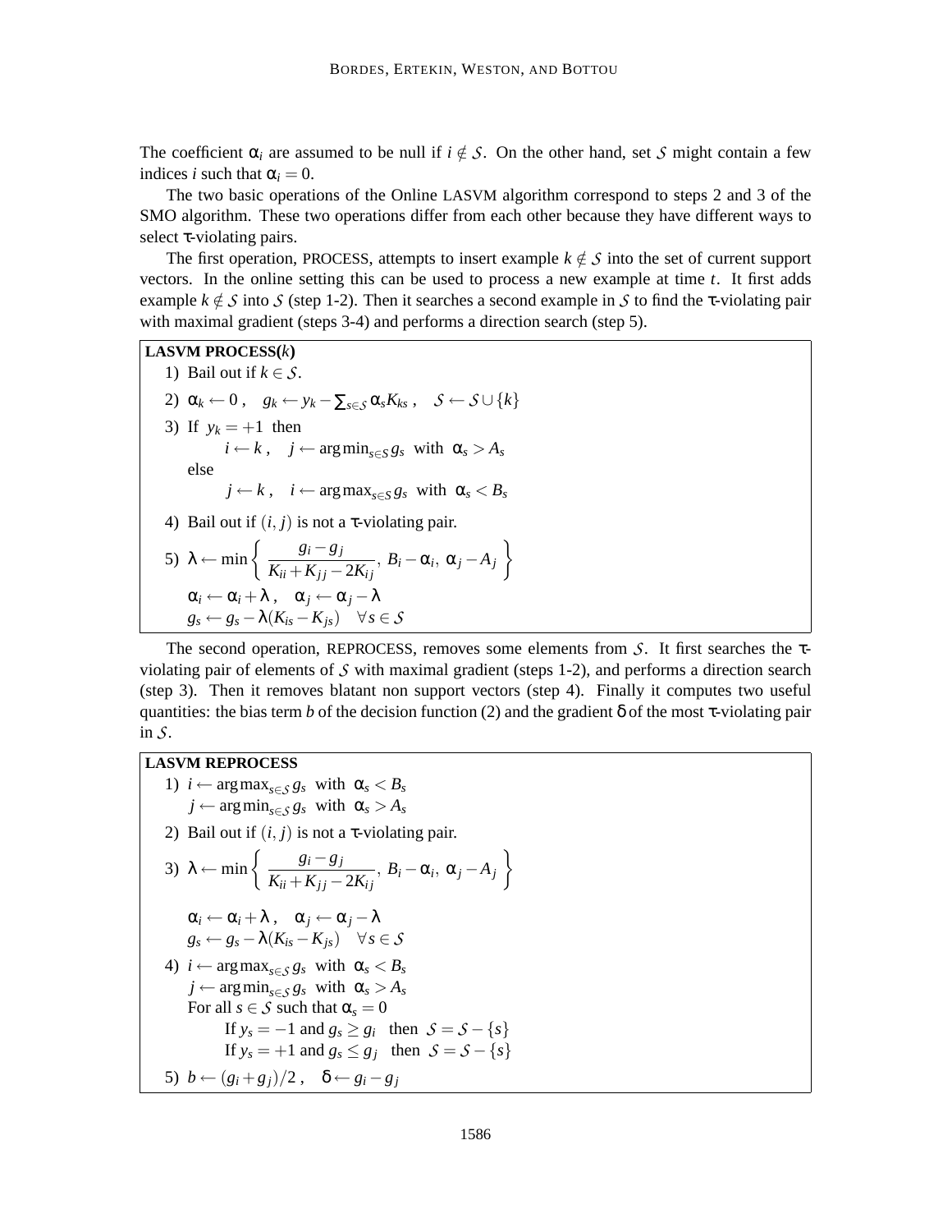The coefficient $\alpha_i$ are assumed to be null if $i \notin \mathcal{S}$. On the other hand, set $\mathcal{S}$ might contain a few indices $i$ such that $\alpha_i = 0$.

The two basic operations of the Online LASVM algorithm correspond to steps 2 and 3 of the SMO algorithm. These two operations differ from each other because they have different ways to select $\tau$-violating pairs.

The first operation, PROCESS, attempts to insert example $k \notin \mathcal{S}$ into the set of current support vectors. In the online setting this can be used to process a new example at time $t$. It first adds example $k \notin \mathcal{S}$ into $\mathcal{S}$ (step 1-2). Then it searches a second example in $\mathcal{S}$ to find the $\tau$-violating pair with maximal gradient (steps 3-4) and performs a direction search (step 5).

---

**LASVM PROCESS($k$)**

1) Bail out if $k \in \mathcal{S}$.

2) $\alpha_k \leftarrow 0\,, \quad g_k \leftarrow y_k - \sum_{s\in\mathcal{S}} \alpha_s K_{ks}\,, \quad \mathcal{S} \leftarrow \mathcal{S} \cup \{k\}$

3) If $y_k = +1$ then
   $\quad i \leftarrow k\,, \quad j \leftarrow \arg\min_{s\in S} g_s$ with $\alpha_s > A_s$
   else
   $\quad j \leftarrow k\,, \quad i \leftarrow \arg\max_{s\in S} g_s$ with $\alpha_s < B_s$

4) Bail out if $(i,j)$ is not a $\tau$-violating pair.

5) $\lambda \leftarrow \min\left\{ \dfrac{g_i - g_j}{K_{ii} + K_{jj} - 2K_{ij}},\; B_i - \alpha_i,\; \alpha_j - A_j \right\}$
   $\alpha_i \leftarrow \alpha_i + \lambda\,, \quad \alpha_j \leftarrow \alpha_j - \lambda$
   $g_s \leftarrow g_s - \lambda(K_{is} - K_{js}) \quad \forall s \in \mathcal{S}$

---

The second operation, REPROCESS, removes some elements from $\mathcal{S}$. It first searches the $\tau$-violating pair of elements of $\mathcal{S}$ with maximal gradient (steps 1-2), and performs a direction search (step 3). Then it removes blatant non support vectors (step 4). Finally it computes two useful quantities: the bias term $b$ of the decision function (2) and the gradient $\delta$ of the most $\tau$-violating pair in $\mathcal{S}$.

---

**LASVM REPROCESS**

1) $i \leftarrow \arg\max_{s\in\mathcal{S}} g_s$ with $\alpha_s < B_s$
   $j \leftarrow \arg\min_{s\in\mathcal{S}} g_s$ with $\alpha_s > A_s$

2) Bail out if $(i,j)$ is not a $\tau$-violating pair.

3) $\lambda \leftarrow \min\left\{ \dfrac{g_i - g_j}{K_{ii} + K_{jj} - 2K_{ij}},\; B_i - \alpha_i,\; \alpha_j - A_j \right\}$
   $\alpha_i \leftarrow \alpha_i + \lambda\,, \quad \alpha_j \leftarrow \alpha_j - \lambda$
   $g_s \leftarrow g_s - \lambda(K_{is} - K_{js}) \quad \forall s \in \mathcal{S}$

4) $i \leftarrow \arg\max_{s\in\mathcal{S}} g_s$ with $\alpha_s < B_s$
   $j \leftarrow \arg\min_{s\in\mathcal{S}} g_s$ with $\alpha_s > A_s$
   For all $s \in \mathcal{S}$ such that $\alpha_s = 0$
   $\quad$ If $y_s = -1$ and $g_s \geq g_i$ then $\mathcal{S} = \mathcal{S} - \{s\}$
   $\quad$ If $y_s = +1$ and $g_s \leq g_j$ then $\mathcal{S} = \mathcal{S} - \{s\}$

5) $b \leftarrow (g_i + g_j)/2\,, \quad \delta \leftarrow g_i - g_j$

---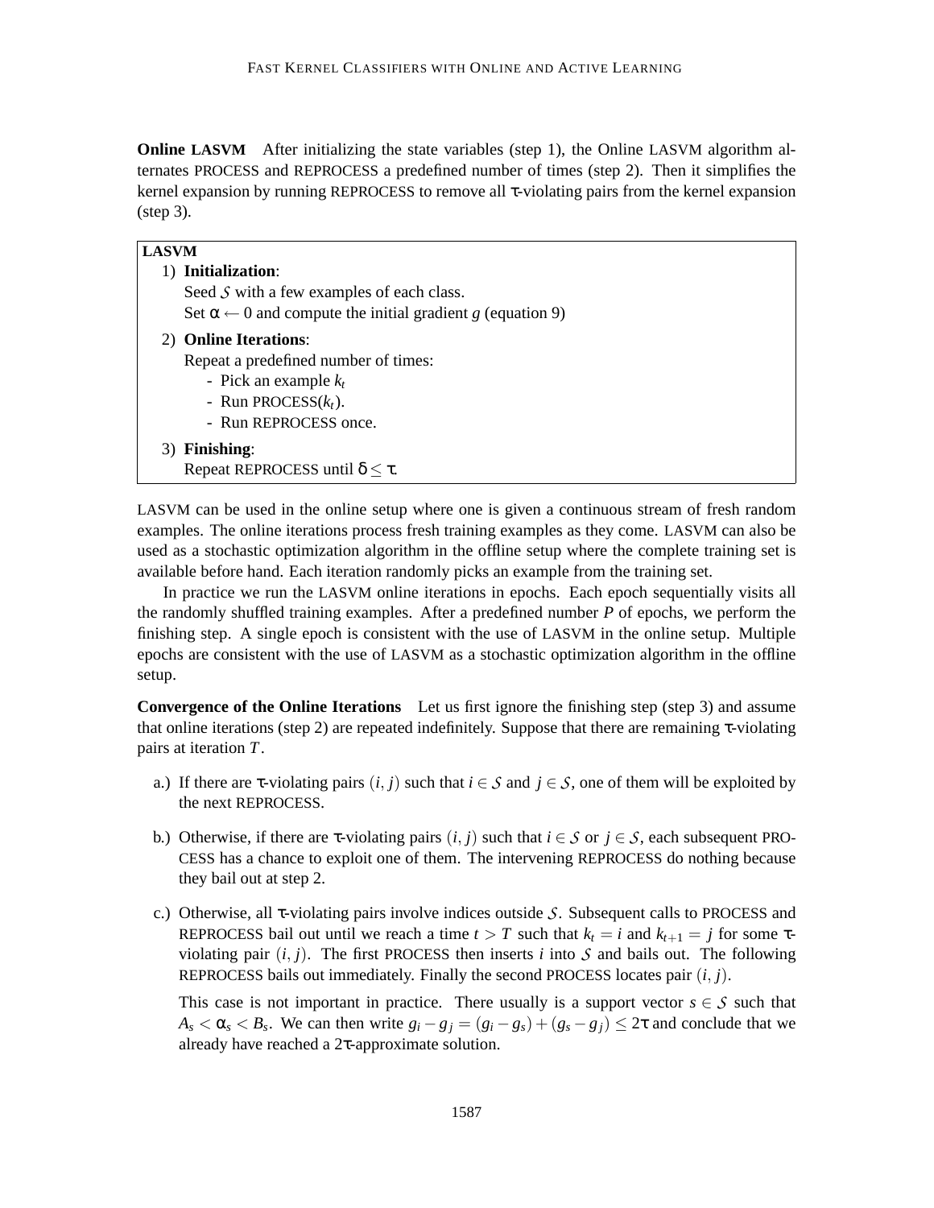**Online LASVM** After initializing the state variables (step 1), the Online LASVM algorithm alternates PROCESS and REPROCESS a predefined number of times (step 2). Then it simplifies the kernel expansion by running REPROCESS to remove all $\tau$-violating pairs from the kernel expansion (step 3).

```
LASVM
1) Initialization:
   Seed S with a few examples of each class.
   Set α ← 0 and compute the initial gradient g (equation 9)
2) Online Iterations:
   Repeat a predefined number of times:
     - Pick an example k_t
     - Run PROCESS(k_t).
     - Run REPROCESS once.
3) Finishing:
   Repeat REPROCESS until δ ≤ τ.
```

LASVM can be used in the online setup where one is given a continuous stream of fresh random examples. The online iterations process fresh training examples as they come. LASVM can also be used as a stochastic optimization algorithm in the offline setup where the complete training set is available before hand. Each iteration randomly picks an example from the training set.

In practice we run the LASVM online iterations in epochs. Each epoch sequentially visits all the randomly shuffled training examples. After a predefined number $P$ of epochs, we perform the finishing step. A single epoch is consistent with the use of LASVM in the online setup. Multiple epochs are consistent with the use of LASVM as a stochastic optimization algorithm in the offline setup.

**Convergence of the Online Iterations** Let us first ignore the finishing step (step 3) and assume that online iterations (step 2) are repeated indefinitely. Suppose that there are remaining $\tau$-violating pairs at iteration $T$.

a.) If there are $\tau$-violating pairs $(i, j)$ such that $i \in \mathcal{S}$ and $j \in \mathcal{S}$, one of them will be exploited by the next REPROCESS.

b.) Otherwise, if there are $\tau$-violating pairs $(i, j)$ such that $i \in \mathcal{S}$ or $j \in \mathcal{S}$, each subsequent PROCESS has a chance to exploit one of them. The intervening REPROCESS do nothing because they bail out at step 2.

c.) Otherwise, all $\tau$-violating pairs involve indices outside $\mathcal{S}$. Subsequent calls to PROCESS and REPROCESS bail out until we reach a time $t > T$ such that $k_t = i$ and $k_{t+1} = j$ for some $\tau$-violating pair $(i, j)$. The first PROCESS then inserts $i$ into $\mathcal{S}$ and bails out. The following REPROCESS bails out immediately. Finally the second PROCESS locates pair $(i, j)$.

This case is not important in practice. There usually is a support vector $s \in \mathcal{S}$ such that $A_s < \alpha_s < B_s$. We can then write $g_i - g_j = (g_i - g_s) + (g_s - g_j) \leq 2\tau$ and conclude that we already have reached a $2\tau$-approximate solution.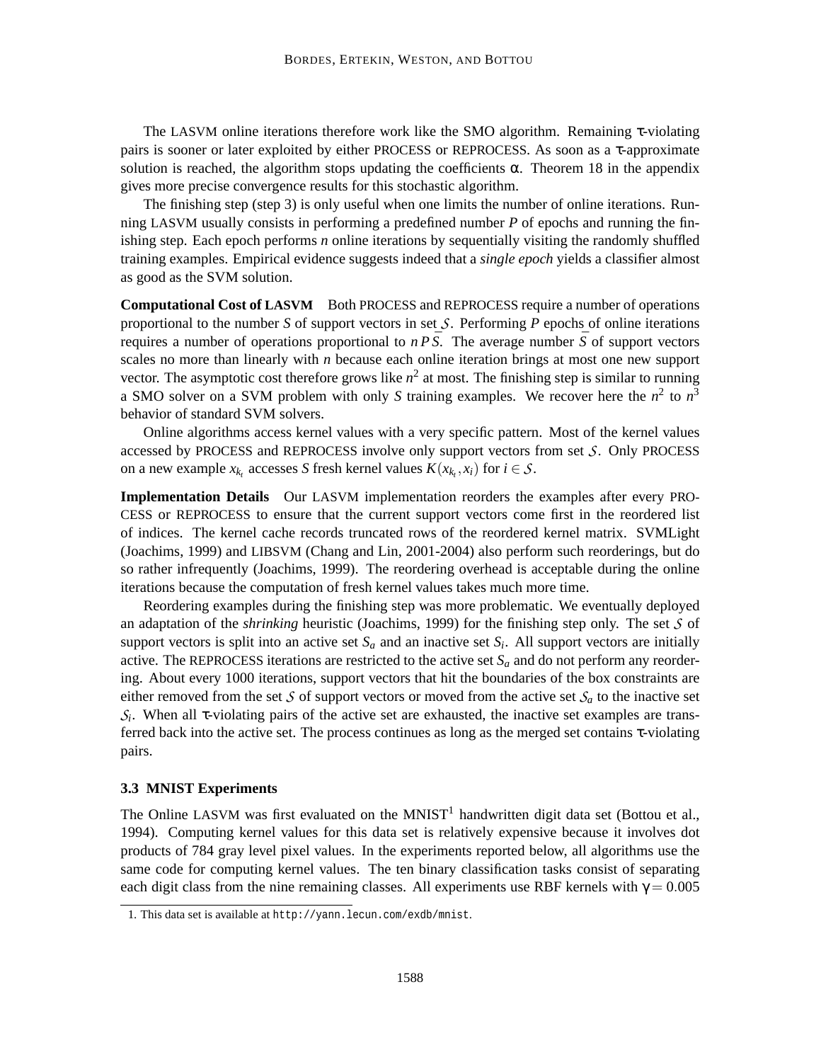The LASVM online iterations therefore work like the SMO algorithm. Remaining $\tau$-violating pairs is sooner or later exploited by either PROCESS or REPROCESS. As soon as a $\tau$-approximate solution is reached, the algorithm stops updating the coefficients $\alpha$. Theorem 18 in the appendix gives more precise convergence results for this stochastic algorithm.

The finishing step (step 3) is only useful when one limits the number of online iterations. Running LASVM usually consists in performing a predefined number $P$ of epochs and running the finishing step. Each epoch performs $n$ online iterations by sequentially visiting the randomly shuffled training examples. Empirical evidence suggests indeed that a *single epoch* yields a classifier almost as good as the SVM solution.

**Computational Cost of LASVM** Both PROCESS and REPROCESS require a number of operations proportional to the number $S$ of support vectors in set $\mathcal{S}$. Performing $P$ epochs of online iterations requires a number of operations proportional to $n\,P\,\bar{S}$. The average number $\bar{S}$ of support vectors scales no more than linearly with $n$ because each online iteration brings at most one new support vector. The asymptotic cost therefore grows like $n^2$ at most. The finishing step is similar to running a SMO solver on a SVM problem with only $S$ training examples. We recover here the $n^2$ to $n^3$ behavior of standard SVM solvers.

Online algorithms access kernel values with a very specific pattern. Most of the kernel values accessed by PROCESS and REPROCESS involve only support vectors from set $\mathcal{S}$. Only PROCESS on a new example $x_{k_t}$ accesses $S$ fresh kernel values $K(x_{k_t}, x_i)$ for $i \in \mathcal{S}$.

**Implementation Details** Our LASVM implementation reorders the examples after every PROCESS or REPROCESS to ensure that the current support vectors come first in the reordered list of indices. The kernel cache records truncated rows of the reordered kernel matrix. SVMLight (Joachims, 1999) and LIBSVM (Chang and Lin, 2001-2004) also perform such reorderings, but do so rather infrequently (Joachims, 1999). The reordering overhead is acceptable during the online iterations because the computation of fresh kernel values takes much more time.

Reordering examples during the finishing step was more problematic. We eventually deployed an adaptation of the *shrinking* heuristic (Joachims, 1999) for the finishing step only. The set $\mathcal{S}$ of support vectors is split into an active set $S_a$ and an inactive set $S_i$. All support vectors are initially active. The REPROCESS iterations are restricted to the active set $S_a$ and do not perform any reordering. About every 1000 iterations, support vectors that hit the boundaries of the box constraints are either removed from the set $\mathcal{S}$ of support vectors or moved from the active set $\mathcal{S}_a$ to the inactive set $\mathcal{S}_i$. When all $\tau$-violating pairs of the active set are exhausted, the inactive set examples are transferred back into the active set. The process continues as long as the merged set contains $\tau$-violating pairs.

### 3.3 MNIST Experiments

The Online LASVM was first evaluated on the MNIST[1] handwritten digit data set (Bottou et al., 1994). Computing kernel values for this data set is relatively expensive because it involves dot products of 784 gray level pixel values. In the experiments reported below, all algorithms use the same code for computing kernel values. The ten binary classification tasks consist of separating each digit class from the nine remaining classes. All experiments use RBF kernels with $\gamma = 0.005$

1. This data set is available at http://yann.lecun.com/exdb/mnist.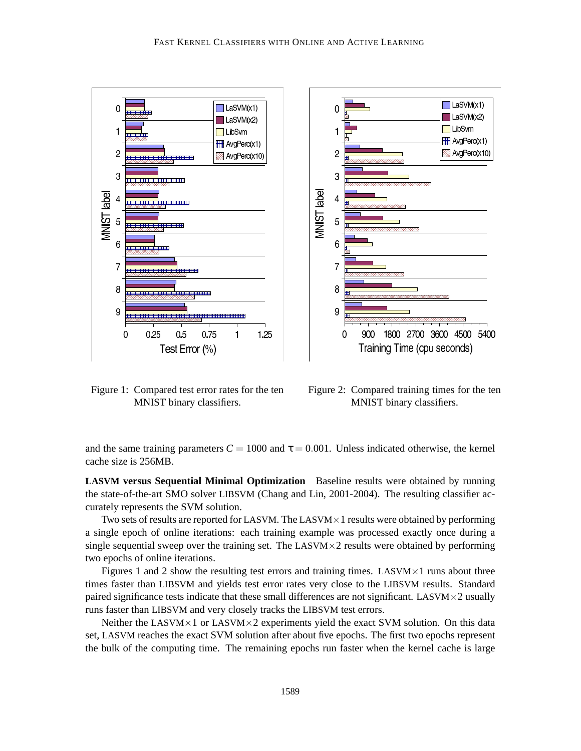Figure 1: Compared test error rates for the ten MNIST binary classifiers.

Figure 2: Compared training times for the ten MNIST binary classifiers.

and the same training parameters $C = 1000$ and $\tau = 0.001$. Unless indicated otherwise, the kernel cache size is 256MB.

**LASVM versus Sequential Minimal Optimization** Baseline results were obtained by running the state-of-the-art SMO solver LIBSVM (Chang and Lin, 2001-2004). The resulting classifier accurately represents the SVM solution.

Two sets of results are reported for LASVM. The LASVM$\times$1 results were obtained by performing a single epoch of online iterations: each training example was processed exactly once during a single sequential sweep over the training set. The LASVM$\times$2 results were obtained by performing two epochs of online iterations.

Figures 1 and 2 show the resulting test errors and training times. LASVM$\times$1 runs about three times faster than LIBSVM and yields test error rates very close to the LIBSVM results. Standard paired significance tests indicate that these small differences are not significant. LASVM$\times$2 usually runs faster than LIBSVM and very closely tracks the LIBSVM test errors.

Neither the LASVM$\times$1 or LASVM$\times$2 experiments yield the exact SVM solution. On this data set, LASVM reaches the exact SVM solution after about five epochs. The first two epochs represent the bulk of the computing time. The remaining epochs run faster when the kernel cache is large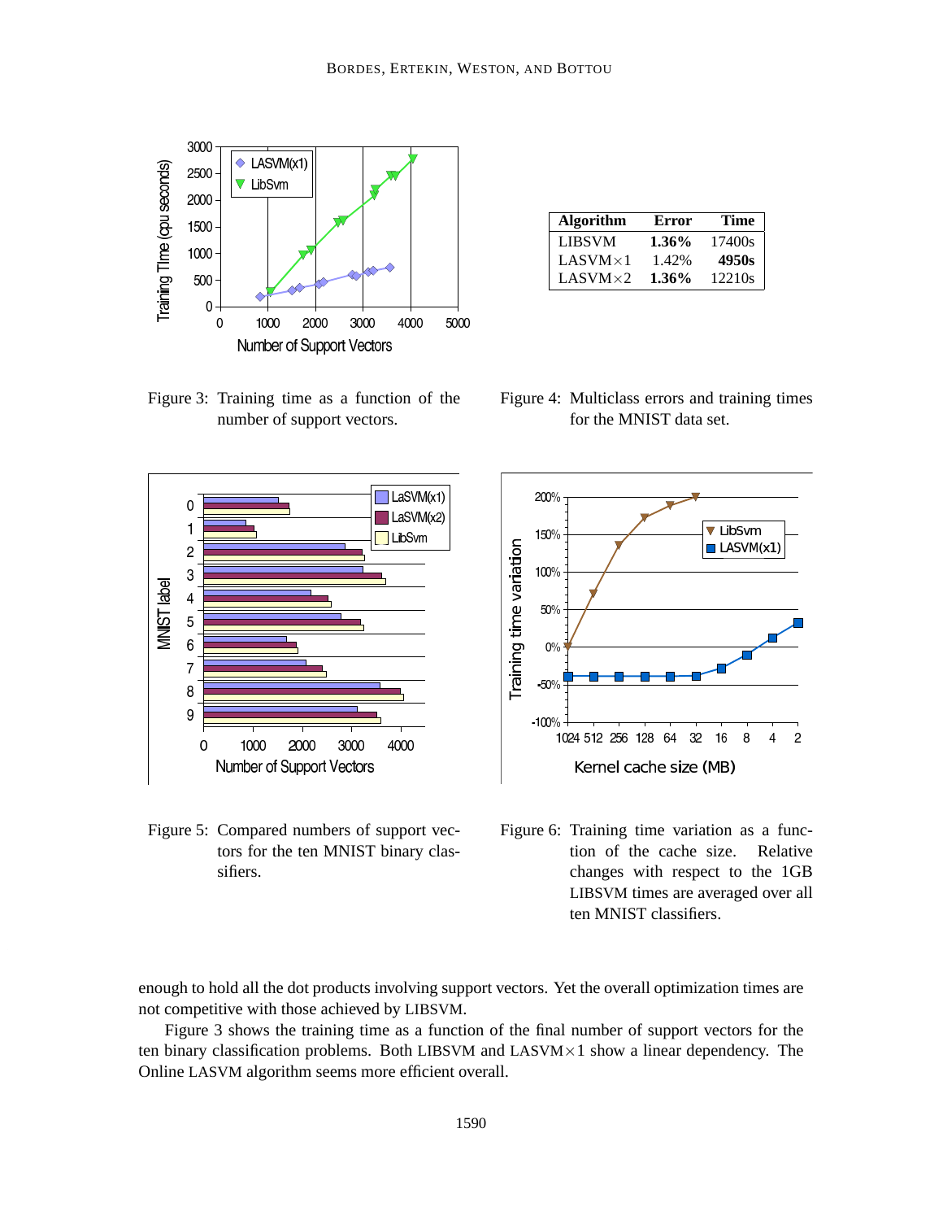Figure 3: Training time as a function of the number of support vectors.

| Algorithm | Error | Time |
|---|---|---|
| LIBSVM | **1.36%** | 17400s |
| LASVM×1 | 1.42% | **4950s** |
| LASVM×2 | **1.36%** | 12210s |

Figure 4: Multiclass errors and training times for the MNIST data set.

Figure 5: Compared numbers of support vectors for the ten MNIST binary classifiers.

Figure 6: Training time variation as a function of the cache size. Relative changes with respect to the 1GB LIBSVM times are averaged over all ten MNIST classifiers.

enough to hold all the dot products involving support vectors. Yet the overall optimization times are not competitive with those achieved by LIBSVM.

Figure 3 shows the training time as a function of the final number of support vectors for the ten binary classification problems. Both LIBSVM and LASVM×1 show a linear dependency. The Online LASVM algorithm seems more efficient overall.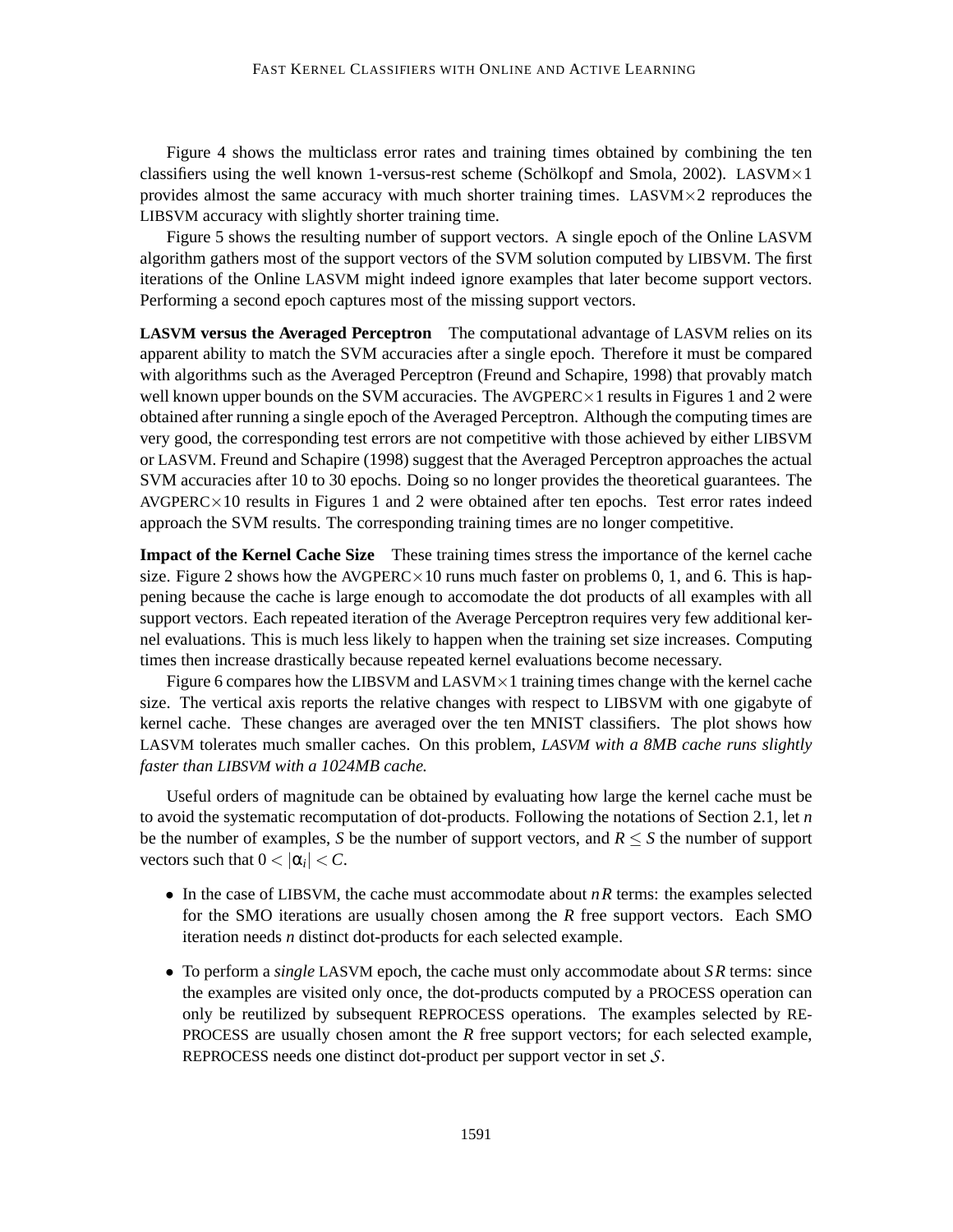Figure 4 shows the multiclass error rates and training times obtained by combining the ten classifiers using the well known 1-versus-rest scheme (Schölkopf and Smola, 2002). LASVM×1 provides almost the same accuracy with much shorter training times. LASVM×2 reproduces the LIBSVM accuracy with slightly shorter training time.

Figure 5 shows the resulting number of support vectors. A single epoch of the Online LASVM algorithm gathers most of the support vectors of the SVM solution computed by LIBSVM. The first iterations of the Online LASVM might indeed ignore examples that later become support vectors. Performing a second epoch captures most of the missing support vectors.

**LASVM versus the Averaged Perceptron** The computational advantage of LASVM relies on its apparent ability to match the SVM accuracies after a single epoch. Therefore it must be compared with algorithms such as the Averaged Perceptron (Freund and Schapire, 1998) that provably match well known upper bounds on the SVM accuracies. The AVGPERC×1 results in Figures 1 and 2 were obtained after running a single epoch of the Averaged Perceptron. Although the computing times are very good, the corresponding test errors are not competitive with those achieved by either LIBSVM or LASVM. Freund and Schapire (1998) suggest that the Averaged Perceptron approaches the actual SVM accuracies after 10 to 30 epochs. Doing so no longer provides the theoretical guarantees. The AVGPERC×10 results in Figures 1 and 2 were obtained after ten epochs. Test error rates indeed approach the SVM results. The corresponding training times are no longer competitive.

**Impact of the Kernel Cache Size** These training times stress the importance of the kernel cache size. Figure 2 shows how the AVGPERC×10 runs much faster on problems 0, 1, and 6. This is happening because the cache is large enough to accomodate the dot products of all examples with all support vectors. Each repeated iteration of the Average Perceptron requires very few additional kernel evaluations. This is much less likely to happen when the training set size increases. Computing times then increase drastically because repeated kernel evaluations become necessary.

Figure 6 compares how the LIBSVM and LASVM×1 training times change with the kernel cache size. The vertical axis reports the relative changes with respect to LIBSVM with one gigabyte of kernel cache. These changes are averaged over the ten MNIST classifiers. The plot shows how LASVM tolerates much smaller caches. On this problem, *LASVM with a 8MB cache runs slightly faster than LIBSVM with a 1024MB cache.*

Useful orders of magnitude can be obtained by evaluating how large the kernel cache must be to avoid the systematic recomputation of dot-products. Following the notations of Section 2.1, let $n$ be the number of examples, $S$ be the number of support vectors, and $R \leq S$ the number of support vectors such that $0 < |\alpha_i| < C$.

- In the case of LIBSVM, the cache must accommodate about $nR$ terms: the examples selected for the SMO iterations are usually chosen among the $R$ free support vectors. Each SMO iteration needs $n$ distinct dot-products for each selected example.
- To perform a *single* LASVM epoch, the cache must only accommodate about $SR$ terms: since the examples are visited only once, the dot-products computed by a PROCESS operation can only be reutilized by subsequent REPROCESS operations. The examples selected by REPROCESS are usually chosen amont the $R$ free support vectors; for each selected example, REPROCESS needs one distinct dot-product per support vector in set $\mathcal{S}$.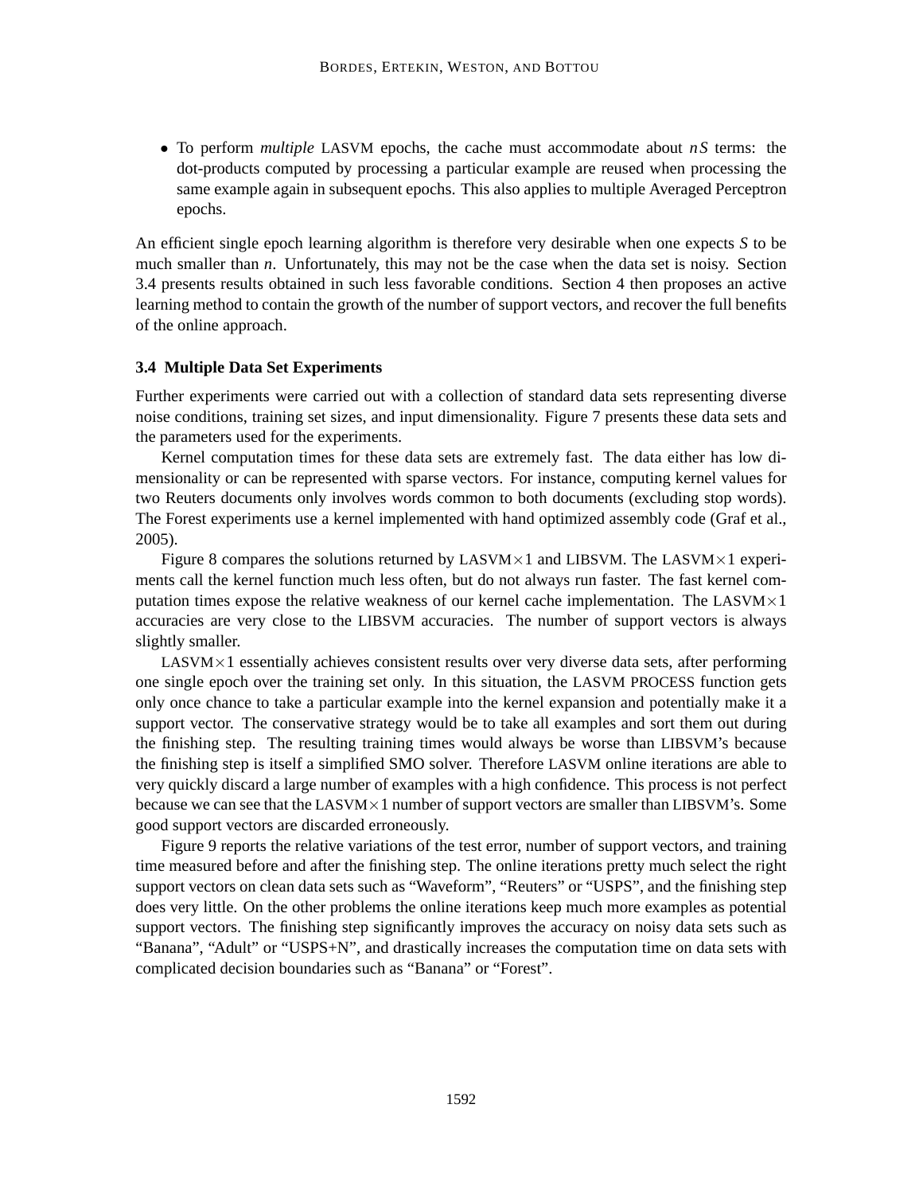- To perform *multiple* LASVM epochs, the cache must accommodate about $nS$ terms: the dot-products computed by processing a particular example are reused when processing the same example again in subsequent epochs. This also applies to multiple Averaged Perceptron epochs.

An efficient single epoch learning algorithm is therefore very desirable when one expects $S$ to be much smaller than $n$. Unfortunately, this may not be the case when the data set is noisy. Section 3.4 presents results obtained in such less favorable conditions. Section 4 then proposes an active learning method to contain the growth of the number of support vectors, and recover the full benefits of the online approach.

### 3.4 Multiple Data Set Experiments

Further experiments were carried out with a collection of standard data sets representing diverse noise conditions, training set sizes, and input dimensionality. Figure 7 presents these data sets and the parameters used for the experiments.

Kernel computation times for these data sets are extremely fast. The data either has low dimensionality or can be represented with sparse vectors. For instance, computing kernel values for two Reuters documents only involves words common to both documents (excluding stop words). The Forest experiments use a kernel implemented with hand optimized assembly code (Graf et al., 2005).

Figure 8 compares the solutions returned by LASVM×1 and LIBSVM. The LASVM×1 experiments call the kernel function much less often, but do not always run faster. The fast kernel computation times expose the relative weakness of our kernel cache implementation. The LASVM×1 accuracies are very close to the LIBSVM accuracies. The number of support vectors is always slightly smaller.

LASVM×1 essentially achieves consistent results over very diverse data sets, after performing one single epoch over the training set only. In this situation, the LASVM PROCESS function gets only once chance to take a particular example into the kernel expansion and potentially make it a support vector. The conservative strategy would be to take all examples and sort them out during the finishing step. The resulting training times would always be worse than LIBSVM's because the finishing step is itself a simplified SMO solver. Therefore LASVM online iterations are able to very quickly discard a large number of examples with a high confidence. This process is not perfect because we can see that the LASVM×1 number of support vectors are smaller than LIBSVM's. Some good support vectors are discarded erroneously.

Figure 9 reports the relative variations of the test error, number of support vectors, and training time measured before and after the finishing step. The online iterations pretty much select the right support vectors on clean data sets such as "Waveform", "Reuters" or "USPS", and the finishing step does very little. On the other problems the online iterations keep much more examples as potential support vectors. The finishing step significantly improves the accuracy on noisy data sets such as "Banana", "Adult" or "USPS+N", and drastically increases the computation time on data sets with complicated decision boundaries such as "Banana" or "Forest".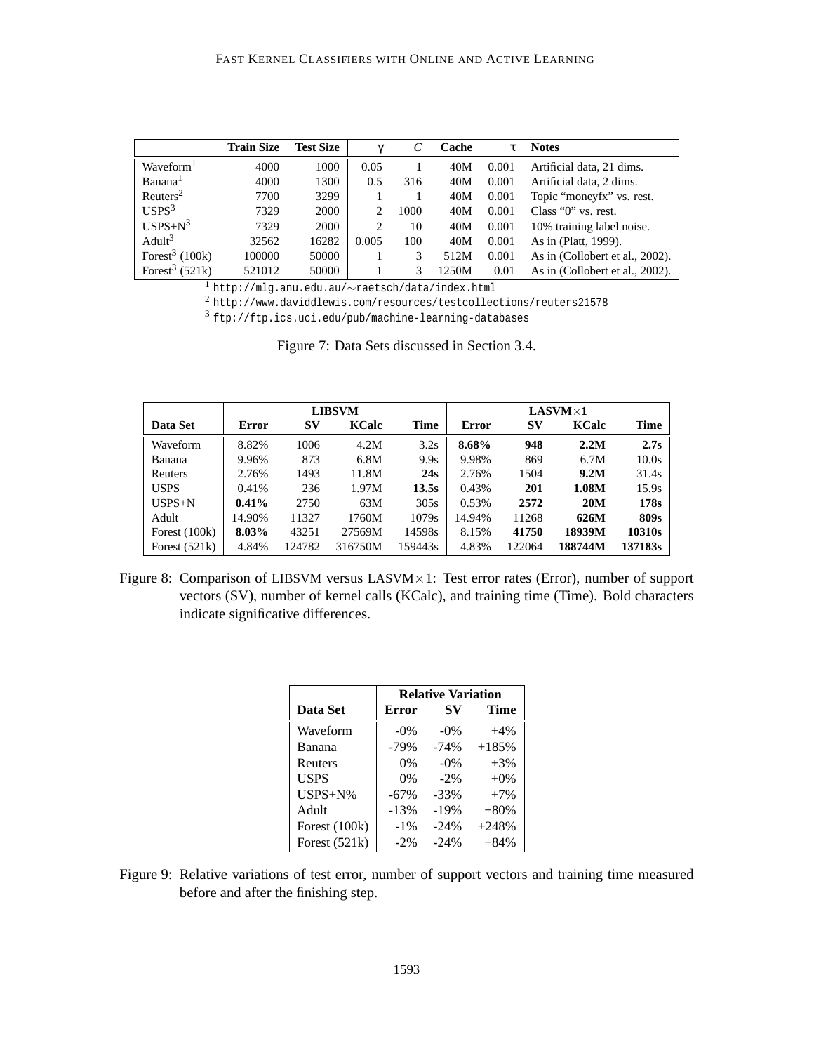| | Train Size | Test Size | $\gamma$ | $C$ | Cache | $\tau$ | Notes |
|---|---|---|---|---|---|---|---|
| Waveform[1] | 4000 | 1000 | 0.05 | 1 | 40M | 0.001 | Artificial data, 21 dims. |
| Banana[1] | 4000 | 1300 | 0.5 | 316 | 40M | 0.001 | Artificial data, 2 dims. |
| Reuters[2] | 7700 | 3299 | 1 | 1 | 40M | 0.001 | Topic "moneyfx" vs. rest. |
| USPS[3] | 7329 | 2000 | 2 | 1000 | 40M | 0.001 | Class "0" vs. rest. |
| USPS+N[3] | 7329 | 2000 | 2 | 10 | 40M | 0.001 | 10% training label noise. |
| Adult[3] | 32562 | 16282 | 0.005 | 100 | 40M | 0.001 | As in (Platt, 1999). |
| Forest[3] (100k) | 100000 | 50000 | 1 | 3 | 512M | 0.001 | As in (Collobert et al., 2002). |
| Forest[3] (521k) | 521012 | 50000 | 1 | 3 | 1250M | 0.01 | As in (Collobert et al., 2002). |

[1] `http://mlg.anu.edu.au/~raetsch/data/index.html`
[2] `http://www.daviddlewis.com/resources/testcollections/reuters21578`
[3] `ftp://ftp.ics.uci.edu/pub/machine-learning-databases`

Figure 7: Data Sets discussed in Section 3.4.

| | LIBSVM | | | | LASVM×1 | | | |
|---|---|---|---|---|---|---|---|---|
| **Data Set** | **Error** | **SV** | **KCalc** | **Time** | **Error** | **SV** | **KCalc** | **Time** |
| Waveform | 8.82% | 1006 | 4.2M | 3.2s | **8.68%** | **948** | **2.2M** | **2.7s** |
| Banana | 9.96% | 873 | 6.8M | 9.9s | 9.98% | 869 | 6.7M | 10.0s |
| Reuters | 2.76% | 1493 | 11.8M | **24s** | 2.76% | 1504 | **9.2M** | 31.4s |
| USPS | 0.41% | 236 | 1.97M | **13.5s** | 0.43% | **201** | **1.08M** | 15.9s |
| USPS+N | **0.41%** | 2750 | 63M | 305s | 0.53% | **2572** | **20M** | **178s** |
| Adult | 14.90% | 11327 | 1760M | 1079s | 14.94% | 11268 | **626M** | **809s** |
| Forest (100k) | **8.03%** | 43251 | 27569M | 14598s | 8.15% | **41750** | **18939M** | **10310s** |
| Forest (521k) | 4.84% | 124782 | 316750M | 159443s | 4.83% | 122064 | **188744M** | **137183s** |

Figure 8: Comparison of LIBSVM versus LASVM×1: Test error rates (Error), number of support vectors (SV), number of kernel calls (KCalc), and training time (Time). Bold characters indicate significative differences.

| | Relative Variation | | |
|---|---|---|---|
| **Data Set** | **Error** | **SV** | **Time** |
| Waveform | -0% | -0% | +4% |
| Banana | -79% | -74% | +185% |
| Reuters | 0% | -0% | +3% |
| USPS | 0% | -2% | +0% |
| USPS+N% | -67% | -33% | +7% |
| Adult | -13% | -19% | +80% |
| Forest (100k) | -1% | -24% | +248% |
| Forest (521k) | -2% | -24% | +84% |

Figure 9: Relative variations of test error, number of support vectors and training time measured before and after the finishing step.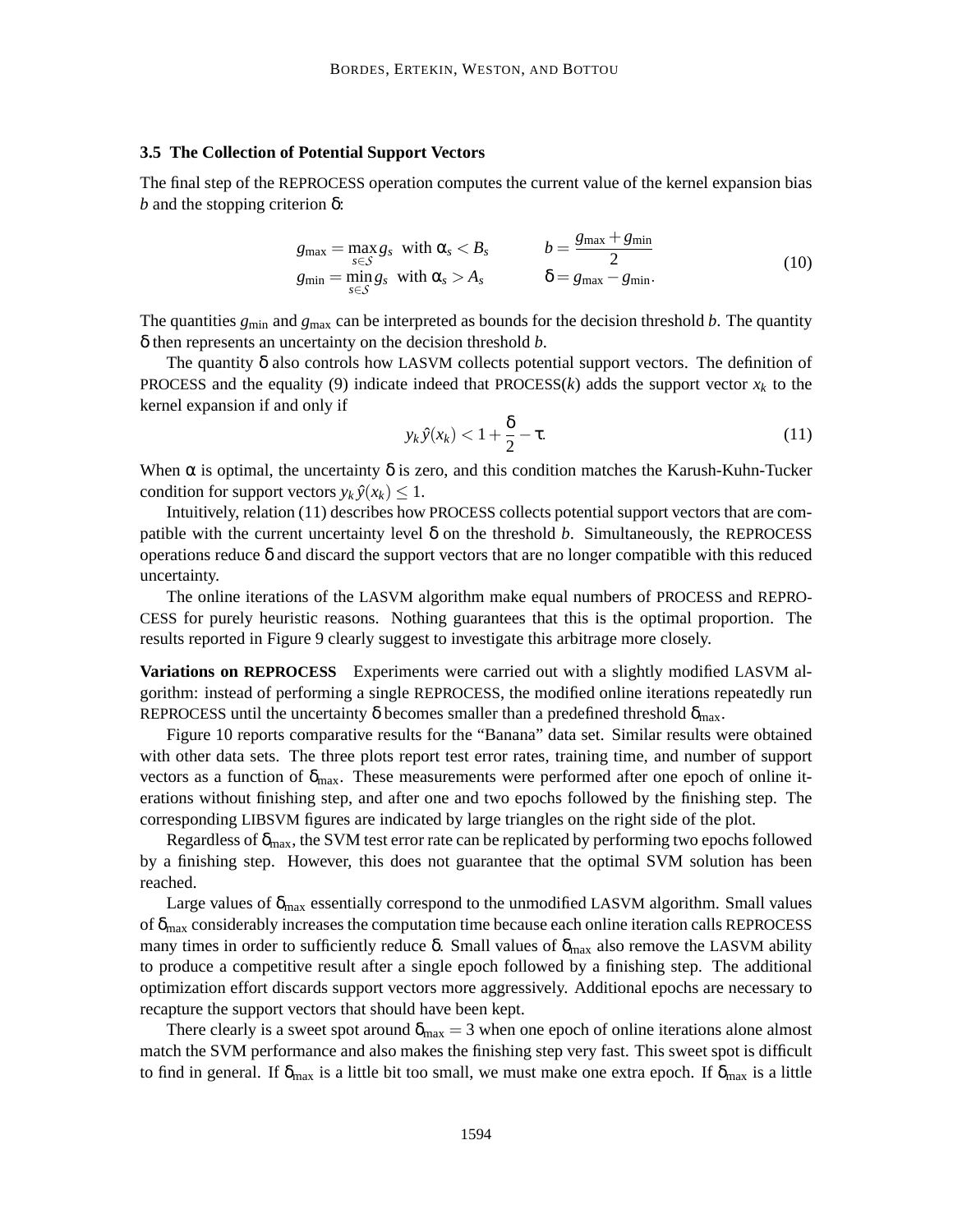### 3.5 The Collection of Potential Support Vectors

The final step of the REPROCESS operation computes the current value of the kernel expansion bias $b$ and the stopping criterion $\delta$:

$$
\begin{array}{ll}
g_{\max} = \max_{s \in \mathcal{S}} g_s \ \text{ with } \alpha_s < B_s & \qquad b = \dfrac{g_{\max} + g_{\min}}{2} \\
g_{\min} = \min_{s \in \mathcal{S}} g_s \ \text{ with } \alpha_s > A_s & \qquad \delta = g_{\max} - g_{\min}.
\end{array}
\tag{10}
$$

The quantities $g_{\min}$ and $g_{\max}$ can be interpreted as bounds for the decision threshold $b$. The quantity $\delta$ then represents an uncertainty on the decision threshold $b$.

The quantity $\delta$ also controls how LASVM collects potential support vectors. The definition of PROCESS and the equality (9) indicate indeed that PROCESS($k$) adds the support vector $x_k$ to the kernel expansion if and only if

$$
y_k \hat{y}(x_k) < 1 + \frac{\delta}{2} - \tau. \tag{11}
$$

When $\alpha$ is optimal, the uncertainty $\delta$ is zero, and this condition matches the Karush-Kuhn-Tucker condition for support vectors $y_k \hat{y}(x_k) \leq 1$.

Intuitively, relation (11) describes how PROCESS collects potential support vectors that are compatible with the current uncertainty level $\delta$ on the threshold $b$. Simultaneously, the REPROCESS operations reduce $\delta$ and discard the support vectors that are no longer compatible with this reduced uncertainty.

The online iterations of the LASVM algorithm make equal numbers of PROCESS and REPROCESS for purely heuristic reasons. Nothing guarantees that this is the optimal proportion. The results reported in Figure 9 clearly suggest to investigate this arbitrage more closely.

**Variations on REPROCESS** Experiments were carried out with a slightly modified LASVM algorithm: instead of performing a single REPROCESS, the modified online iterations repeatedly run REPROCESS until the uncertainty $\delta$ becomes smaller than a predefined threshold $\delta_{\max}$.

Figure 10 reports comparative results for the "Banana" data set. Similar results were obtained with other data sets. The three plots report test error rates, training time, and number of support vectors as a function of $\delta_{\max}$. These measurements were performed after one epoch of online iterations without finishing step, and after one and two epochs followed by the finishing step. The corresponding LIBSVM figures are indicated by large triangles on the right side of the plot.

Regardless of $\delta_{\max}$, the SVM test error rate can be replicated by performing two epochs followed by a finishing step. However, this does not guarantee that the optimal SVM solution has been reached.

Large values of $\delta_{\max}$ essentially correspond to the unmodified LASVM algorithm. Small values of $\delta_{\max}$ considerably increases the computation time because each online iteration calls REPROCESS many times in order to sufficiently reduce $\delta$. Small values of $\delta_{\max}$ also remove the LASVM ability to produce a competitive result after a single epoch followed by a finishing step. The additional optimization effort discards support vectors more aggressively. Additional epochs are necessary to recapture the support vectors that should have been kept.

There clearly is a sweet spot around $\delta_{\max} = 3$ when one epoch of online iterations alone almost match the SVM performance and also makes the finishing step very fast. This sweet spot is difficult to find in general. If $\delta_{\max}$ is a little bit too small, we must make one extra epoch. If $\delta_{\max}$ is a little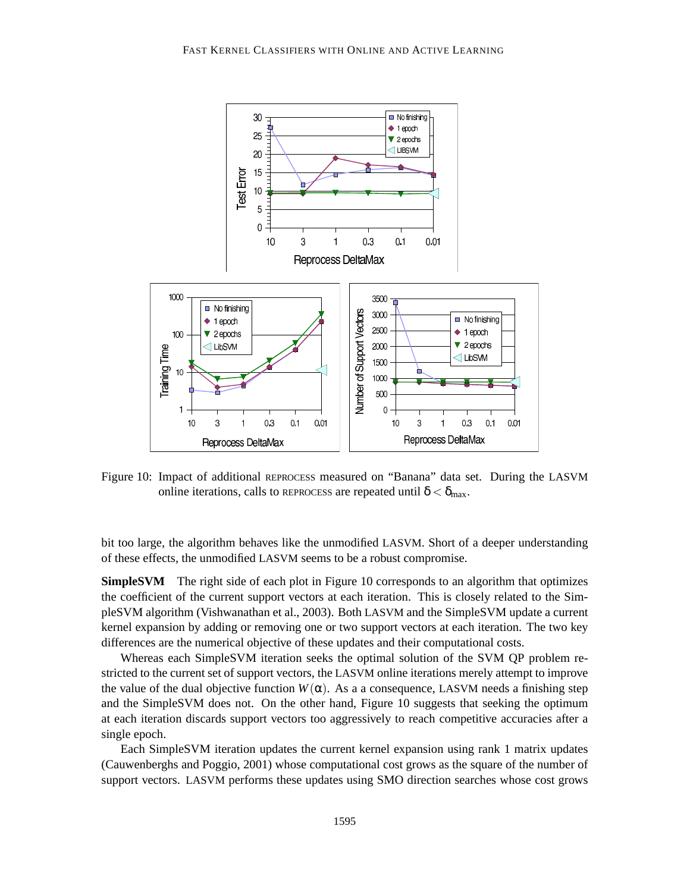Figure 10: Impact of additional REPROCESS measured on "Banana" data set. During the LASVM online iterations, calls to REPROCESS are repeated until $\delta < \delta_{\max}$.

bit too large, the algorithm behaves like the unmodified LASVM. Short of a deeper understanding of these effects, the unmodified LASVM seems to be a robust compromise.

**SimpleSVM** The right side of each plot in Figure 10 corresponds to an algorithm that optimizes the coefficient of the current support vectors at each iteration. This is closely related to the SimpleSVM algorithm (Vishwanathan et al., 2003). Both LASVM and the SimpleSVM update a current kernel expansion by adding or removing one or two support vectors at each iteration. The two key differences are the numerical objective of these updates and their computational costs.

Whereas each SimpleSVM iteration seeks the optimal solution of the SVM QP problem restricted to the current set of support vectors, the LASVM online iterations merely attempt to improve the value of the dual objective function $W(\alpha)$. As a a consequence, LASVM needs a finishing step and the SimpleSVM does not. On the other hand, Figure 10 suggests that seeking the optimum at each iteration discards support vectors too aggressively to reach competitive accuracies after a single epoch.

Each SimpleSVM iteration updates the current kernel expansion using rank 1 matrix updates (Cauwenberghs and Poggio, 2001) whose computational cost grows as the square of the number of support vectors. LASVM performs these updates using SMO direction searches whose cost grows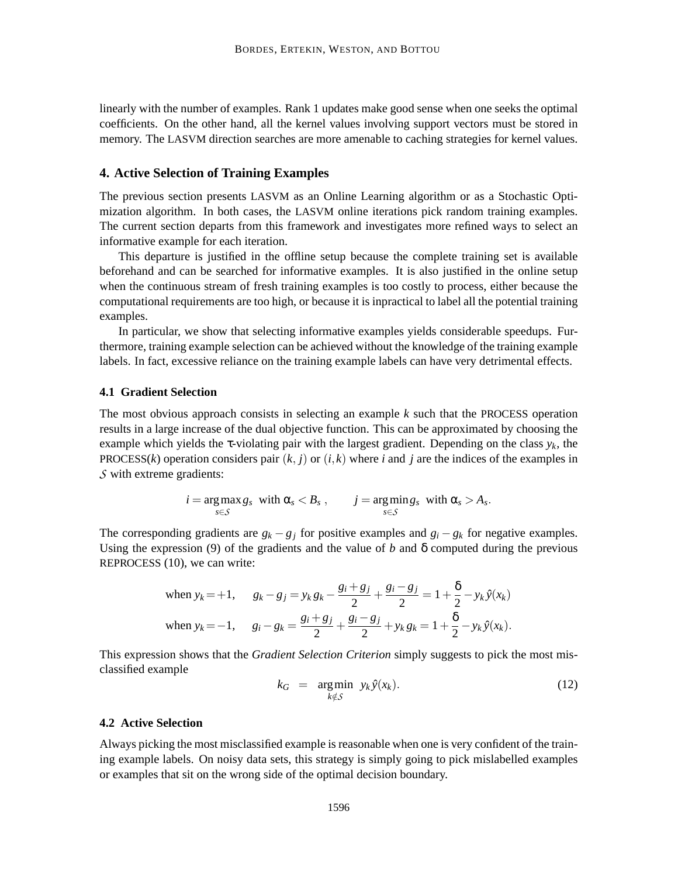linearly with the number of examples. Rank 1 updates make good sense when one seeks the optimal coefficients. On the other hand, all the kernel values involving support vectors must be stored in memory. The LASVM direction searches are more amenable to caching strategies for kernel values.

## 4. Active Selection of Training Examples

The previous section presents LASVM as an Online Learning algorithm or as a Stochastic Optimization algorithm. In both cases, the LASVM online iterations pick random training examples. The current section departs from this framework and investigates more refined ways to select an informative example for each iteration.

This departure is justified in the offline setup because the complete training set is available beforehand and can be searched for informative examples. It is also justified in the online setup when the continuous stream of fresh training examples is too costly to process, either because the computational requirements are too high, or because it is inpractical to label all the potential training examples.

In particular, we show that selecting informative examples yields considerable speedups. Furthermore, training example selection can be achieved without the knowledge of the training example labels. In fact, excessive reliance on the training example labels can have very detrimental effects.

### 4.1 Gradient Selection

The most obvious approach consists in selecting an example $k$ such that the PROCESS operation results in a large increase of the dual objective function. This can be approximated by choosing the example which yields the $\tau$-violating pair with the largest gradient. Depending on the class $y_k$, the PROCESS($k$) operation considers pair $(k, j)$ or $(i, k)$ where $i$ and $j$ are the indices of the examples in $\mathcal{S}$ with extreme gradients:

$$i = \arg\max_{s \in \mathcal{S}} g_s \ \text{ with } \alpha_s < B_s \,, \qquad j = \arg\min_{s \in \mathcal{S}} g_s \ \text{ with } \alpha_s > A_s.$$

The corresponding gradients are $g_k - g_j$ for positive examples and $g_i - g_k$ for negative examples. Using the expression (9) of the gradients and the value of $b$ and $\delta$ computed during the previous REPROCESS (10), we can write:

$$\text{when } y_k = +1, \quad g_k - g_j = y_k g_k - \frac{g_i + g_j}{2} + \frac{g_i - g_j}{2} = 1 + \frac{\delta}{2} - y_k \hat{y}(x_k)$$
$$\text{when } y_k = -1, \quad g_i - g_k = \frac{g_i + g_j}{2} + \frac{g_i - g_j}{2} + y_k g_k = 1 + \frac{\delta}{2} - y_k \hat{y}(x_k).$$

This expression shows that the *Gradient Selection Criterion* simply suggests to pick the most misclassified example

$$k_G \;=\; \arg\min_{k \notin \mathcal{S}} \; y_k \hat{y}(x_k). \tag{12}$$

### 4.2 Active Selection

Always picking the most misclassified example is reasonable when one is very confident of the training example labels. On noisy data sets, this strategy is simply going to pick mislabelled examples or examples that sit on the wrong side of the optimal decision boundary.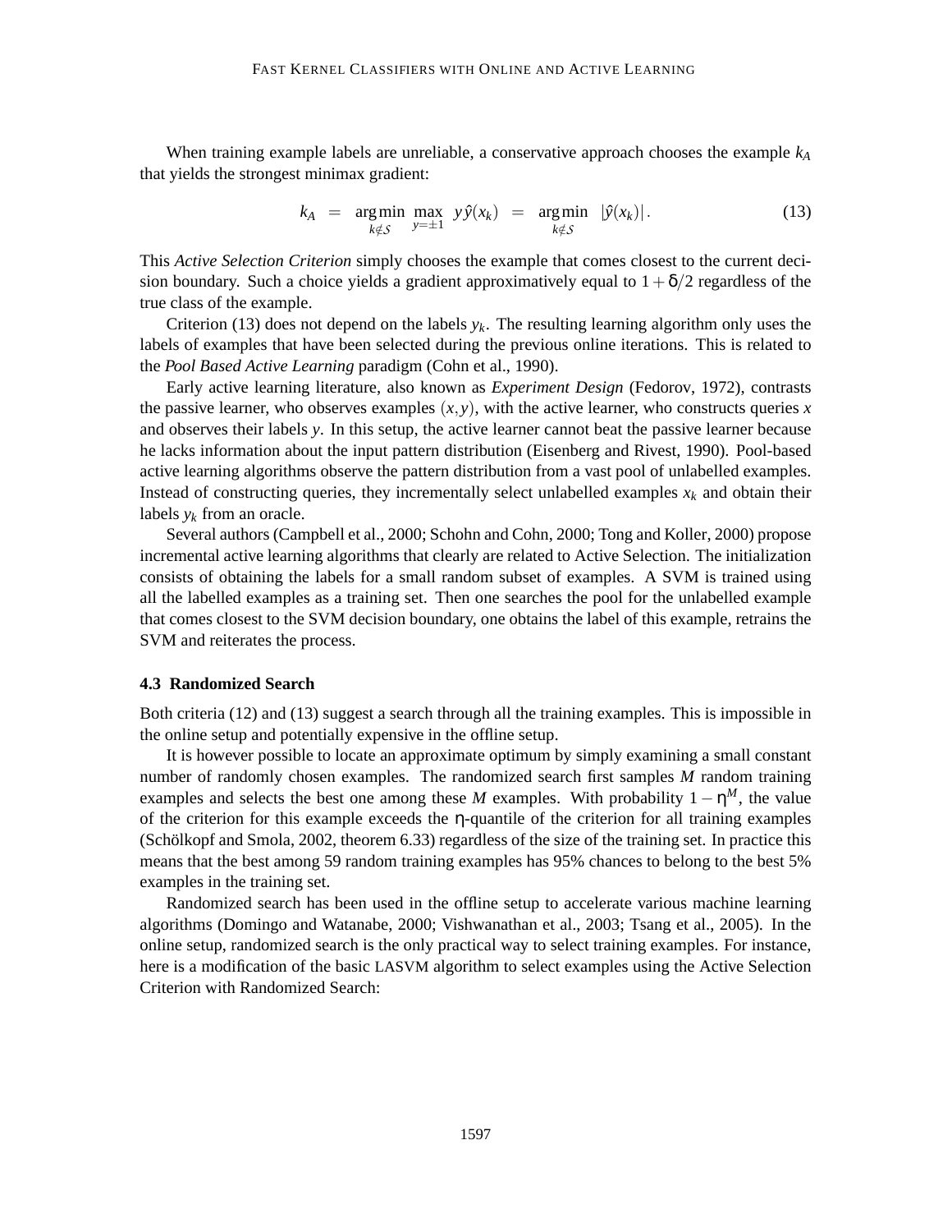When training example labels are unreliable, a conservative approach chooses the example $k_A$ that yields the strongest minimax gradient:

$$k_A \;=\; \underset{k \notin \mathcal{S}}{\arg\min} \; \max_{y=\pm 1} \; y\,\hat{y}(x_k) \;=\; \underset{k \notin \mathcal{S}}{\arg\min} \; |\hat{y}(x_k)|\,. \tag{13}$$

This *Active Selection Criterion* simply chooses the example that comes closest to the current decision boundary. Such a choice yields a gradient approximatively equal to $1+\delta/2$ regardless of the true class of the example.

Criterion (13) does not depend on the labels $y_k$. The resulting learning algorithm only uses the labels of examples that have been selected during the previous online iterations. This is related to the *Pool Based Active Learning* paradigm (Cohn et al., 1990).

Early active learning literature, also known as *Experiment Design* (Fedorov, 1972), contrasts the passive learner, who observes examples $(x,y)$, with the active learner, who constructs queries $x$ and observes their labels $y$. In this setup, the active learner cannot beat the passive learner because he lacks information about the input pattern distribution (Eisenberg and Rivest, 1990). Pool-based active learning algorithms observe the pattern distribution from a vast pool of unlabelled examples. Instead of constructing queries, they incrementally select unlabelled examples $x_k$ and obtain their labels $y_k$ from an oracle.

Several authors (Campbell et al., 2000; Schohn and Cohn, 2000; Tong and Koller, 2000) propose incremental active learning algorithms that clearly are related to Active Selection. The initialization consists of obtaining the labels for a small random subset of examples. A SVM is trained using all the labelled examples as a training set. Then one searches the pool for the unlabelled example that comes closest to the SVM decision boundary, one obtains the label of this example, retrains the SVM and reiterates the process.

### 4.3 Randomized Search

Both criteria (12) and (13) suggest a search through all the training examples. This is impossible in the online setup and potentially expensive in the offline setup.

It is however possible to locate an approximate optimum by simply examining a small constant number of randomly chosen examples. The randomized search first samples $M$ random training examples and selects the best one among these $M$ examples. With probability $1-\eta^M$, the value of the criterion for this example exceeds the $\eta$-quantile of the criterion for all training examples (Schölkopf and Smola, 2002, theorem 6.33) regardless of the size of the training set. In practice this means that the best among 59 random training examples has 95% chances to belong to the best 5% examples in the training set.

Randomized search has been used in the offline setup to accelerate various machine learning algorithms (Domingo and Watanabe, 2000; Vishwanathan et al., 2003; Tsang et al., 2005). In the online setup, randomized search is the only practical way to select training examples. For instance, here is a modification of the basic LASVM algorithm to select examples using the Active Selection Criterion with Randomized Search: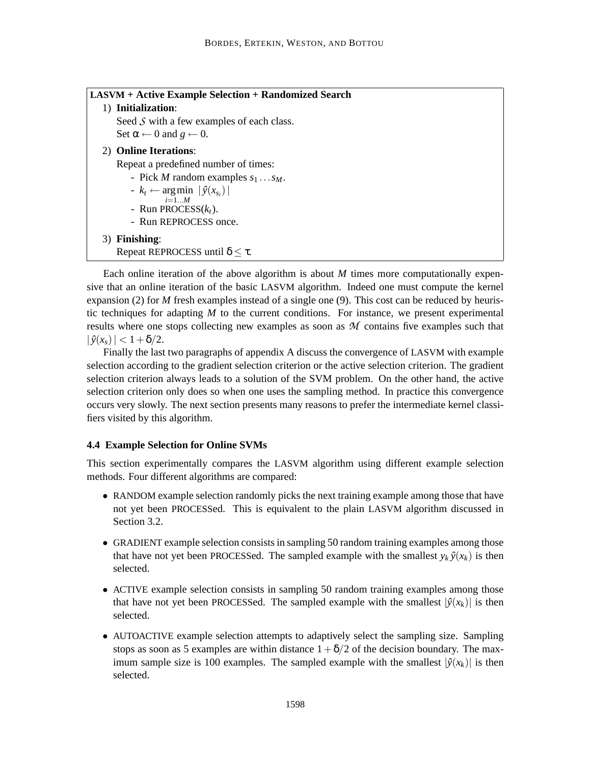**LASVM + Active Example Selection + Randomized Search**

1) **Initialization**:
   Seed $\mathcal{S}$ with a few examples of each class.
   Set $\alpha \leftarrow 0$ and $g \leftarrow 0$.

2) **Online Iterations**:
   Repeat a predefined number of times:
   - Pick $M$ random examples $s_1 \dots s_M$.
   - $k_t \leftarrow \underset{i=1\dots M}{\arg\min} \; |\, \hat{y}(x_{s_i}) \,|$
   - Run PROCESS($k_t$).
   - Run REPROCESS once.

3) **Finishing**:
   Repeat REPROCESS until $\delta \leq \tau$.

Each online iteration of the above algorithm is about $M$ times more computationally expensive that an online iteration of the basic LASVM algorithm. Indeed one must compute the kernel expansion (2) for $M$ fresh examples instead of a single one (9). This cost can be reduced by heuristic techniques for adapting $M$ to the current conditions. For instance, we present experimental results where one stops collecting new examples as soon as $\mathcal{M}$ contains five examples such that $|\, \hat{y}(x_s) \,| < 1+\delta/2$.

Finally the last two paragraphs of appendix A discuss the convergence of LASVM with example selection according to the gradient selection criterion or the active selection criterion. The gradient selection criterion always leads to a solution of the SVM problem. On the other hand, the active selection criterion only does so when one uses the sampling method. In practice this convergence occurs very slowly. The next section presents many reasons to prefer the intermediate kernel classifiers visited by this algorithm.

### 4.4 Example Selection for Online SVMs

This section experimentally compares the LASVM algorithm using different example selection methods. Four different algorithms are compared:

- RANDOM example selection randomly picks the next training example among those that have not yet been PROCESSed. This is equivalent to the plain LASVM algorithm discussed in Section 3.2.
- GRADIENT example selection consists in sampling 50 random training examples among those that have not yet been PROCESSed. The sampled example with the smallest $y_k\,\hat{y}(x_k)$ is then selected.
- ACTIVE example selection consists in sampling 50 random training examples among those that have not yet been PROCESSed. The sampled example with the smallest $|\hat{y}(x_k)|$ is then selected.
- AUTOACTIVE example selection attempts to adaptively select the sampling size. Sampling stops as soon as 5 examples are within distance $1+\delta/2$ of the decision boundary. The maximum sample size is 100 examples. The sampled example with the smallest $|\hat{y}(x_k)|$ is then selected.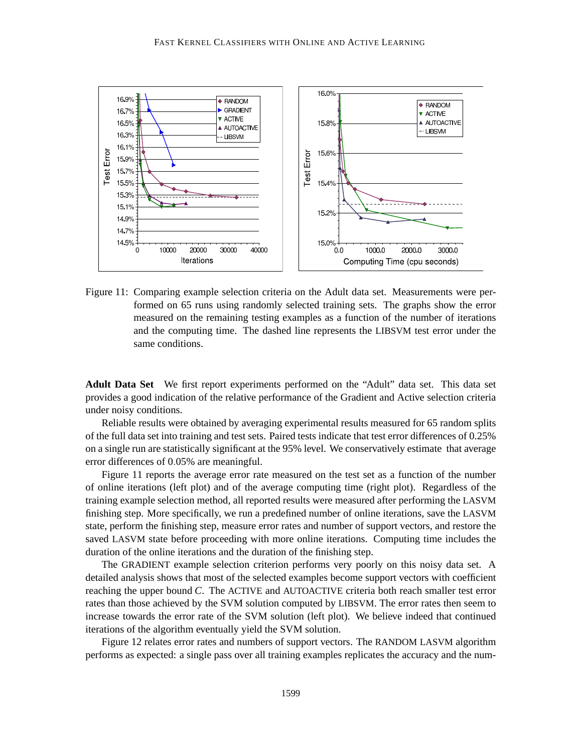16.9%
16.7%
16.5%
16.3%
16.1%
15.9%
15.7%
15.5%
15.3%
15.1%
14.9%
14.7%
14.5%

Test Error

0
10000
20000
30000
40000

Iterations

RANDOM
GRADIENT
ACTIVE
AUTOACTIVE
LIBSVM

16.0%
15.8%
15.6%
15.4%
15.2%
15.0%

Test Error

0.0
1000.0
2000.0
3000.0

Computing Time (cpu seconds)

RANDOM
ACTIVE
AUTOACTIVE
LIBSVM

Figure 11: Comparing example selection criteria on the Adult data set. Measurements were performed on 65 runs using randomly selected training sets. The graphs show the error measured on the remaining testing examples as a function of the number of iterations and the computing time. The dashed line represents the LIBSVM test error under the same conditions.

**Adult Data Set** We first report experiments performed on the "Adult" data set. This data set provides a good indication of the relative performance of the Gradient and Active selection criteria under noisy conditions.

Reliable results were obtained by averaging experimental results measured for 65 random splits of the full data set into training and test sets. Paired tests indicate that test error differences of 0.25% on a single run are statistically significant at the 95% level. We conservatively estimate that average error differences of 0.05% are meaningful.

Figure 11 reports the average error rate measured on the test set as a function of the number of online iterations (left plot) and of the average computing time (right plot). Regardless of the training example selection method, all reported results were measured after performing the LASVM finishing step. More specifically, we run a predefined number of online iterations, save the LASVM state, perform the finishing step, measure error rates and number of support vectors, and restore the saved LASVM state before proceeding with more online iterations. Computing time includes the duration of the online iterations and the duration of the finishing step.

The GRADIENT example selection criterion performs very poorly on this noisy data set. A detailed analysis shows that most of the selected examples become support vectors with coefficient reaching the upper bound $C$. The ACTIVE and AUTOACTIVE criteria both reach smaller test error rates than those achieved by the SVM solution computed by LIBSVM. The error rates then seem to increase towards the error rate of the SVM solution (left plot). We believe indeed that continued iterations of the algorithm eventually yield the SVM solution.

Figure 12 relates error rates and numbers of support vectors. The RANDOM LASVM algorithm performs as expected: a single pass over all training examples replicates the accuracy and the num-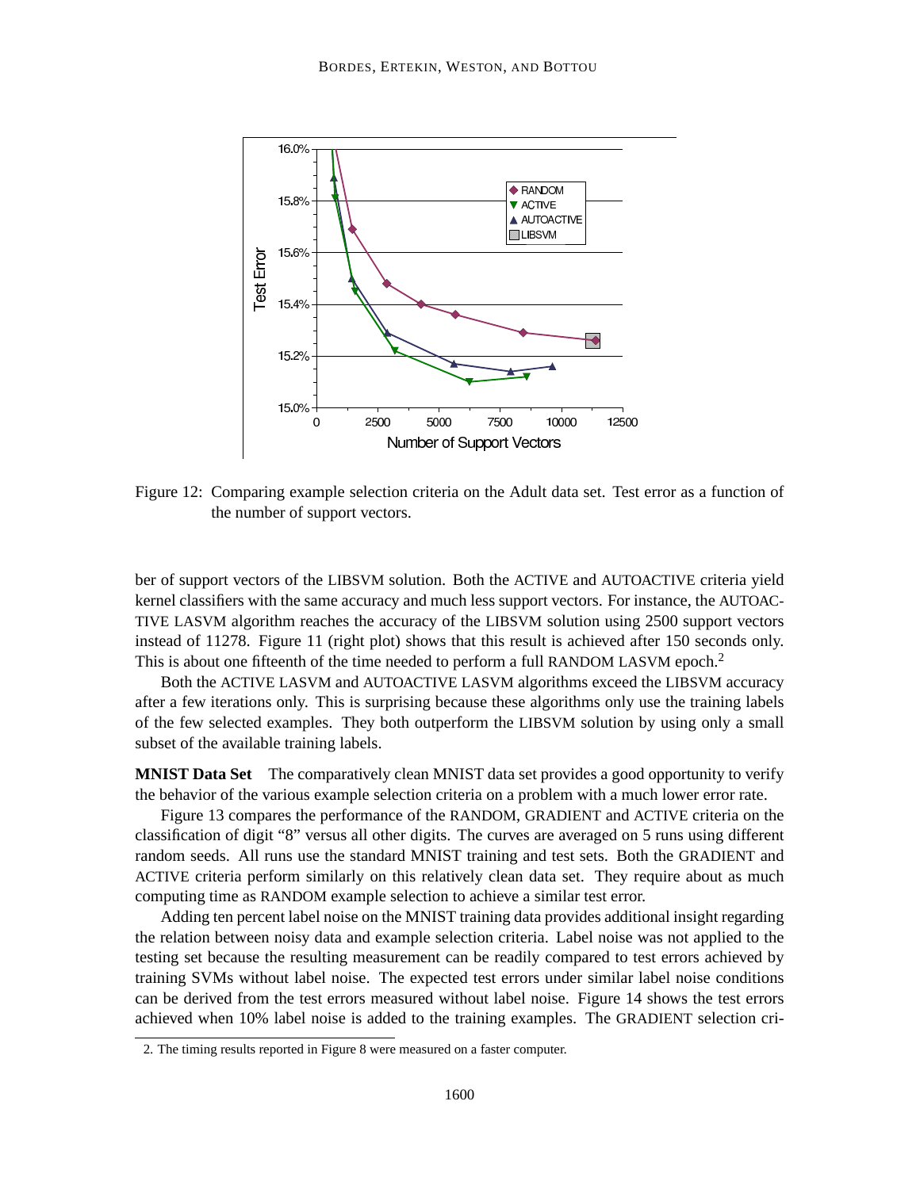Figure 12: Comparing example selection criteria on the Adult data set. Test error as a function of the number of support vectors.

ber of support vectors of the LIBSVM solution. Both the ACTIVE and AUTOACTIVE criteria yield kernel classifiers with the same accuracy and much less support vectors. For instance, the AUTOACTIVE LASVM algorithm reaches the accuracy of the LIBSVM solution using 2500 support vectors instead of 11278. Figure 11 (right plot) shows that this result is achieved after 150 seconds only. This is about one fifteenth of the time needed to perform a full RANDOM LASVM epoch.[2]

Both the ACTIVE LASVM and AUTOACTIVE LASVM algorithms exceed the LIBSVM accuracy after a few iterations only. This is surprising because these algorithms only use the training labels of the few selected examples. They both outperform the LIBSVM solution by using only a small subset of the available training labels.

**MNIST Data Set** The comparatively clean MNIST data set provides a good opportunity to verify the behavior of the various example selection criteria on a problem with a much lower error rate.

Figure 13 compares the performance of the RANDOM, GRADIENT and ACTIVE criteria on the classification of digit "8" versus all other digits. The curves are averaged on 5 runs using different random seeds. All runs use the standard MNIST training and test sets. Both the GRADIENT and ACTIVE criteria perform similarly on this relatively clean data set. They require about as much computing time as RANDOM example selection to achieve a similar test error.

Adding ten percent label noise on the MNIST training data provides additional insight regarding the relation between noisy data and example selection criteria. Label noise was not applied to the testing set because the resulting measurement can be readily compared to test errors achieved by training SVMs without label noise. The expected test errors under similar label noise conditions can be derived from the test errors measured without label noise. Figure 14 shows the test errors achieved when 10% label noise is added to the training examples. The GRADIENT selection cri-

2. The timing results reported in Figure 8 were measured on a faster computer.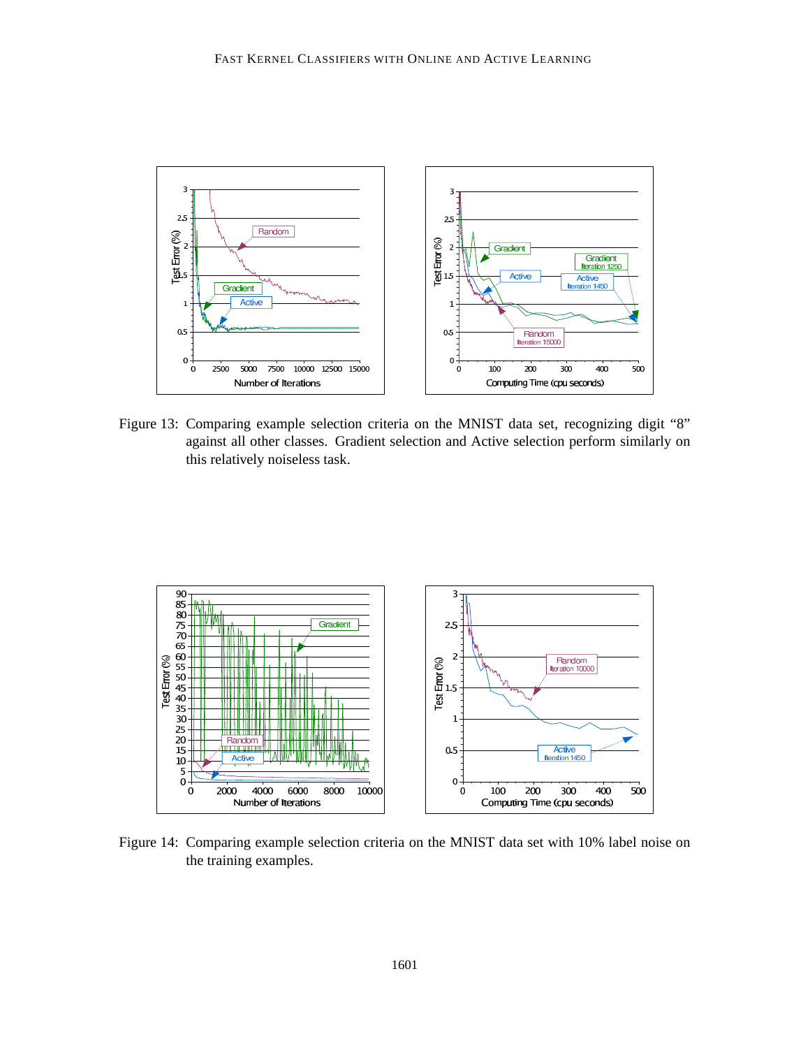Figure 13: Comparing example selection criteria on the MNIST data set, recognizing digit “8” against all other classes. Gradient selection and Active selection perform similarly on this relatively noiseless task.

Figure 14: Comparing example selection criteria on the MNIST data set with 10% label noise on the training examples.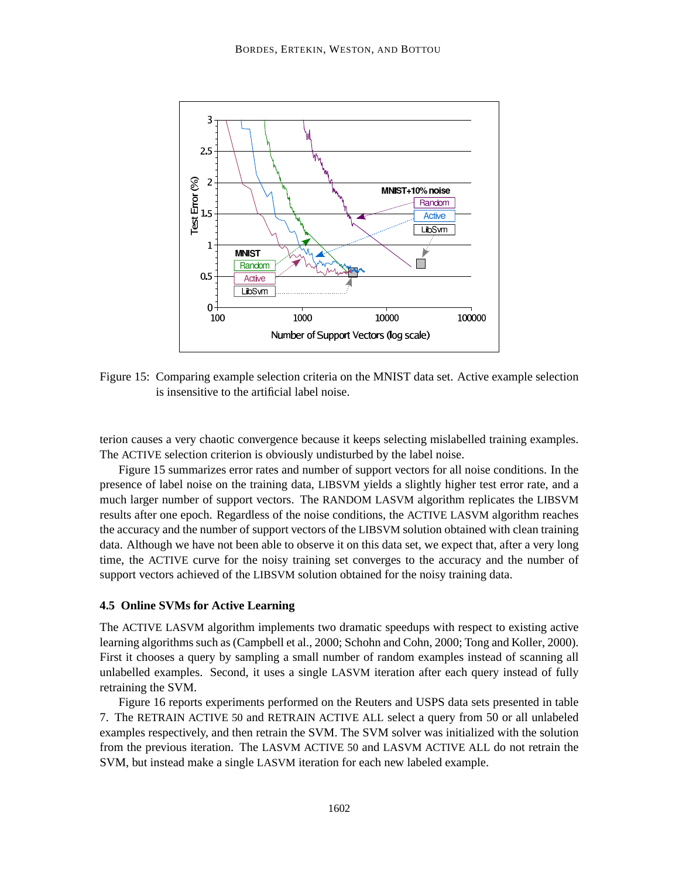Figure 15: Comparing example selection criteria on the MNIST data set. Active example selection is insensitive to the artificial label noise.

terion causes a very chaotic convergence because it keeps selecting mislabelled training examples. The ACTIVE selection criterion is obviously undisturbed by the label noise.

Figure 15 summarizes error rates and number of support vectors for all noise conditions. In the presence of label noise on the training data, LIBSVM yields a slightly higher test error rate, and a much larger number of support vectors. The RANDOM LASVM algorithm replicates the LIBSVM results after one epoch. Regardless of the noise conditions, the ACTIVE LASVM algorithm reaches the accuracy and the number of support vectors of the LIBSVM solution obtained with clean training data. Although we have not been able to observe it on this data set, we expect that, after a very long time, the ACTIVE curve for the noisy training set converges to the accuracy and the number of support vectors achieved of the LIBSVM solution obtained for the noisy training data.

### 4.5 Online SVMs for Active Learning

The ACTIVE LASVM algorithm implements two dramatic speedups with respect to existing active learning algorithms such as (Campbell et al., 2000; Schohn and Cohn, 2000; Tong and Koller, 2000). First it chooses a query by sampling a small number of random examples instead of scanning all unlabelled examples. Second, it uses a single LASVM iteration after each query instead of fully retraining the SVM.

Figure 16 reports experiments performed on the Reuters and USPS data sets presented in table 7. The RETRAIN ACTIVE 50 and RETRAIN ACTIVE ALL select a query from 50 or all unlabeled examples respectively, and then retrain the SVM. The SVM solver was initialized with the solution from the previous iteration. The LASVM ACTIVE 50 and LASVM ACTIVE ALL do not retrain the SVM, but instead make a single LASVM iteration for each new labeled example.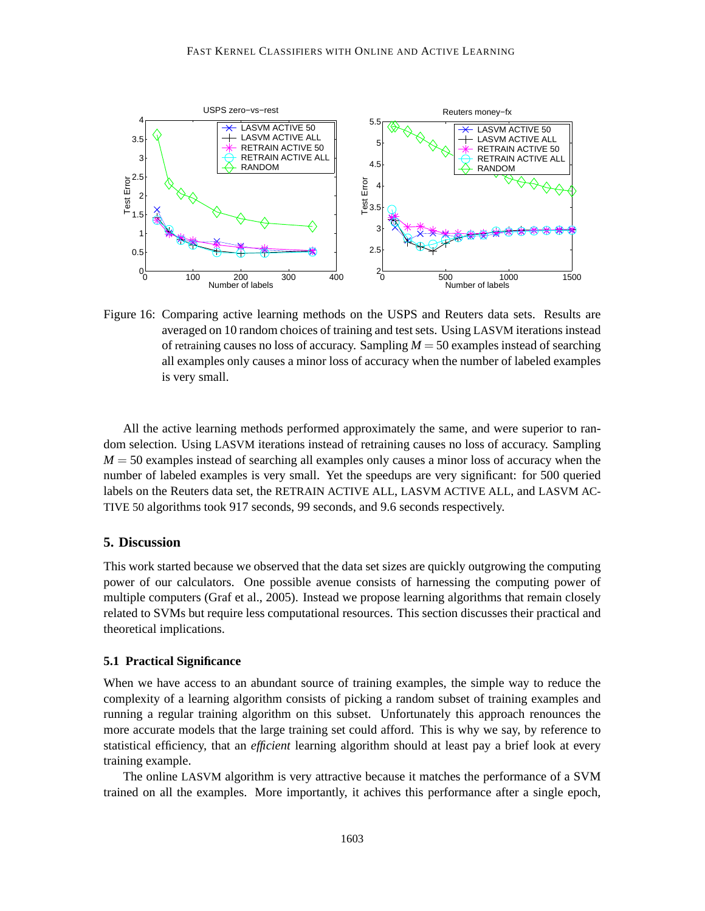Figure 16: Comparing active learning methods on the USPS and Reuters data sets. Results are averaged on 10 random choices of training and test sets. Using LASVM iterations instead of retraining causes no loss of accuracy. Sampling $M = 50$ examples instead of searching all examples only causes a minor loss of accuracy when the number of labeled examples is very small.

All the active learning methods performed approximately the same, and were superior to random selection. Using LASVM iterations instead of retraining causes no loss of accuracy. Sampling $M = 50$ examples instead of searching all examples only causes a minor loss of accuracy when the number of labeled examples is very small. Yet the speedups are very significant: for 500 queried labels on the Reuters data set, the RETRAIN ACTIVE ALL, LASVM ACTIVE ALL, and LASVM ACTIVE 50 algorithms took 917 seconds, 99 seconds, and 9.6 seconds respectively.

## 5. Discussion

This work started because we observed that the data set sizes are quickly outgrowing the computing power of our calculators. One possible avenue consists of harnessing the computing power of multiple computers (Graf et al., 2005). Instead we propose learning algorithms that remain closely related to SVMs but require less computational resources. This section discusses their practical and theoretical implications.

### 5.1 Practical Significance

When we have access to an abundant source of training examples, the simple way to reduce the complexity of a learning algorithm consists of picking a random subset of training examples and running a regular training algorithm on this subset. Unfortunately this approach renounces the more accurate models that the large training set could afford. This is why we say, by reference to statistical efficiency, that an *efficient* learning algorithm should at least pay a brief look at every training example.

The online LASVM algorithm is very attractive because it matches the performance of a SVM trained on all the examples. More importantly, it achives this performance after a single epoch,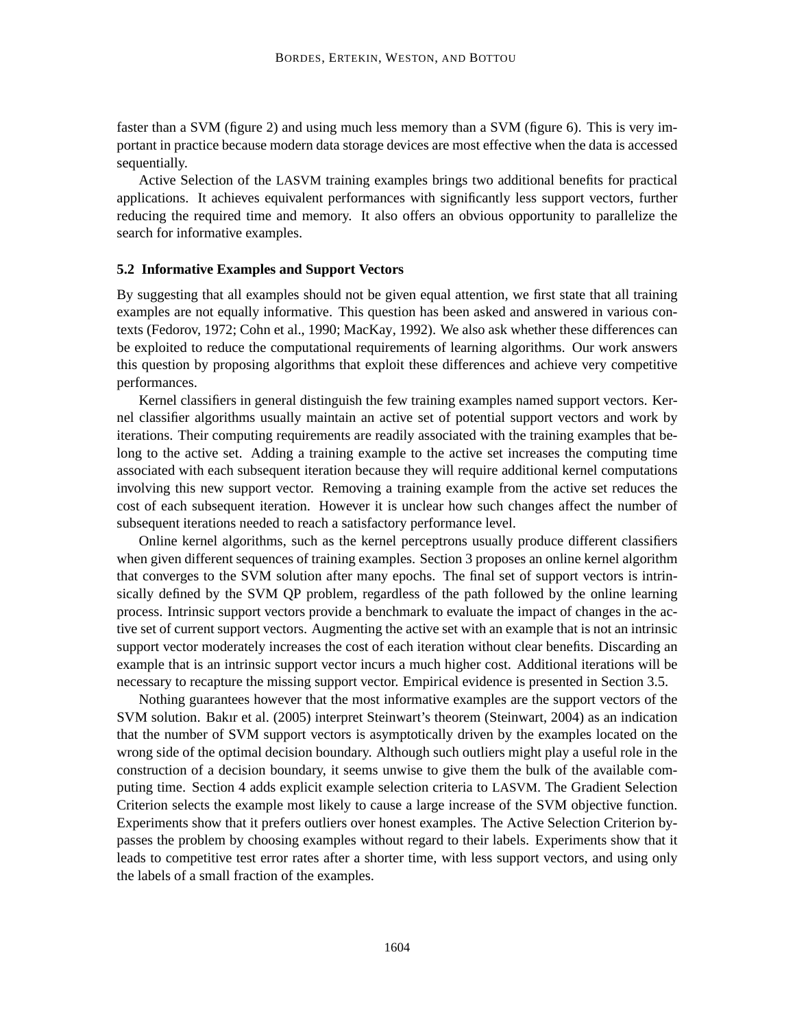faster than a SVM (figure 2) and using much less memory than a SVM (figure 6). This is very important in practice because modern data storage devices are most effective when the data is accessed sequentially.

Active Selection of the LASVM training examples brings two additional benefits for practical applications. It achieves equivalent performances with significantly less support vectors, further reducing the required time and memory. It also offers an obvious opportunity to parallelize the search for informative examples.

### 5.2 Informative Examples and Support Vectors

By suggesting that all examples should not be given equal attention, we first state that all training examples are not equally informative. This question has been asked and answered in various contexts (Fedorov, 1972; Cohn et al., 1990; MacKay, 1992). We also ask whether these differences can be exploited to reduce the computational requirements of learning algorithms. Our work answers this question by proposing algorithms that exploit these differences and achieve very competitive performances.

Kernel classifiers in general distinguish the few training examples named support vectors. Kernel classifier algorithms usually maintain an active set of potential support vectors and work by iterations. Their computing requirements are readily associated with the training examples that belong to the active set. Adding a training example to the active set increases the computing time associated with each subsequent iteration because they will require additional kernel computations involving this new support vector. Removing a training example from the active set reduces the cost of each subsequent iteration. However it is unclear how such changes affect the number of subsequent iterations needed to reach a satisfactory performance level.

Online kernel algorithms, such as the kernel perceptrons usually produce different classifiers when given different sequences of training examples. Section 3 proposes an online kernel algorithm that converges to the SVM solution after many epochs. The final set of support vectors is intrinsically defined by the SVM QP problem, regardless of the path followed by the online learning process. Intrinsic support vectors provide a benchmark to evaluate the impact of changes in the active set of current support vectors. Augmenting the active set with an example that is not an intrinsic support vector moderately increases the cost of each iteration without clear benefits. Discarding an example that is an intrinsic support vector incurs a much higher cost. Additional iterations will be necessary to recapture the missing support vector. Empirical evidence is presented in Section 3.5.

Nothing guarantees however that the most informative examples are the support vectors of the SVM solution. Bakır et al. (2005) interpret Steinwart's theorem (Steinwart, 2004) as an indication that the number of SVM support vectors is asymptotically driven by the examples located on the wrong side of the optimal decision boundary. Although such outliers might play a useful role in the construction of a decision boundary, it seems unwise to give them the bulk of the available computing time. Section 4 adds explicit example selection criteria to LASVM. The Gradient Selection Criterion selects the example most likely to cause a large increase of the SVM objective function. Experiments show that it prefers outliers over honest examples. The Active Selection Criterion bypasses the problem by choosing examples without regard to their labels. Experiments show that it leads to competitive test error rates after a shorter time, with less support vectors, and using only the labels of a small fraction of the examples.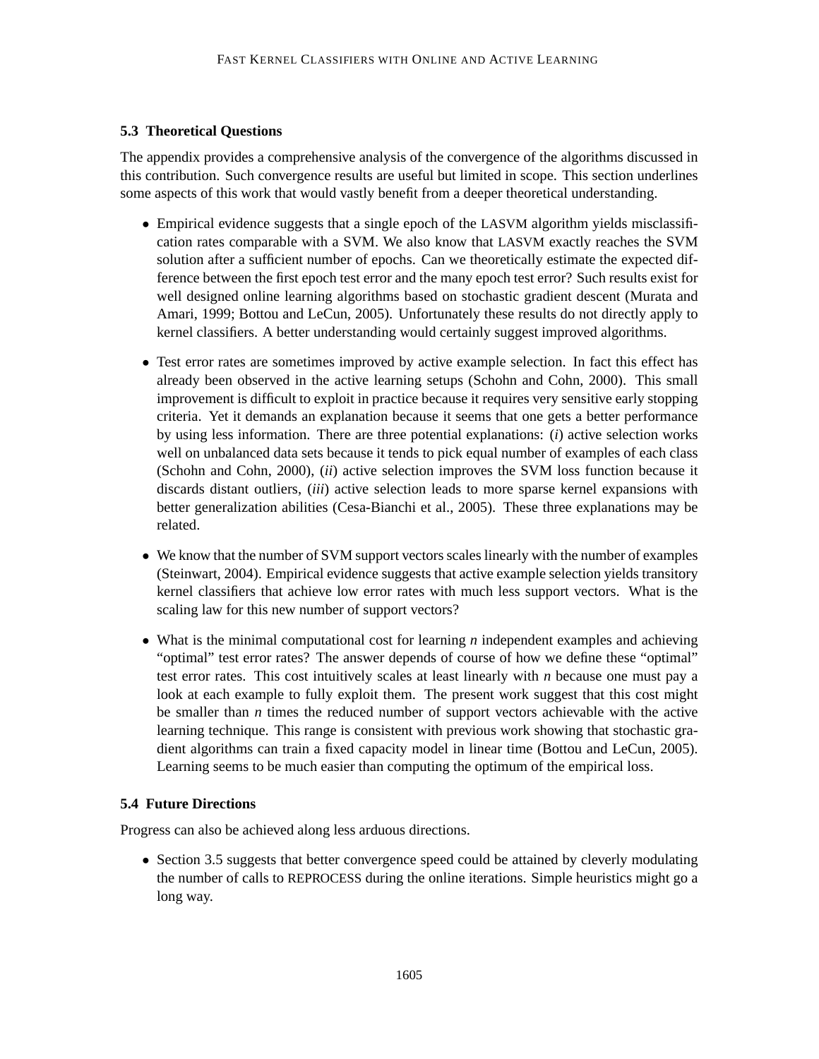### 5.3 Theoretical Questions

The appendix provides a comprehensive analysis of the convergence of the algorithms discussed in this contribution. Such convergence results are useful but limited in scope. This section underlines some aspects of this work that would vastly benefit from a deeper theoretical understanding.

- Empirical evidence suggests that a single epoch of the LASVM algorithm yields misclassification rates comparable with a SVM. We also know that LASVM exactly reaches the SVM solution after a sufficient number of epochs. Can we theoretically estimate the expected difference between the first epoch test error and the many epoch test error? Such results exist for well designed online learning algorithms based on stochastic gradient descent (Murata and Amari, 1999; Bottou and LeCun, 2005). Unfortunately these results do not directly apply to kernel classifiers. A better understanding would certainly suggest improved algorithms.
- Test error rates are sometimes improved by active example selection. In fact this effect has already been observed in the active learning setups (Schohn and Cohn, 2000). This small improvement is difficult to exploit in practice because it requires very sensitive early stopping criteria. Yet it demands an explanation because it seems that one gets a better performance by using less information. There are three potential explanations: (*i*) active selection works well on unbalanced data sets because it tends to pick equal number of examples of each class (Schohn and Cohn, 2000), (*ii*) active selection improves the SVM loss function because it discards distant outliers, (*iii*) active selection leads to more sparse kernel expansions with better generalization abilities (Cesa-Bianchi et al., 2005). These three explanations may be related.
- We know that the number of SVM support vectors scales linearly with the number of examples (Steinwart, 2004). Empirical evidence suggests that active example selection yields transitory kernel classifiers that achieve low error rates with much less support vectors. What is the scaling law for this new number of support vectors?
- What is the minimal computational cost for learning $n$ independent examples and achieving "optimal" test error rates? The answer depends of course of how we define these "optimal" test error rates. This cost intuitively scales at least linearly with $n$ because one must pay a look at each example to fully exploit them. The present work suggest that this cost might be smaller than $n$ times the reduced number of support vectors achievable with the active learning technique. This range is consistent with previous work showing that stochastic gradient algorithms can train a fixed capacity model in linear time (Bottou and LeCun, 2005). Learning seems to be much easier than computing the optimum of the empirical loss.

### 5.4 Future Directions

Progress can also be achieved along less arduous directions.

- Section 3.5 suggests that better convergence speed could be attained by cleverly modulating the number of calls to REPROCESS during the online iterations. Simple heuristics might go a long way.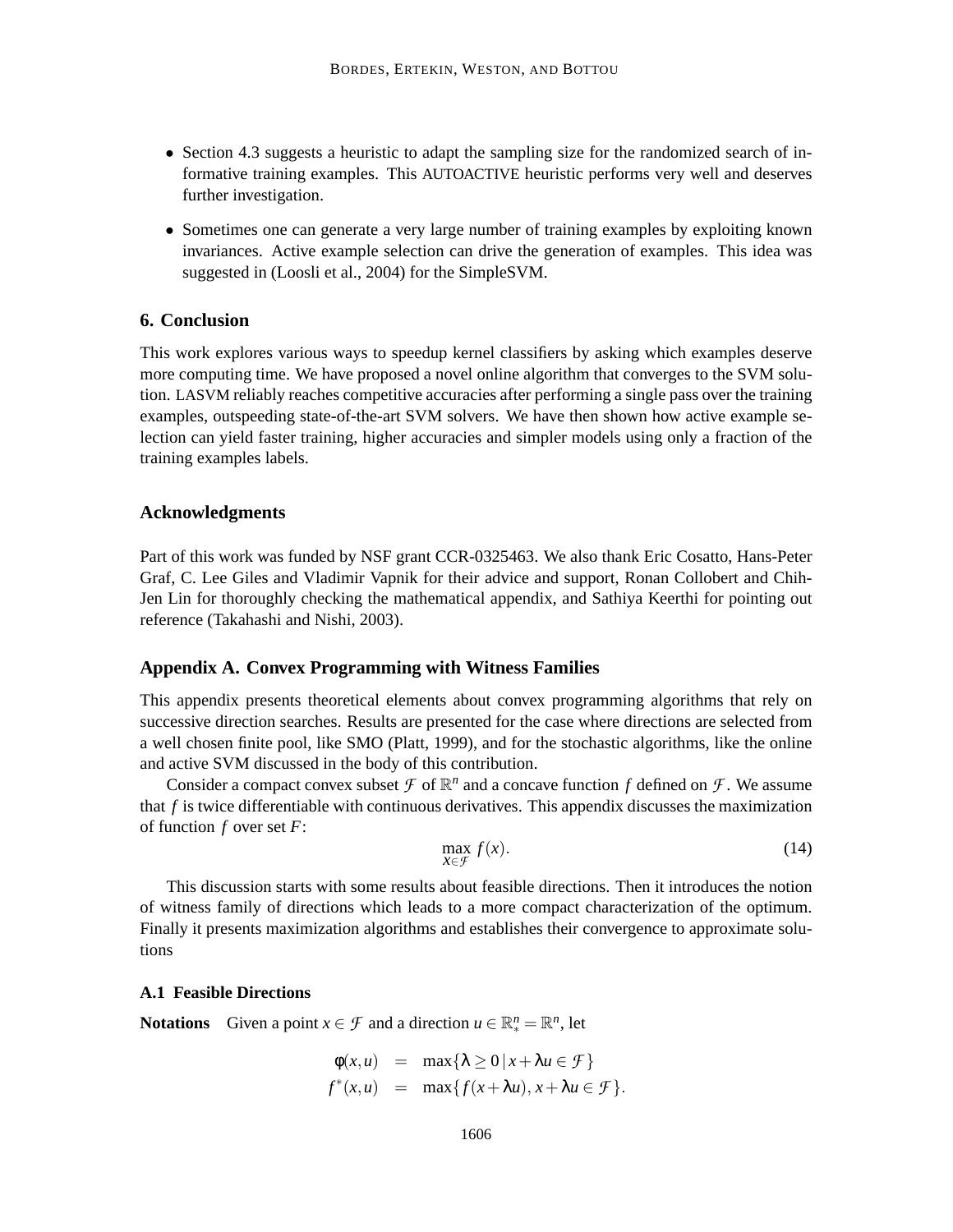- Section 4.3 suggests a heuristic to adapt the sampling size for the randomized search of informative training examples. This AUTOACTIVE heuristic performs very well and deserves further investigation.
- Sometimes one can generate a very large number of training examples by exploiting known invariances. Active example selection can drive the generation of examples. This idea was suggested in (Loosli et al., 2004) for the SimpleSVM.

## 6. Conclusion

This work explores various ways to speedup kernel classifiers by asking which examples deserve more computing time. We have proposed a novel online algorithm that converges to the SVM solution. LASVM reliably reaches competitive accuracies after performing a single pass over the training examples, outspeeding state-of-the-art SVM solvers. We have then shown how active example selection can yield faster training, higher accuracies and simpler models using only a fraction of the training examples labels.

## Acknowledgments

Part of this work was funded by NSF grant CCR-0325463. We also thank Eric Cosatto, Hans-Peter Graf, C. Lee Giles and Vladimir Vapnik for their advice and support, Ronan Collobert and Chih-Jen Lin for thoroughly checking the mathematical appendix, and Sathiya Keerthi for pointing out reference (Takahashi and Nishi, 2003).

## Appendix A. Convex Programming with Witness Families

This appendix presents theoretical elements about convex programming algorithms that rely on successive direction searches. Results are presented for the case where directions are selected from a well chosen finite pool, like SMO (Platt, 1999), and for the stochastic algorithms, like the online and active SVM discussed in the body of this contribution.

Consider a compact convex subset $\mathcal{F}$ of $\mathbb{R}^n$ and a concave function $f$ defined on $\mathcal{F}$. We assume that $f$ is twice differentiable with continuous derivatives. This appendix discusses the maximization of function $f$ over set $F$:

$$\max_{x \in \mathcal{F}} f(x). \tag{14}$$

This discussion starts with some results about feasible directions. Then it introduces the notion of witness family of directions which leads to a more compact characterization of the optimum. Finally it presents maximization algorithms and establishes their convergence to approximate solutions

### A.1 Feasible Directions

**Notations** Given a point $x \in \mathcal{F}$ and a direction $u \in \mathbb{R}^n_* = \mathbb{R}^n$, let

$$\begin{aligned} \phi(x,u) &= \max\{\lambda \geq 0 \,|\, x + \lambda u \in \mathcal{F}\} \\ f^*(x,u) &= \max\{f(x+\lambda u),\, x + \lambda u \in \mathcal{F}\}. \end{aligned}$$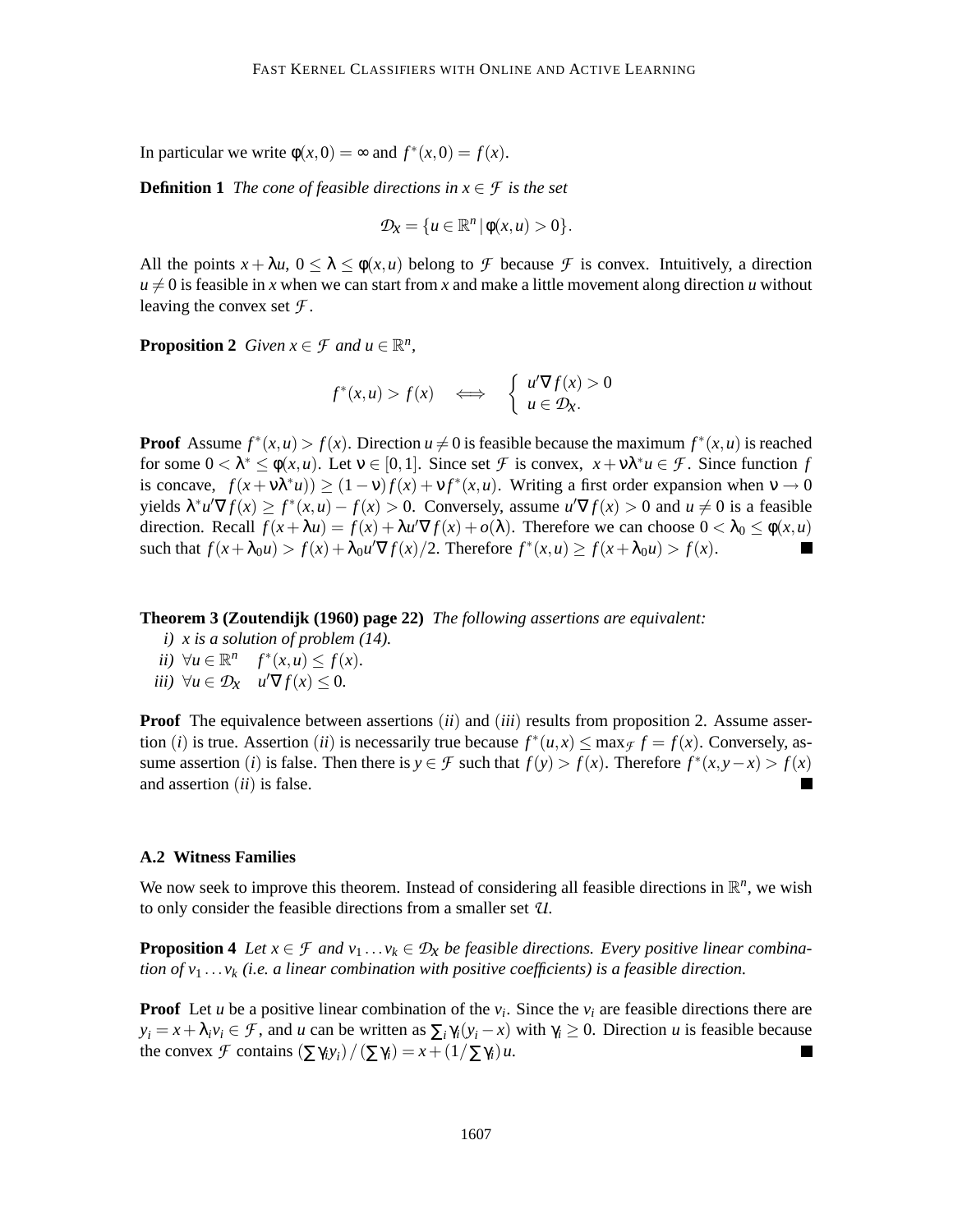In particular we write $\phi(x,0) = \infty$ and $f^*(x,0) = f(x)$.

**Definition 1** *The cone of feasible directions in $x \in \mathcal{F}$ is the set*

$$\mathcal{D}_x = \{u \in \mathbb{R}^n \mid \phi(x,u) > 0\}.$$

All the points $x + \lambda u$, $0 \leq \lambda \leq \phi(x,u)$ belong to $\mathcal{F}$ because $\mathcal{F}$ is convex. Intuitively, a direction $u \neq 0$ is feasible in $x$ when we can start from $x$ and make a little movement along direction $u$ without leaving the convex set $\mathcal{F}$.

**Proposition 2** *Given $x \in \mathcal{F}$ and $u \in \mathbb{R}^n$,*

$$f^*(x,u) > f(x) \quad \Longleftrightarrow \quad \begin{cases} u'\nabla f(x) > 0 \\ u \in \mathcal{D}_x. \end{cases}$$

**Proof** Assume $f^*(x,u) > f(x)$. Direction $u \neq 0$ is feasible because the maximum $f^*(x,u)$ is reached for some $0 < \lambda^* \leq \phi(x,u)$. Let $\nu \in [0,1]$. Since set $\mathcal{F}$ is convex, $x + \nu\lambda^* u \in \mathcal{F}$. Since function $f$ is concave, $f(x + \nu\lambda^* u)) \geq (1-\nu)f(x) + \nu f^*(x,u)$. Writing a first order expansion when $\nu \to 0$ yields $\lambda^* u'\nabla f(x) \geq f^*(x,u) - f(x) > 0$. Conversely, assume $u'\nabla f(x) > 0$ and $u \neq 0$ is a feasible direction. Recall $f(x + \lambda u) = f(x) + \lambda u'\nabla f(x) + o(\lambda)$. Therefore we can choose $0 < \lambda_0 \leq \phi(x,u)$ such that $f(x + \lambda_0 u) > f(x) + \lambda_0 u'\nabla f(x)/2$. Therefore $f^*(x,u) \geq f(x + \lambda_0 u) > f(x)$. ■

**Theorem 3 (Zoutendijk (1960) page 22)** *The following assertions are equivalent:*

*i) $x$ is a solution of problem (14).*
*ii) $\forall u \in \mathbb{R}^n \quad f^*(x,u) \leq f(x)$.*
*iii) $\forall u \in \mathcal{D}_x \quad u'\nabla f(x) \leq 0$.*

**Proof** The equivalence between assertions $(ii)$ and $(iii)$ results from proposition 2. Assume assertion $(i)$ is true. Assertion $(ii)$ is necessarily true because $f^*(u,x) \leq \max_{\mathcal{F}} f = f(x)$. Conversely, assume assertion $(i)$ is false. Then there is $y \in \mathcal{F}$ such that $f(y) > f(x)$. Therefore $f^*(x, y-x) > f(x)$ and assertion $(ii)$ is false. ■

### A.2 Witness Families

We now seek to improve this theorem. Instead of considering all feasible directions in $\mathbb{R}^n$, we wish to only consider the feasible directions from a smaller set $\mathcal{U}$.

**Proposition 4** *Let $x \in \mathcal{F}$ and $v_1 \dots v_k \in \mathcal{D}_x$ be feasible directions. Every positive linear combination of $v_1 \dots v_k$ (i.e. a linear combination with positive coefficients) is a feasible direction.*

**Proof** Let $u$ be a positive linear combination of the $v_i$. Since the $v_i$ are feasible directions there are $y_i = x + \lambda_i v_i \in \mathcal{F}$, and $u$ can be written as $\sum_i \gamma_i (y_i - x)$ with $\gamma_i \geq 0$. Direction $u$ is feasible because the convex $\mathcal{F}$ contains $\left(\sum \gamma_i y_i\right) / \left(\sum \gamma_i\right) = x + \left(1/\sum \gamma_i\right) u$. ■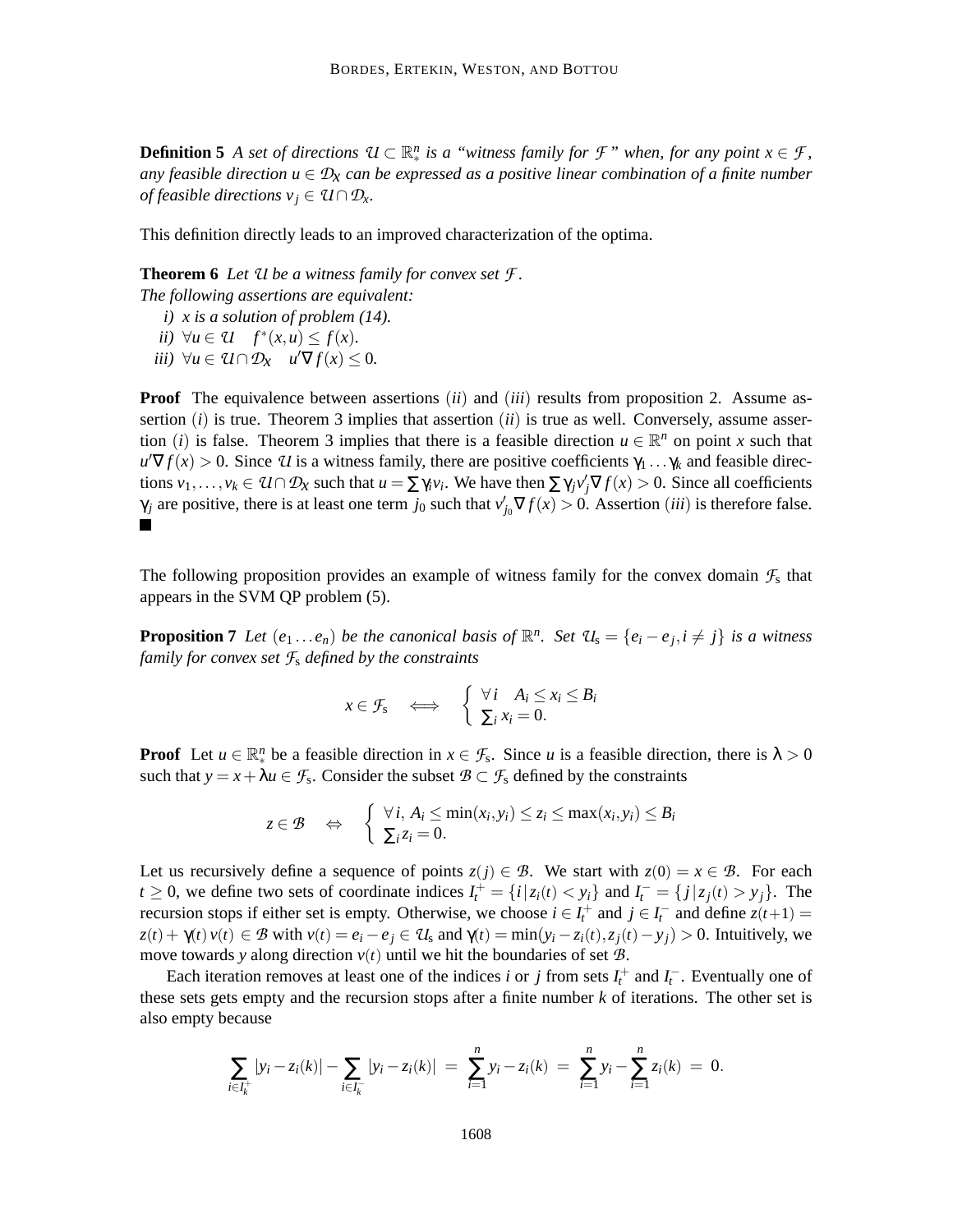**Definition 5** *A set of directions $\mathcal{U} \subset \mathbb{R}^n_*$ is a "witness family for $\mathcal{F}$" when, for any point $x \in \mathcal{F}$, any feasible direction $u \in \mathcal{D}_X$ can be expressed as a positive linear combination of a finite number of feasible directions $v_j \in \mathcal{U} \cap \mathcal{D}_x$.*

This definition directly leads to an improved characterization of the optima.

**Theorem 6** *Let $\mathcal{U}$ be a witness family for convex set $\mathcal{F}$.*
*The following assertions are equivalent:*

*i) $x$ is a solution of problem (14).*
*ii) $\forall u \in \mathcal{U} \quad f^*(x,u) \leq f(x)$.*
*iii) $\forall u \in \mathcal{U} \cap \mathcal{D}_X \quad u'\nabla f(x) \leq 0$.*

**Proof** The equivalence between assertions $(ii)$ and $(iii)$ results from proposition 2. Assume assertion $(i)$ is true. Theorem 3 implies that assertion $(ii)$ is true as well. Conversely, assume assertion $(i)$ is false. Theorem 3 implies that there is a feasible direction $u \in \mathbb{R}^n$ on point $x$ such that $u'\nabla f(x) > 0$. Since $\mathcal{U}$ is a witness family, there are positive coefficients $\gamma_1 \ldots \gamma_k$ and feasible directions $v_1, \ldots, v_k \in \mathcal{U} \cap \mathcal{D}_X$ such that $u = \sum \gamma_i v_i$. We have then $\sum \gamma_j v_j' \nabla f(x) > 0$. Since all coefficients $\gamma_j$ are positive, there is at least one term $j_0$ such that $v_{j_0}' \nabla f(x) > 0$. Assertion $(iii)$ is therefore false. ■

The following proposition provides an example of witness family for the convex domain $\mathcal{F}_s$ that appears in the SVM QP problem (5).

**Proposition 7** *Let $(e_1 \ldots e_n)$ be the canonical basis of $\mathbb{R}^n$. Set $\mathcal{U}_s = \{e_i - e_j, i \neq j\}$ is a witness family for convex set $\mathcal{F}_s$ defined by the constraints*

$$x \in \mathcal{F}_s \quad \Longleftrightarrow \quad \begin{cases} \forall i \quad A_i \leq x_i \leq B_i \\ \sum_i x_i = 0. \end{cases}$$

**Proof** Let $u \in \mathbb{R}^n_*$ be a feasible direction in $x \in \mathcal{F}_s$. Since $u$ is a feasible direction, there is $\lambda > 0$ such that $y = x + \lambda u \in \mathcal{F}_s$. Consider the subset $\mathcal{B} \subset \mathcal{F}_s$ defined by the constraints

$$z \in \mathcal{B} \quad \Leftrightarrow \quad \begin{cases} \forall i,\ A_i \leq \min(x_i, y_i) \leq z_i \leq \max(x_i, y_i) \leq B_i \\ \sum_i z_i = 0. \end{cases}$$

Let us recursively define a sequence of points $z(j) \in \mathcal{B}$. We start with $z(0) = x \in \mathcal{B}$. For each $t \geq 0$, we define two sets of coordinate indices $I_t^+ = \{i \,|\, z_i(t) < y_i\}$ and $I_t^- = \{j \,|\, z_j(t) > y_j\}$. The recursion stops if either set is empty. Otherwise, we choose $i \in I_t^+$ and $j \in I_t^-$ and define $z(t+1) = z(t) + \gamma(t)\, v(t) \in \mathcal{B}$ with $v(t) = e_i - e_j \in \mathcal{U}_s$ and $\gamma(t) = \min(y_i - z_i(t), z_j(t) - y_j) > 0$. Intuitively, we move towards $y$ along direction $v(t)$ until we hit the boundaries of set $\mathcal{B}$.

Each iteration removes at least one of the indices $i$ or $j$ from sets $I_t^+$ and $I_t^-$. Eventually one of these sets gets empty and the recursion stops after a finite number $k$ of iterations. The other set is also empty because

$$\sum_{i \in I_k^+} |y_i - z_i(k)| - \sum_{i \in I_k^-} |y_i - z_i(k)| \;=\; \sum_{i=1}^{n} y_i - z_i(k) \;=\; \sum_{i=1}^{n} y_i - \sum_{i=1}^{n} z_i(k) \;=\; 0.$$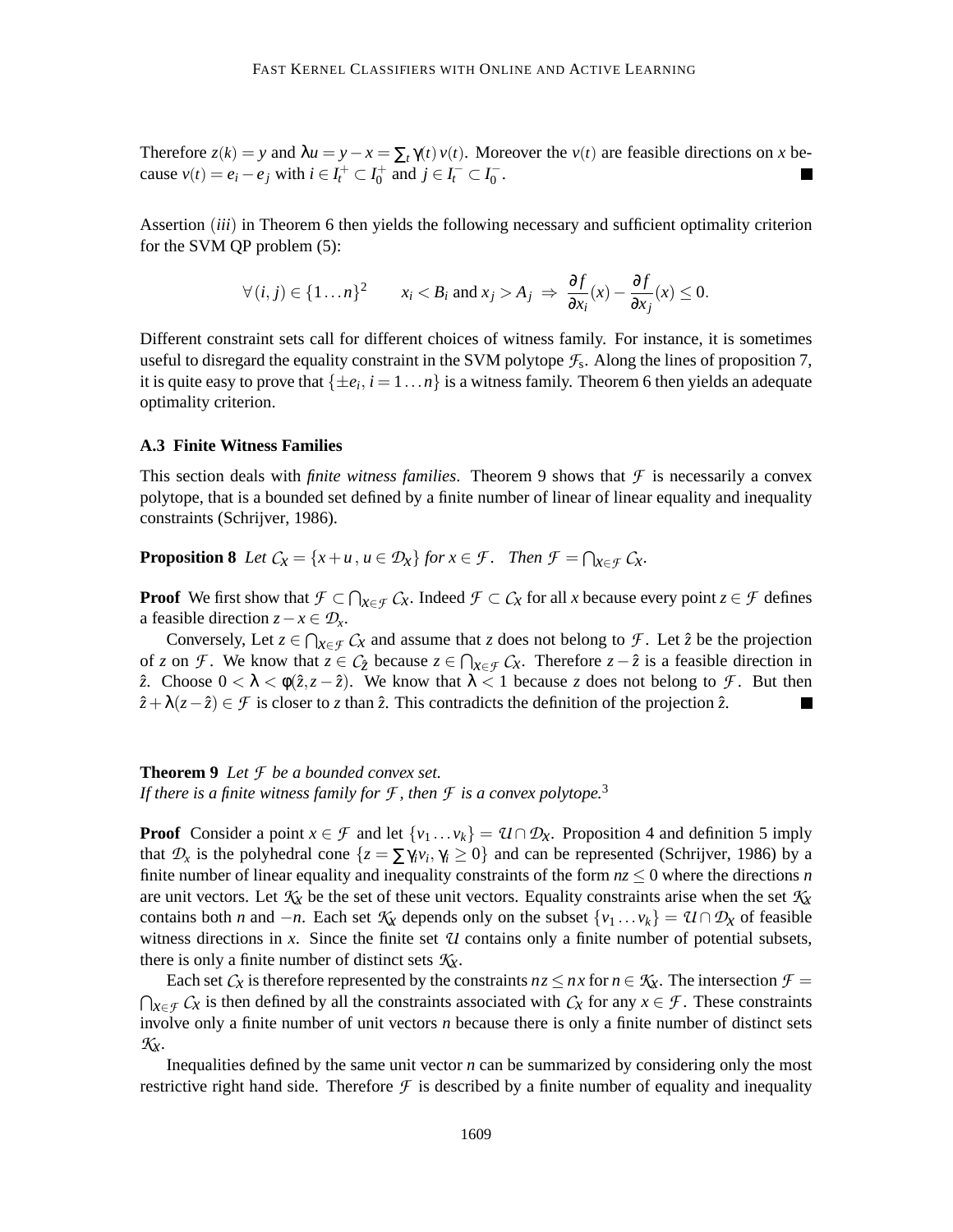Therefore $z(k) = y$ and $\lambda u = y - x = \sum_t \gamma(t)\, v(t)$. Moreover the $v(t)$ are feasible directions on $x$ because $v(t) = e_i - e_j$ with $i \in I_t^+ \subset I_0^+$ and $j \in I_t^- \subset I_0^-$. ■

Assertion $(iii)$ in Theorem 6 then yields the following necessary and sufficient optimality criterion for the SVM QP problem (5):

$$\forall\,(i,j) \in \{1 \ldots n\}^2 \qquad x_i < B_i \text{ and } x_j > A_j \;\Rightarrow\; \frac{\partial f}{\partial x_i}(x) - \frac{\partial f}{\partial x_j}(x) \leq 0.$$

Different constraint sets call for different choices of witness family. For instance, it is sometimes useful to disregard the equality constraint in the SVM polytope $\mathcal{F}_s$. Along the lines of proposition 7, it is quite easy to prove that $\{\pm e_i,\, i = 1 \ldots n\}$ is a witness family. Theorem 6 then yields an adequate optimality criterion.

### A.3 Finite Witness Families

This section deals with *finite witness families*. Theorem 9 shows that $\mathcal{F}$ is necessarily a convex polytope, that is a bounded set defined by a finite number of linear of linear equality and inequality constraints (Schrijver, 1986).

**Proposition 8** *Let $\mathcal{C}_x = \{x + u\,,\, u \in \mathcal{D}_x\}$ for $x \in \mathcal{F}$. Then $\mathcal{F} = \bigcap_{x \in \mathcal{F}} \mathcal{C}_x$.*

**Proof** We first show that $\mathcal{F} \subset \bigcap_{x \in \mathcal{F}} \mathcal{C}_x$. Indeed $\mathcal{F} \subset \mathcal{C}_x$ for all $x$ because every point $z \in \mathcal{F}$ defines a feasible direction $z - x \in \mathcal{D}_x$.

Conversely, Let $z \in \bigcap_{x \in \mathcal{F}} \mathcal{C}_x$ and assume that $z$ does not belong to $\mathcal{F}$. Let $\hat{z}$ be the projection of $z$ on $\mathcal{F}$. We know that $z \in \mathcal{C}_{\hat{z}}$ because $z \in \bigcap_{x \in \mathcal{F}} \mathcal{C}_x$. Therefore $z - \hat{z}$ is a feasible direction in $\hat{z}$. Choose $0 < \lambda < \phi(\hat{z}, z - \hat{z})$. We know that $\lambda < 1$ because $z$ does not belong to $\mathcal{F}$. But then $\hat{z} + \lambda(z - \hat{z}) \in \mathcal{F}$ is closer to $z$ than $\hat{z}$. This contradicts the definition of the projection $\hat{z}$. ■

**Theorem 9** *Let $\mathcal{F}$ be a bounded convex set.*
*If there is a finite witness family for $\mathcal{F}$, then $\mathcal{F}$ is a convex polytope.*[3]

**Proof** Consider a point $x \in \mathcal{F}$ and let $\{v_1 \ldots v_k\} = \mathcal{U} \cap \mathcal{D}_x$. Proposition 4 and definition 5 imply that $\mathcal{D}_x$ is the polyhedral cone $\{z = \sum \gamma_i v_i,\, \gamma_i \geq 0\}$ and can be represented (Schrijver, 1986) by a finite number of linear equality and inequality constraints of the form $nz \leq 0$ where the directions $n$ are unit vectors. Let $\mathcal{K}_x$ be the set of these unit vectors. Equality constraints arise when the set $\mathcal{K}_x$ contains both $n$ and $-n$. Each set $\mathcal{K}_x$ depends only on the subset $\{v_1 \ldots v_k\} = \mathcal{U} \cap \mathcal{D}_x$ of feasible witness directions in $x$. Since the finite set $\mathcal{U}$ contains only a finite number of potential subsets, there is only a finite number of distinct sets $\mathcal{K}_x$.

Each set $\mathcal{C}_x$ is therefore represented by the constraints $nz \leq nx$ for $n \in \mathcal{K}_x$. The intersection $\mathcal{F} = \bigcap_{x \in \mathcal{F}} \mathcal{C}_x$ is then defined by all the constraints associated with $\mathcal{C}_x$ for any $x \in \mathcal{F}$. These constraints involve only a finite number of unit vectors $n$ because there is only a finite number of distinct sets $\mathcal{K}_x$.

Inequalities defined by the same unit vector $n$ can be summarized by considering only the most restrictive right hand side. Therefore $\mathcal{F}$ is described by a finite number of equality and inequality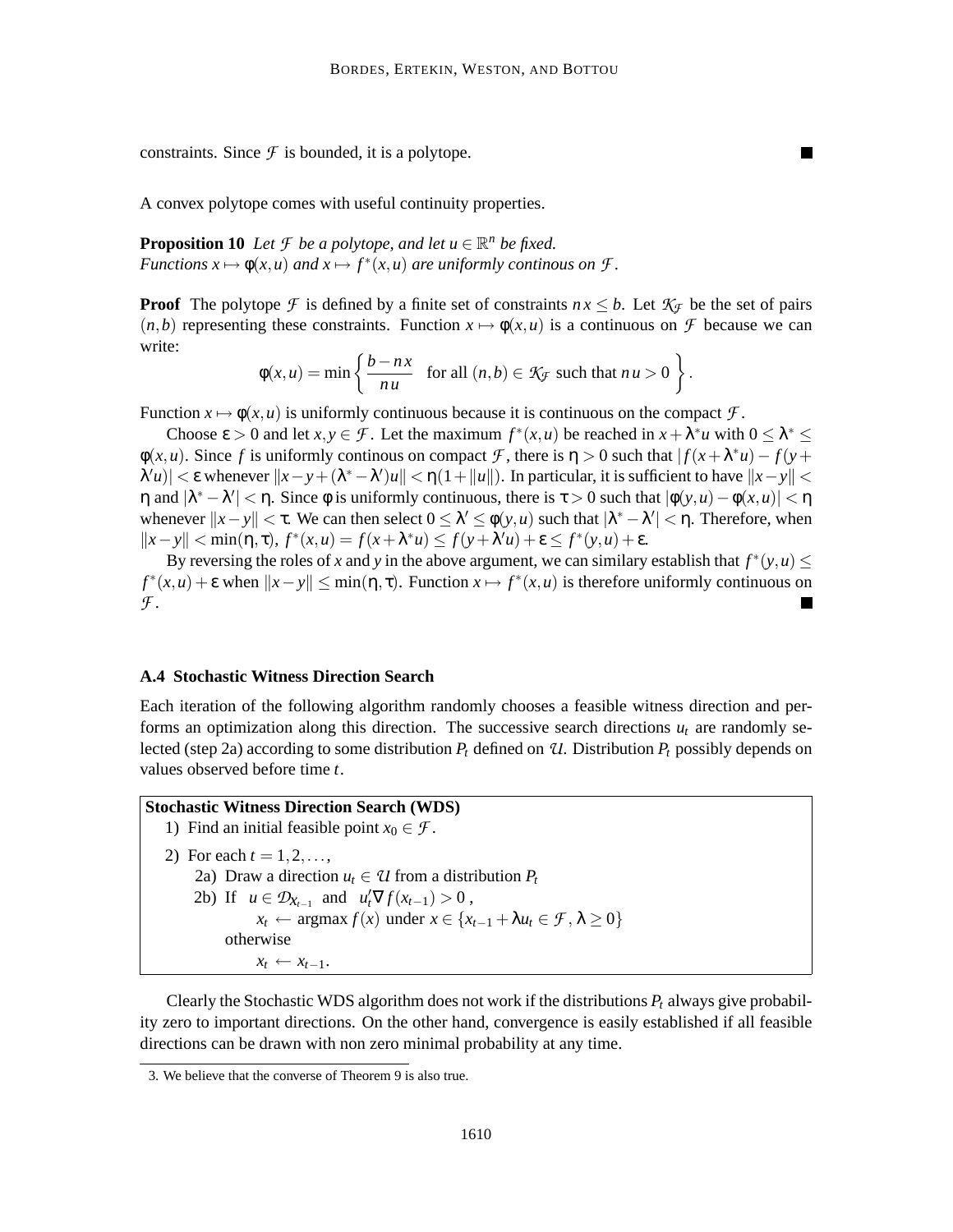constraints. Since $\mathcal{F}$ is bounded, it is a polytope. ■

A convex polytope comes with useful continuity properties.

**Proposition 10** *Let $\mathcal{F}$ be a polytope, and let $u \in \mathbb{R}^n$ be fixed.*
*Functions $x \mapsto \phi(x,u)$ and $x \mapsto f^*(x,u)$ are uniformly continous on $\mathcal{F}$.*

**Proof** The polytope $\mathcal{F}$ is defined by a finite set of constraints $n\,x \leq b$. Let $\mathcal{K}_\mathcal{F}$ be the set of pairs $(n,b)$ representing these constraints. Function $x \mapsto \phi(x,u)$ is a continuous on $\mathcal{F}$ because we can write:

$$\phi(x,u) = \min\left\{ \frac{b - n\,x}{n\,u} \quad \text{for all } (n,b) \in \mathcal{K}_\mathcal{F} \text{ such that } n\,u > 0 \right\}.$$

Function $x \mapsto \phi(x,u)$ is uniformly continuous because it is continuous on the compact $\mathcal{F}$.

Choose $\varepsilon > 0$ and let $x, y \in \mathcal{F}$. Let the maximum $f^*(x,u)$ be reached in $x + \lambda^* u$ with $0 \leq \lambda^* \leq \phi(x,u)$. Since $f$ is uniformly continous on compact $\mathcal{F}$, there is $\eta > 0$ such that $|f(x+\lambda^* u) - f(y + \lambda' u)| < \varepsilon$ whenever $\|x - y + (\lambda^* - \lambda')u\| < \eta(1 + \|u\|)$. In particular, it is sufficient to have $\|x - y\| < \eta$ and $|\lambda^* - \lambda'| < \eta$. Since $\phi$ is uniformly continuous, there is $\tau > 0$ such that $|\phi(y,u) - \phi(x,u)| < \eta$ whenever $\|x - y\| < \tau$. We can then select $0 \leq \lambda' \leq \phi(y,u)$ such that $|\lambda^* - \lambda'| < \eta$. Therefore, when $\|x - y\| < \min(\eta, \tau)$, $f^*(x,u) = f(x + \lambda^* u) \leq f(y + \lambda' u) + \varepsilon \leq f^*(y,u) + \varepsilon$.

By reversing the roles of $x$ and $y$ in the above argument, we can similary establish that $f^*(y,u) \leq f^*(x,u) + \varepsilon$ when $\|x - y\| \leq \min(\eta, \tau)$. Function $x \mapsto f^*(x,u)$ is therefore uniformly continuous on $\mathcal{F}$. ■

### A.4 Stochastic Witness Direction Search

Each iteration of the following algorithm randomly chooses a feasible witness direction and performs an optimization along this direction. The successive search directions $u_t$ are randomly selected (step 2a) according to some distribution $P_t$ defined on $\mathcal{U}$. Distribution $P_t$ possibly depends on values observed before time $t$.

**Stochastic Witness Direction Search (WDS)**

1) Find an initial feasible point $x_0 \in \mathcal{F}$.

2) For each $t = 1, 2, \ldots,$

  2a) Draw a direction $u_t \in \mathcal{U}$ from a distribution $P_t$

  2b) If $u \in \mathcal{D}_{x_{t-1}}$ and $u_t' \nabla f(x_{t-1}) > 0$ ,
  $x_t \leftarrow \operatorname{argmax} f(x)$ under $x \in \{x_{t-1} + \lambda u_t \in \mathcal{F},\, \lambda \geq 0\}$
  otherwise
  $x_t \leftarrow x_{t-1}$.

Clearly the Stochastic WDS algorithm does not work if the distributions $P_t$ always give probability zero to important directions. On the other hand, convergence is easily established if all feasible directions can be drawn with non zero minimal probability at any time.

3. We believe that the converse of Theorem 9 is also true.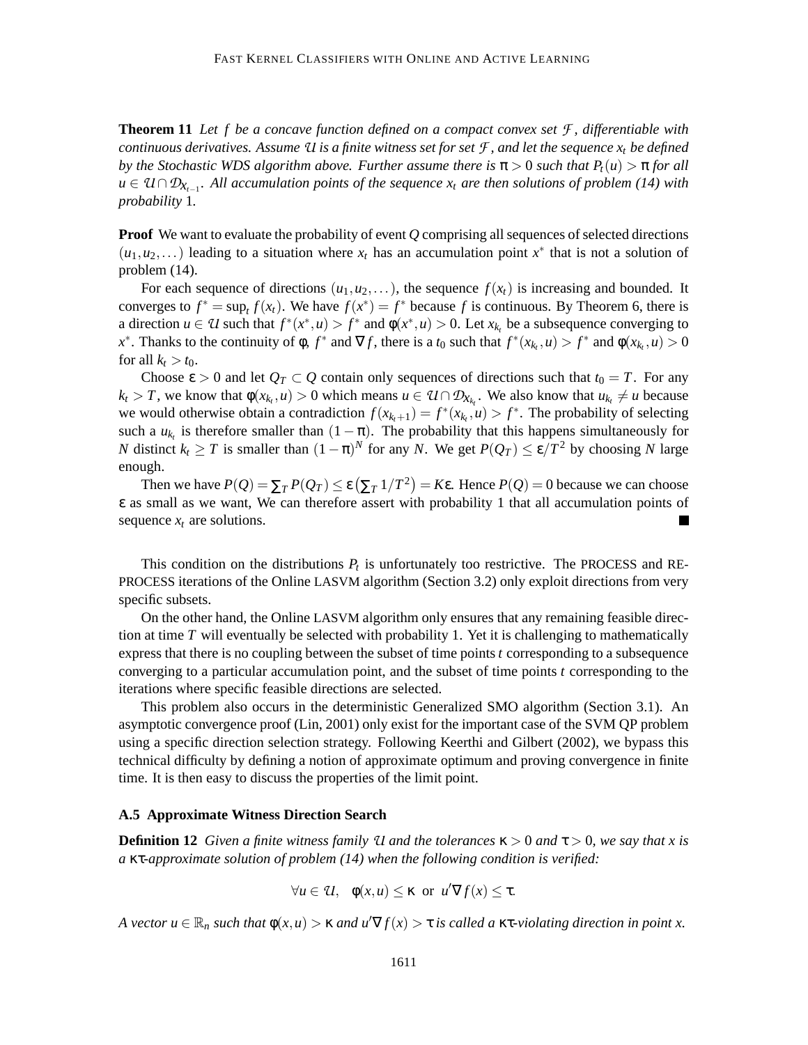**Theorem 11** *Let $f$ be a concave function defined on a compact convex set $\mathcal{F}$, differentiable with continuous derivatives. Assume $\mathcal{U}$ is a finite witness set for set $\mathcal{F}$, and let the sequence $x_t$ be defined by the Stochastic WDS algorithm above. Further assume there is $\pi > 0$ such that $P_t(u) > \pi$ for all $u \in \mathcal{U} \cap \mathcal{D}_{x_{t-1}}$. All accumulation points of the sequence $x_t$ are then solutions of problem (14) with probability 1.*

**Proof** We want to evaluate the probability of event $Q$ comprising all sequences of selected directions $(u_1, u_2, \dots)$ leading to a situation where $x_t$ has an accumulation point $x^*$ that is not a solution of problem (14).

For each sequence of directions $(u_1, u_2, \dots)$, the sequence $f(x_t)$ is increasing and bounded. It converges to $f^* = \sup_t f(x_t)$. We have $f(x^*) = f^*$ because $f$ is continuous. By Theorem 6, there is a direction $u \in \mathcal{U}$ such that $f^*(x^*, u) > f^*$ and $\phi(x^*, u) > 0$. Let $x_{k_t}$ be a subsequence converging to $x^*$. Thanks to the continuity of $\phi$, $f^*$ and $\nabla f$, there is a $t_0$ such that $f^*(x_{k_t}, u) > f^*$ and $\phi(x_{k_t}, u) > 0$ for all $k_t > t_0$.

Choose $\varepsilon > 0$ and let $Q_T \subset Q$ contain only sequences of directions such that $t_0 = T$. For any $k_t > T$, we know that $\phi(x_{k_t}, u) > 0$ which means $u \in \mathcal{U} \cap \mathcal{D}_{x_{k_t}}$. We also know that $u_{k_t} \neq u$ because we would otherwise obtain a contradiction $f(x_{k_t+1}) = f^*(x_{k_t}, u) > f^*$. The probability of selecting such a $u_{k_t}$ is therefore smaller than $(1-\pi)$. The probability that this happens simultaneously for $N$ distinct $k_t \geq T$ is smaller than $(1-\pi)^N$ for any $N$. We get $P(Q_T) \leq \varepsilon / T^2$ by choosing $N$ large enough.

Then we have $P(Q) = \sum_T P(Q_T) \leq \varepsilon \left( \sum_T 1/T^2 \right) = K\varepsilon$. Hence $P(Q) = 0$ because we can choose $\varepsilon$ as small as we want, We can therefore assert with probability 1 that all accumulation points of sequence $x_t$ are solutions. ■

This condition on the distributions $P_t$ is unfortunately too restrictive. The PROCESS and REPROCESS iterations of the Online LASVM algorithm (Section 3.2) only exploit directions from very specific subsets.

On the other hand, the Online LASVM algorithm only ensures that any remaining feasible direction at time $T$ will eventually be selected with probability 1. Yet it is challenging to mathematically express that there is no coupling between the subset of time points $t$ corresponding to a subsequence converging to a particular accumulation point, and the subset of time points $t$ corresponding to the iterations where specific feasible directions are selected.

This problem also occurs in the deterministic Generalized SMO algorithm (Section 3.1). An asymptotic convergence proof (Lin, 2001) only exist for the important case of the SVM QP problem using a specific direction selection strategy. Following Keerthi and Gilbert (2002), we bypass this technical difficulty by defining a notion of approximate optimum and proving convergence in finite time. It is then easy to discuss the properties of the limit point.

### A.5 Approximate Witness Direction Search

**Definition 12** *Given a finite witness family $\mathcal{U}$ and the tolerances $\kappa > 0$ and $\tau > 0$, we say that $x$ is a $\kappa\tau$-approximate solution of problem (14) when the following condition is verified:*

$$\forall u \in \mathcal{U}, \quad \phi(x, u) \leq \kappa \ \text{ or } \ u' \nabla f(x) \leq \tau.$$

*A vector $u \in \mathbb{R}_n$ such that $\phi(x, u) > \kappa$ and $u' \nabla f(x) > \tau$ is called a $\kappa\tau$-violating direction in point $x$.*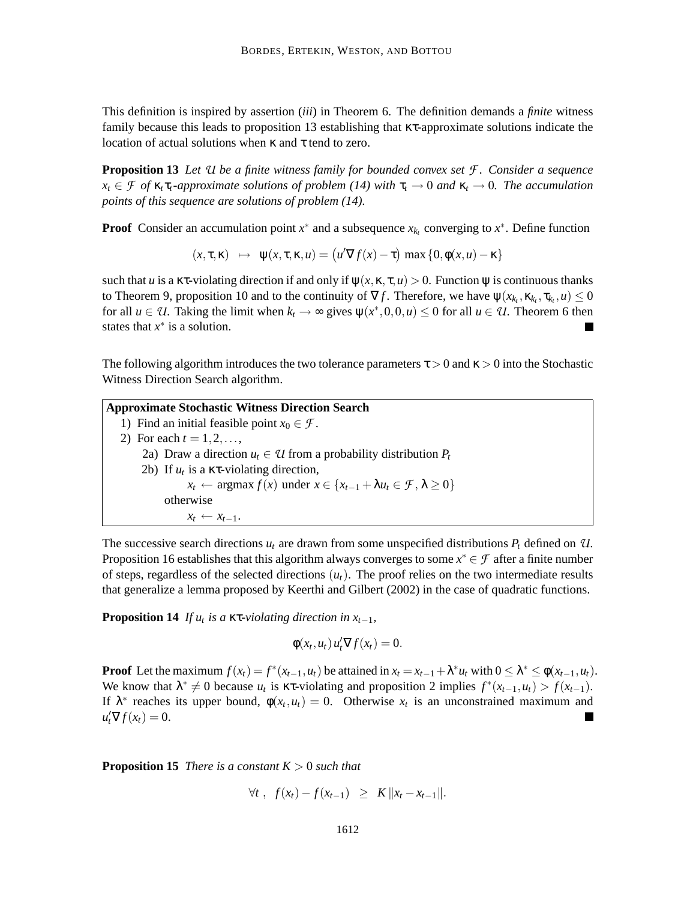This definition is inspired by assertion (*iii*) in Theorem 6. The definition demands a *finite* witness family because this leads to proposition 13 establishing that $\kappa\tau$-approximate solutions indicate the location of actual solutions when $\kappa$ and $\tau$ tend to zero.

**Proposition 13** *Let $\mathcal{U}$ be a finite witness family for bounded convex set $\mathcal{F}$. Consider a sequence $x_t \in \mathcal{F}$ of $\kappa_t\tau_t$-approximate solutions of problem (14) with $\tau_t \to 0$ and $\kappa_t \to 0$. The accumulation points of this sequence are solutions of problem (14).*

**Proof** Consider an accumulation point $x^*$ and a subsequence $x_{k_t}$ converging to $x^*$. Define function

$$(x, \tau, \kappa) \;\mapsto\; \psi(x, \tau, \kappa, u) = \left(u'\nabla f(x) - \tau\right) \max\{0, \phi(x,u) - \kappa\}$$

such that $u$ is a $\kappa\tau$-violating direction if and only if $\psi(x, \kappa, \tau, u) > 0$. Function $\psi$ is continuous thanks to Theorem 9, proposition 10 and to the continuity of $\nabla f$. Therefore, we have $\psi(x_{k_t}, \kappa_{k_t}, \tau_{k_t}, u) \leq 0$ for all $u \in \mathcal{U}$. Taking the limit when $k_t \to \infty$ gives $\psi(x^*, 0, 0, u) \leq 0$ for all $u \in \mathcal{U}$. Theorem 6 then states that $x^*$ is a solution. ■

The following algorithm introduces the two tolerance parameters $\tau > 0$ and $\kappa > 0$ into the Stochastic Witness Direction Search algorithm.

**Approximate Stochastic Witness Direction Search**

1) Find an initial feasible point $x_0 \in \mathcal{F}$.
2) For each $t = 1, 2, \ldots,$
   - 2a) Draw a direction $u_t \in \mathcal{U}$ from a probability distribution $P_t$
   - 2b) If $u_t$ is a $\kappa\tau$-violating direction,
     $x_t \leftarrow \operatorname{argmax} f(x)$ under $x \in \{x_{t-1} + \lambda u_t \in \mathcal{F}, \lambda \geq 0\}$
     otherwise
     $x_t \leftarrow x_{t-1}$.

The successive search directions $u_t$ are drawn from some unspecified distributions $P_t$ defined on $\mathcal{U}$. Proposition 16 establishes that this algorithm always converges to some $x^* \in \mathcal{F}$ after a finite number of steps, regardless of the selected directions $(u_t)$. The proof relies on the two intermediate results that generalize a lemma proposed by Keerthi and Gilbert (2002) in the case of quadratic functions.

**Proposition 14** *If $u_t$ is a $\kappa\tau$-violating direction in $x_{t-1}$,*

$$\phi(x_t, u_t)\, u_t'\nabla f(x_t) = 0.$$

**Proof** Let the maximum $f(x_t) = f^*(x_{t-1}, u_t)$ be attained in $x_t = x_{t-1} + \lambda^* u_t$ with $0 \leq \lambda^* \leq \phi(x_{t-1}, u_t)$. We know that $\lambda^* \neq 0$ because $u_t$ is $\kappa\tau$-violating and proposition 2 implies $f^*(x_{t-1}, u_t) > f(x_{t-1})$. If $\lambda^*$ reaches its upper bound, $\phi(x_t, u_t) = 0$. Otherwise $x_t$ is an unconstrained maximum and $u_t'\nabla f(x_t) = 0$. ■

**Proposition 15** *There is a constant $K > 0$ such that*

$$\forall t\,, \;\; f(x_t) - f(x_{t-1}) \;\;\geq\;\; K\, \|x_t - x_{t-1}\|.$$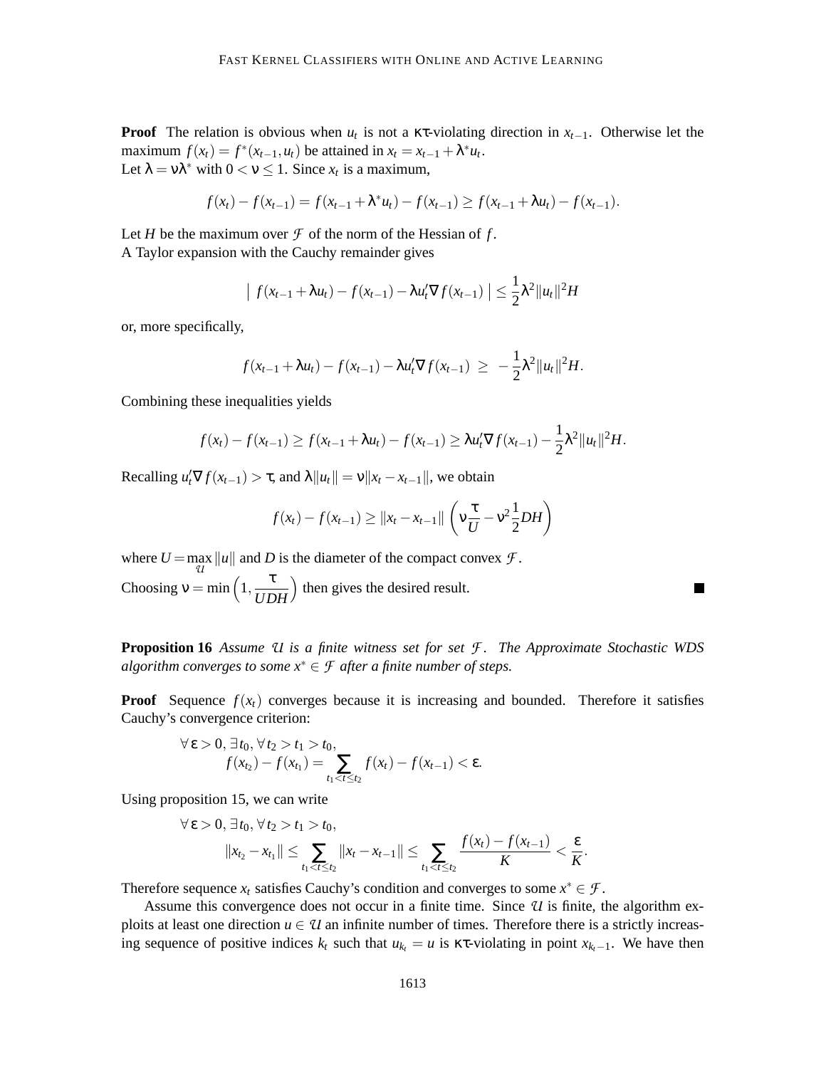**Proof** The relation is obvious when $u_t$ is not a $\kappa\tau$-violating direction in $x_{t-1}$. Otherwise let the maximum $f(x_t) = f^*(x_{t-1}, u_t)$ be attained in $x_t = x_{t-1} + \lambda^* u_t$.
Let $\lambda = \nu\lambda^*$ with $0 < \nu \leq 1$. Since $x_t$ is a maximum,

$$f(x_t) - f(x_{t-1}) = f(x_{t-1} + \lambda^* u_t) - f(x_{t-1}) \geq f(x_{t-1} + \lambda u_t) - f(x_{t-1}).$$

Let $H$ be the maximum over $\mathcal{F}$ of the norm of the Hessian of $f$.
A Taylor expansion with the Cauchy remainder gives

$$\left| \, f(x_{t-1} + \lambda u_t) - f(x_{t-1}) - \lambda u_t' \nabla f(x_{t-1}) \, \right| \leq \frac{1}{2}\lambda^2 \|u_t\|^2 H$$

or, more specifically,

$$f(x_{t-1} + \lambda u_t) - f(x_{t-1}) - \lambda u_t' \nabla f(x_{t-1}) \ \geq \ -\frac{1}{2}\lambda^2 \|u_t\|^2 H.$$

Combining these inequalities yields

$$f(x_t) - f(x_{t-1}) \geq f(x_{t-1} + \lambda u_t) - f(x_{t-1}) \geq \lambda u_t' \nabla f(x_{t-1}) - \frac{1}{2}\lambda^2 \|u_t\|^2 H.$$

Recalling $u_t' \nabla f(x_{t-1}) > \tau$, and $\lambda \|u_t\| = \nu \|x_t - x_{t-1}\|$, we obtain

$$f(x_t) - f(x_{t-1}) \geq \|x_t - x_{t-1}\| \left( \nu \frac{\tau}{U} - \nu^2 \frac{1}{2} DH \right)$$

where $U = \max_{\mathcal{U}} \|u\|$ and $D$ is the diameter of the compact convex $\mathcal{F}$.
Choosing $\nu = \min\left(1, \dfrac{\tau}{UDH}\right)$ then gives the desired result. ∎

**Proposition 16** *Assume $\mathcal{U}$ is a finite witness set for set $\mathcal{F}$. The Approximate Stochastic WDS algorithm converges to some $x^* \in \mathcal{F}$ after a finite number of steps.*

**Proof** Sequence $f(x_t)$ converges because it is increasing and bounded. Therefore it satisfies Cauchy's convergence criterion:

$$\begin{aligned} &\forall \varepsilon > 0, \exists t_0, \forall t_2 > t_1 > t_0, \\ &\qquad f(x_{t_2}) - f(x_{t_1}) = \sum_{t_1 < t \leq t_2} f(x_t) - f(x_{t-1}) < \varepsilon. \end{aligned}$$

Using proposition 15, we can write

$$\begin{aligned} &\forall \varepsilon > 0, \exists t_0, \forall t_2 > t_1 > t_0, \\ &\qquad \|x_{t_2} - x_{t_1}\| \leq \sum_{t_1 < t \leq t_2} \|x_t - x_{t-1}\| \leq \sum_{t_1 < t \leq t_2} \frac{f(x_t) - f(x_{t-1})}{K} < \frac{\varepsilon}{K}. \end{aligned}$$

Therefore sequence $x_t$ satisfies Cauchy's condition and converges to some $x^* \in \mathcal{F}$.

Assume this convergence does not occur in a finite time. Since $\mathcal{U}$ is finite, the algorithm exploits at least one direction $u \in \mathcal{U}$ an infinite number of times. Therefore there is a strictly increasing sequence of positive indices $k_t$ such that $u_{k_t} = u$ is $\kappa\tau$-violating in point $x_{k_t - 1}$. We have then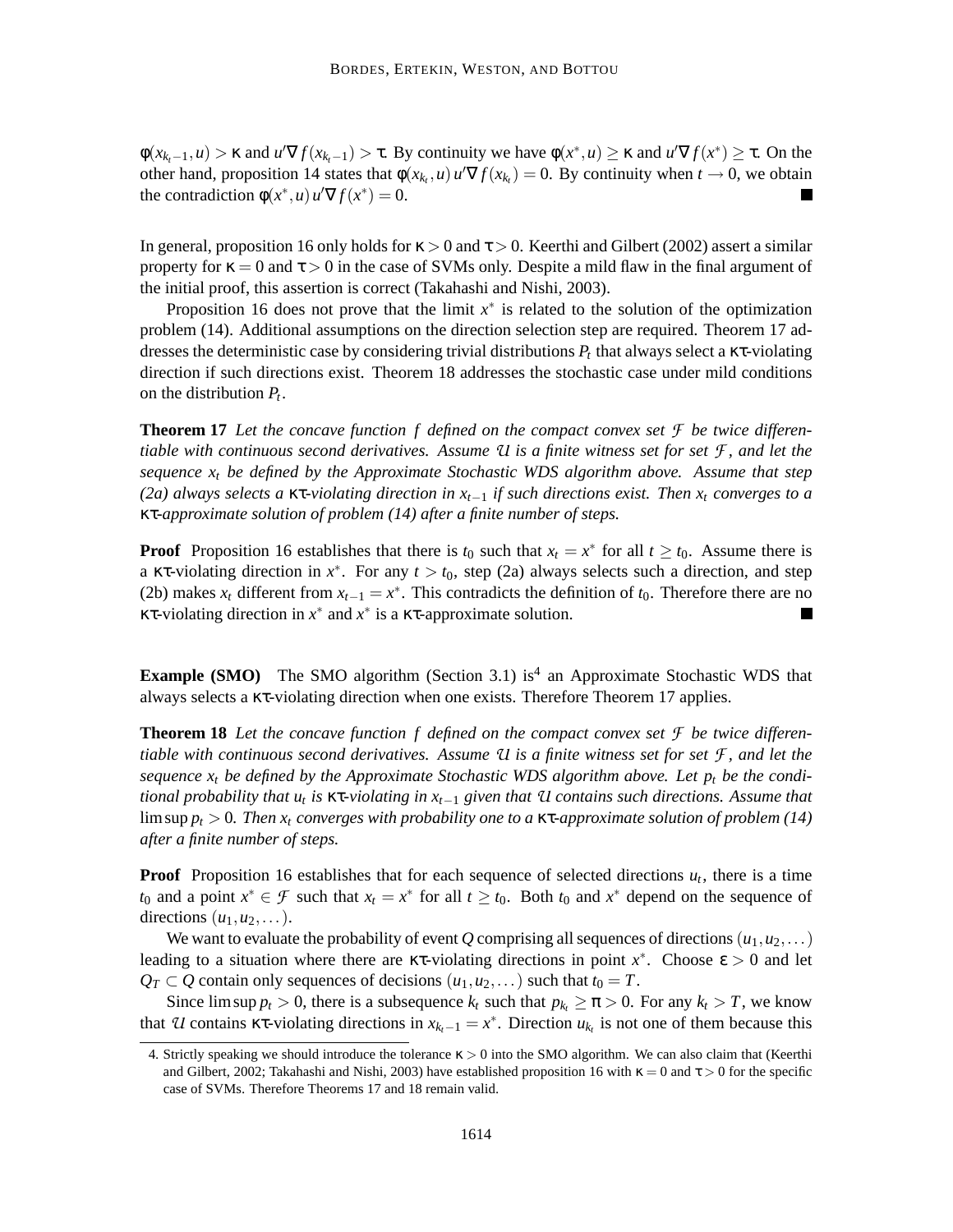$\phi(x_{k_t-1}, u) > \kappa$ and $u'\nabla f(x_{k_t-1}) > \tau$. By continuity we have $\phi(x^*, u) \geq \kappa$ and $u'\nabla f(x^*) \geq \tau$. On the other hand, proposition 14 states that $\phi(x_{k_t}, u)\, u'\nabla f(x_{k_t}) = 0$. By continuity when $t \to 0$, we obtain the contradiction $\phi(x^*, u)\, u'\nabla f(x^*) = 0$. ■

In general, proposition 16 only holds for $\kappa > 0$ and $\tau > 0$. Keerthi and Gilbert (2002) assert a similar property for $\kappa = 0$ and $\tau > 0$ in the case of SVMs only. Despite a mild flaw in the final argument of the initial proof, this assertion is correct (Takahashi and Nishi, 2003).

Proposition 16 does not prove that the limit $x^*$ is related to the solution of the optimization problem (14). Additional assumptions on the direction selection step are required. Theorem 17 addresses the deterministic case by considering trivial distributions $P_t$ that always select a $\kappa\tau$-violating direction if such directions exist. Theorem 18 addresses the stochastic case under mild conditions on the distribution $P_t$.

**Theorem 17** *Let the concave function $f$ defined on the compact convex set $\mathcal{F}$ be twice differentiable with continuous second derivatives. Assume $\mathcal{U}$ is a finite witness set for set $\mathcal{F}$, and let the sequence $x_t$ be defined by the Approximate Stochastic WDS algorithm above. Assume that step (2a) always selects a $\kappa\tau$-violating direction in $x_{t-1}$ if such directions exist. Then $x_t$ converges to a $\kappa\tau$-approximate solution of problem (14) after a finite number of steps.*

**Proof** Proposition 16 establishes that there is $t_0$ such that $x_t = x^*$ for all $t \geq t_0$. Assume there is a $\kappa\tau$-violating direction in $x^*$. For any $t > t_0$, step (2a) always selects such a direction, and step (2b) makes $x_t$ different from $x_{t-1} = x^*$. This contradicts the definition of $t_0$. Therefore there are no $\kappa\tau$-violating direction in $x^*$ and $x^*$ is a $\kappa\tau$-approximate solution. ■

**Example (SMO)** The SMO algorithm (Section 3.1) is[4] an Approximate Stochastic WDS that always selects a $\kappa\tau$-violating direction when one exists. Therefore Theorem 17 applies.

**Theorem 18** *Let the concave function $f$ defined on the compact convex set $\mathcal{F}$ be twice differentiable with continuous second derivatives. Assume $\mathcal{U}$ is a finite witness set for set $\mathcal{F}$, and let the sequence $x_t$ be defined by the Approximate Stochastic WDS algorithm above. Let $p_t$ be the conditional probability that $u_t$ is $\kappa\tau$-violating in $x_{t-1}$ given that $\mathcal{U}$ contains such directions. Assume that $\limsup p_t > 0$. Then $x_t$ converges with probability one to a $\kappa\tau$-approximate solution of problem (14) after a finite number of steps.*

**Proof** Proposition 16 establishes that for each sequence of selected directions $u_t$, there is a time $t_0$ and a point $x^* \in \mathcal{F}$ such that $x_t = x^*$ for all $t \geq t_0$. Both $t_0$ and $x^*$ depend on the sequence of directions $(u_1, u_2, \dots)$.

We want to evaluate the probability of event $Q$ comprising all sequences of directions $(u_1, u_2, \dots)$ leading to a situation where there are $\kappa\tau$-violating directions in point $x^*$. Choose $\varepsilon > 0$ and let $Q_T \subset Q$ contain only sequences of decisions $(u_1, u_2, \dots)$ such that $t_0 = T$.

Since $\limsup p_t > 0$, there is a subsequence $k_t$ such that $p_{k_t} \geq \pi > 0$. For any $k_t > T$, we know that $\mathcal{U}$ contains $\kappa\tau$-violating directions in $x_{k_t-1} = x^*$. Direction $u_{k_t}$ is not one of them because this

4. Strictly speaking we should introduce the tolerance $\kappa > 0$ into the SMO algorithm. We can also claim that (Keerthi and Gilbert, 2002; Takahashi and Nishi, 2003) have established proposition 16 with $\kappa = 0$ and $\tau > 0$ for the specific case of SVMs. Therefore Theorems 17 and 18 remain valid.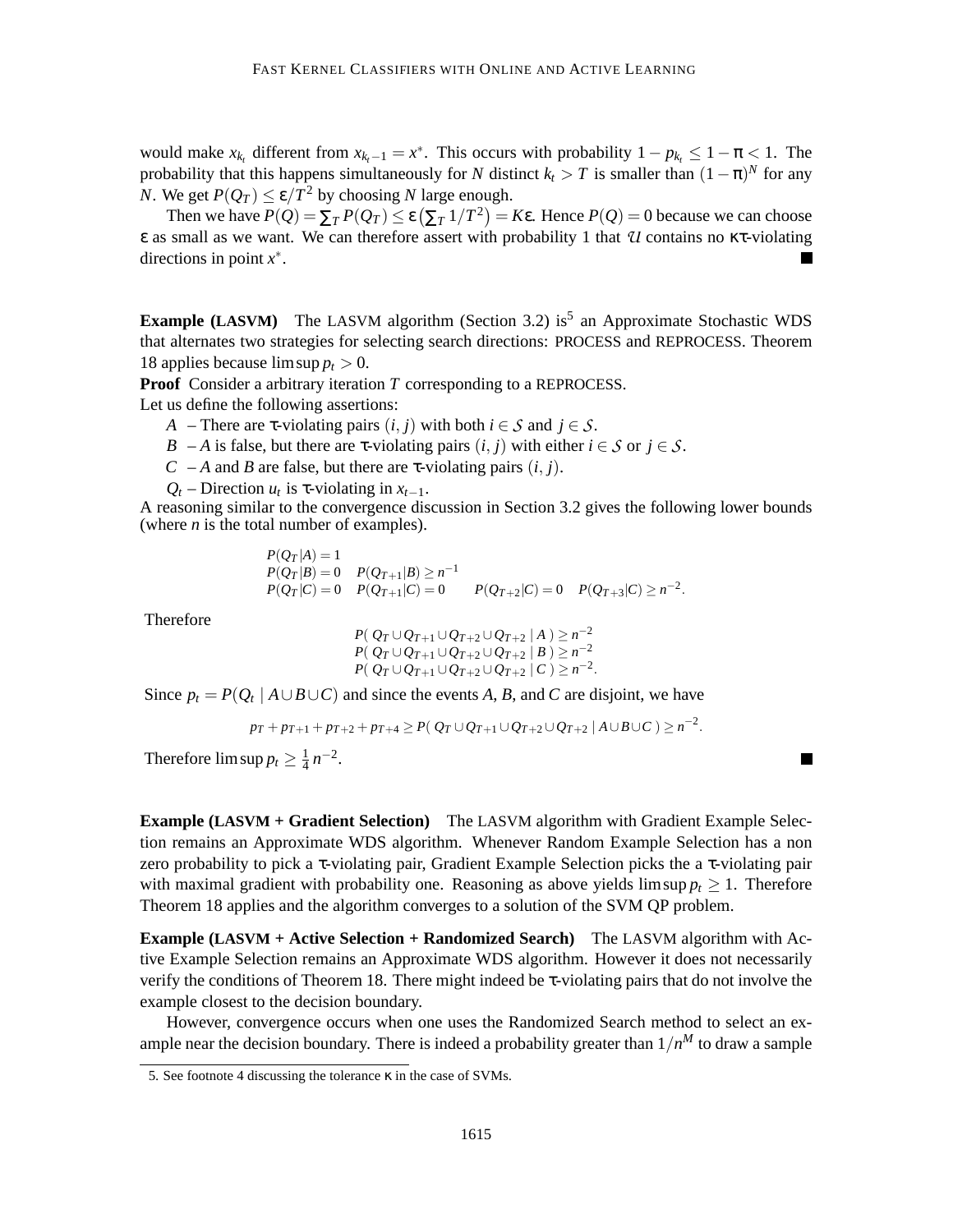would make $x_{k_t}$ different from $x_{k_t-1} = x^*$. This occurs with probability $1 - p_{k_t} \leq 1 - \pi < 1$. The probability that this happens simultaneously for $N$ distinct $k_t > T$ is smaller than $(1-\pi)^N$ for any $N$. We get $P(Q_T) \leq \varepsilon / T^2$ by choosing $N$ large enough.

Then we have $P(Q) = \sum_T P(Q_T) \leq \varepsilon \left(\sum_T 1/T^2\right) = K\varepsilon$. Hence $P(Q) = 0$ because we can choose $\varepsilon$ as small as we want. We can therefore assert with probability 1 that $\mathcal{U}$ contains no $\kappa\tau$-violating directions in point $x^*$. ■

**Example (LASVM)** The LASVM algorithm (Section 3.2) is[5] an Approximate Stochastic WDS that alternates two strategies for selecting search directions: PROCESS and REPROCESS. Theorem 18 applies because $\limsup p_t > 0$.

**Proof** Consider a arbitrary iteration $T$ corresponding to a REPROCESS.

Let us define the following assertions:

- $A$ – There are $\tau$-violating pairs $(i, j)$ with both $i \in \mathcal{S}$ and $j \in \mathcal{S}$.
- $B$ – $A$ is false, but there are $\tau$-violating pairs $(i, j)$ with either $i \in \mathcal{S}$ or $j \in \mathcal{S}$.
- $C$ – $A$ and $B$ are false, but there are $\tau$-violating pairs $(i, j)$.
- $Q_t$ – Direction $u_t$ is $\tau$-violating in $x_{t-1}$.

A reasoning similar to the convergence discussion in Section 3.2 gives the following lower bounds (where $n$ is the total number of examples).

$$
\begin{array}{llll}
P(Q_T|A) = 1 & & & \\
P(Q_T|B) = 0 & P(Q_{T+1}|B) \geq n^{-1} & & \\
P(Q_T|C) = 0 & P(Q_{T+1}|C) = 0 & P(Q_{T+2}|C) = 0 & P(Q_{T+3}|C) \geq n^{-2}.
\end{array}
$$

Therefore

$$
\begin{array}{l}
P(\, Q_T \cup Q_{T+1} \cup Q_{T+2} \cup Q_{T+2} \mid A\,) \geq n^{-2} \\
P(\, Q_T \cup Q_{T+1} \cup Q_{T+2} \cup Q_{T+2} \mid B\,) \geq n^{-2} \\
P(\, Q_T \cup Q_{T+1} \cup Q_{T+2} \cup Q_{T+2} \mid C\,) \geq n^{-2}.
\end{array}
$$

Since $p_t = P(Q_t \mid A \cup B \cup C)$ and since the events $A$, $B$, and $C$ are disjoint, we have

$$
p_T + p_{T+1} + p_{T+2} + p_{T+4} \geq P(\, Q_T \cup Q_{T+1} \cup Q_{T+2} \cup Q_{T+2} \mid A \cup B \cup C\,) \geq n^{-2}.
$$

Therefore $\limsup p_t \geq \frac{1}{4} n^{-2}$. ■

**Example (LASVM + Gradient Selection)** The LASVM algorithm with Gradient Example Selection remains an Approximate WDS algorithm. Whenever Random Example Selection has a non zero probability to pick a $\tau$-violating pair, Gradient Example Selection picks the a $\tau$-violating pair with maximal gradient with probability one. Reasoning as above yields $\limsup p_t \geq 1$. Therefore Theorem 18 applies and the algorithm converges to a solution of the SVM QP problem.

**Example (LASVM + Active Selection + Randomized Search)** The LASVM algorithm with Active Example Selection remains an Approximate WDS algorithm. However it does not necessarily verify the conditions of Theorem 18. There might indeed be $\tau$-violating pairs that do not involve the example closest to the decision boundary.

However, convergence occurs when one uses the Randomized Search method to select an example near the decision boundary. There is indeed a probability greater than $1/n^M$ to draw a sample

5. See footnote 4 discussing the tolerance $\kappa$ in the case of SVMs.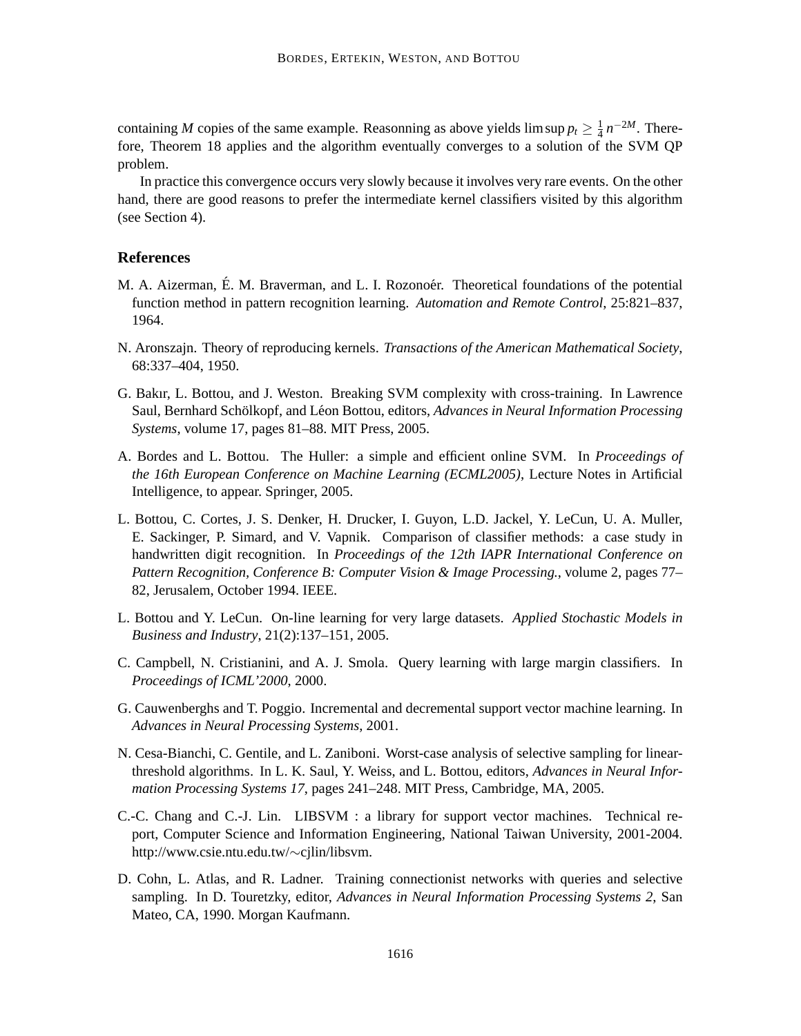containing $M$ copies of the same example. Reasonning as above yields $\limsup p_t \geq \frac{1}{4} n^{-2M}$. Therefore, Theorem 18 applies and the algorithm eventually converges to a solution of the SVM QP problem.

In practice this convergence occurs very slowly because it involves very rare events. On the other hand, there are good reasons to prefer the intermediate kernel classifiers visited by this algorithm (see Section 4).

## References

M. A. Aizerman, É. M. Braverman, and L. I. Rozonoér. Theoretical foundations of the potential function method in pattern recognition learning. *Automation and Remote Control*, 25:821–837, 1964.

N. Aronszajn. Theory of reproducing kernels. *Transactions of the American Mathematical Society*, 68:337–404, 1950.

G. Bakır, L. Bottou, and J. Weston. Breaking SVM complexity with cross-training. In Lawrence Saul, Bernhard Schölkopf, and Léon Bottou, editors, *Advances in Neural Information Processing Systems*, volume 17, pages 81–88. MIT Press, 2005.

A. Bordes and L. Bottou. The Huller: a simple and efficient online SVM. In *Proceedings of the 16th European Conference on Machine Learning (ECML2005)*, Lecture Notes in Artificial Intelligence, to appear. Springer, 2005.

L. Bottou, C. Cortes, J. S. Denker, H. Drucker, I. Guyon, L.D. Jackel, Y. LeCun, U. A. Muller, E. Sackinger, P. Simard, and V. Vapnik. Comparison of classifier methods: a case study in handwritten digit recognition. In *Proceedings of the 12th IAPR International Conference on Pattern Recognition, Conference B: Computer Vision & Image Processing.*, volume 2, pages 77–82, Jerusalem, October 1994. IEEE.

L. Bottou and Y. LeCun. On-line learning for very large datasets. *Applied Stochastic Models in Business and Industry*, 21(2):137–151, 2005.

C. Campbell, N. Cristianini, and A. J. Smola. Query learning with large margin classifiers. In *Proceedings of ICML'2000*, 2000.

G. Cauwenberghs and T. Poggio. Incremental and decremental support vector machine learning. In *Advances in Neural Processing Systems*, 2001.

N. Cesa-Bianchi, C. Gentile, and L. Zaniboni. Worst-case analysis of selective sampling for linear-threshold algorithms. In L. K. Saul, Y. Weiss, and L. Bottou, editors, *Advances in Neural Information Processing Systems 17*, pages 241–248. MIT Press, Cambridge, MA, 2005.

C.-C. Chang and C.-J. Lin. LIBSVM : a library for support vector machines. Technical report, Computer Science and Information Engineering, National Taiwan University, 2001-2004. http://www.csie.ntu.edu.tw/∼cjlin/libsvm.

D. Cohn, L. Atlas, and R. Ladner. Training connectionist networks with queries and selective sampling. In D. Touretzky, editor, *Advances in Neural Information Processing Systems 2*, San Mateo, CA, 1990. Morgan Kaufmann.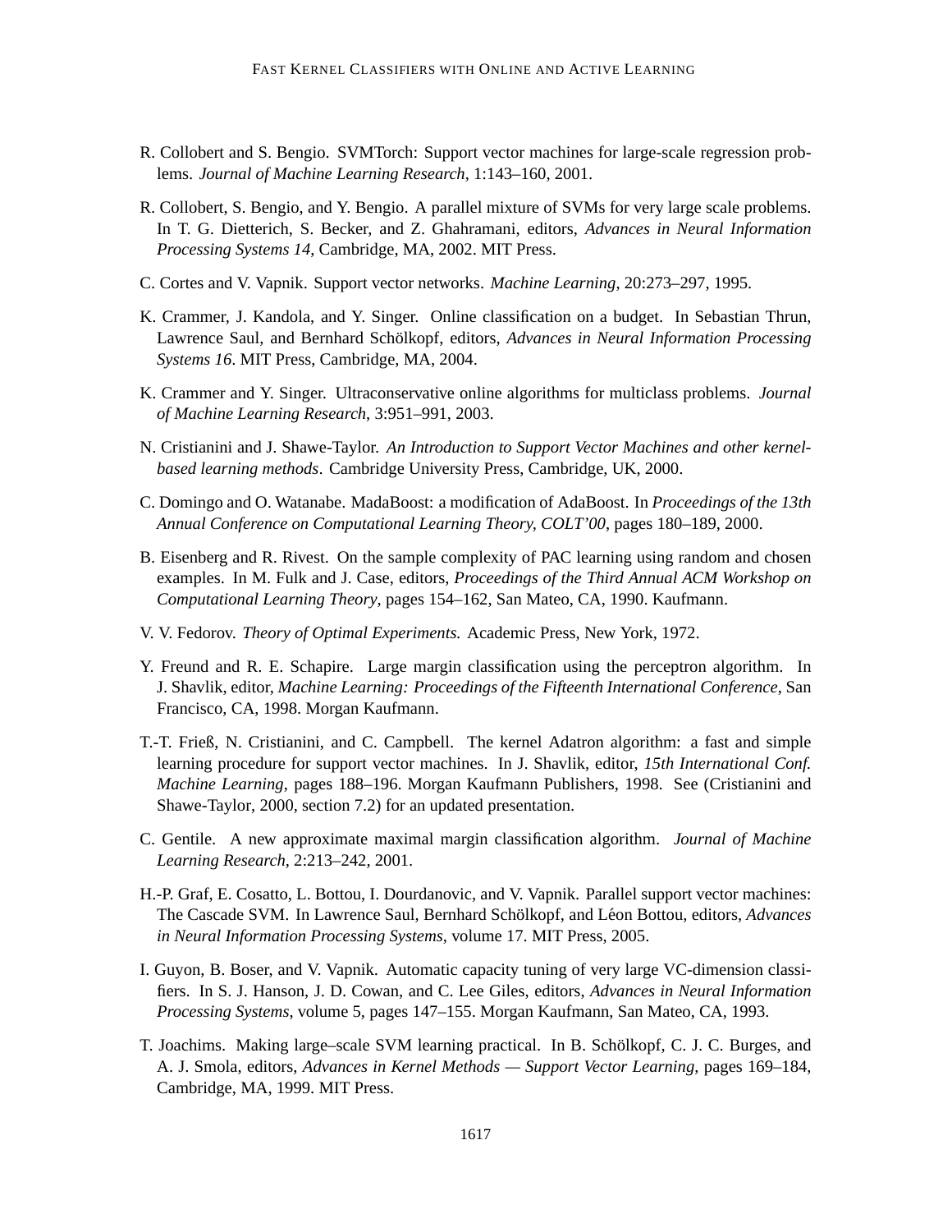R. Collobert and S. Bengio. SVMTorch: Support vector machines for large-scale regression problems. *Journal of Machine Learning Research*, 1:143–160, 2001.

R. Collobert, S. Bengio, and Y. Bengio. A parallel mixture of SVMs for very large scale problems. In T. G. Dietterich, S. Becker, and Z. Ghahramani, editors, *Advances in Neural Information Processing Systems 14*, Cambridge, MA, 2002. MIT Press.

C. Cortes and V. Vapnik. Support vector networks. *Machine Learning*, 20:273–297, 1995.

K. Crammer, J. Kandola, and Y. Singer. Online classification on a budget. In Sebastian Thrun, Lawrence Saul, and Bernhard Schölkopf, editors, *Advances in Neural Information Processing Systems 16*. MIT Press, Cambridge, MA, 2004.

K. Crammer and Y. Singer. Ultraconservative online algorithms for multiclass problems. *Journal of Machine Learning Research*, 3:951–991, 2003.

N. Cristianini and J. Shawe-Taylor. *An Introduction to Support Vector Machines and other kernel-based learning methods*. Cambridge University Press, Cambridge, UK, 2000.

C. Domingo and O. Watanabe. MadaBoost: a modification of AdaBoost. In *Proceedings of the 13th Annual Conference on Computational Learning Theory, COLT'00*, pages 180–189, 2000.

B. Eisenberg and R. Rivest. On the sample complexity of PAC learning using random and chosen examples. In M. Fulk and J. Case, editors, *Proceedings of the Third Annual ACM Workshop on Computational Learning Theory*, pages 154–162, San Mateo, CA, 1990. Kaufmann.

V. V. Fedorov. *Theory of Optimal Experiments.* Academic Press, New York, 1972.

Y. Freund and R. E. Schapire. Large margin classification using the perceptron algorithm. In J. Shavlik, editor, *Machine Learning: Proceedings of the Fifteenth International Conference*, San Francisco, CA, 1998. Morgan Kaufmann.

T.-T. Frieß, N. Cristianini, and C. Campbell. The kernel Adatron algorithm: a fast and simple learning procedure for support vector machines. In J. Shavlik, editor, *15th International Conf. Machine Learning*, pages 188–196. Morgan Kaufmann Publishers, 1998. See (Cristianini and Shawe-Taylor, 2000, section 7.2) for an updated presentation.

C. Gentile. A new approximate maximal margin classification algorithm. *Journal of Machine Learning Research*, 2:213–242, 2001.

H.-P. Graf, E. Cosatto, L. Bottou, I. Dourdanovic, and V. Vapnik. Parallel support vector machines: The Cascade SVM. In Lawrence Saul, Bernhard Schölkopf, and Léon Bottou, editors, *Advances in Neural Information Processing Systems*, volume 17. MIT Press, 2005.

I. Guyon, B. Boser, and V. Vapnik. Automatic capacity tuning of very large VC-dimension classifiers. In S. J. Hanson, J. D. Cowan, and C. Lee Giles, editors, *Advances in Neural Information Processing Systems*, volume 5, pages 147–155. Morgan Kaufmann, San Mateo, CA, 1993.

T. Joachims. Making large–scale SVM learning practical. In B. Schölkopf, C. J. C. Burges, and A. J. Smola, editors, *Advances in Kernel Methods — Support Vector Learning*, pages 169–184, Cambridge, MA, 1999. MIT Press.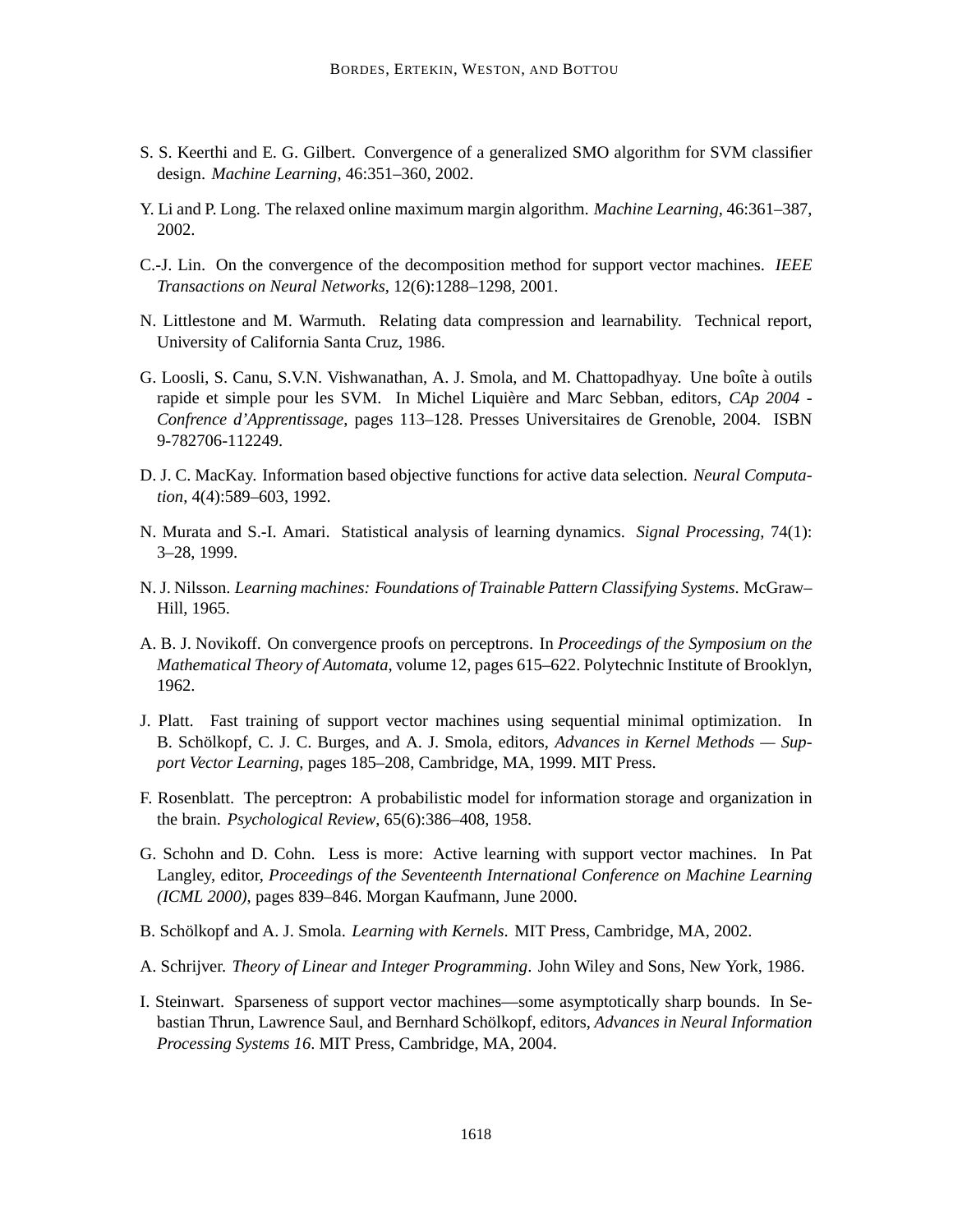S. S. Keerthi and E. G. Gilbert. Convergence of a generalized SMO algorithm for SVM classifier design. *Machine Learning*, 46:351–360, 2002.

Y. Li and P. Long. The relaxed online maximum margin algorithm. *Machine Learning*, 46:361–387, 2002.

C.-J. Lin. On the convergence of the decomposition method for support vector machines. *IEEE Transactions on Neural Networks*, 12(6):1288–1298, 2001.

N. Littlestone and M. Warmuth. Relating data compression and learnability. Technical report, University of California Santa Cruz, 1986.

G. Loosli, S. Canu, S.V.N. Vishwanathan, A. J. Smola, and M. Chattopadhyay. Une boîte à outils rapide et simple pour les SVM. In Michel Liquière and Marc Sebban, editors, *CAp 2004 - Confrence d'Apprentissage*, pages 113–128. Presses Universitaires de Grenoble, 2004. ISBN 9-782706-112249.

D. J. C. MacKay. Information based objective functions for active data selection. *Neural Computation*, 4(4):589–603, 1992.

N. Murata and S.-I. Amari. Statistical analysis of learning dynamics. *Signal Processing*, 74(1): 3–28, 1999.

N. J. Nilsson. *Learning machines: Foundations of Trainable Pattern Classifying Systems*. McGraw–Hill, 1965.

A. B. J. Novikoff. On convergence proofs on perceptrons. In *Proceedings of the Symposium on the Mathematical Theory of Automata*, volume 12, pages 615–622. Polytechnic Institute of Brooklyn, 1962.

J. Platt. Fast training of support vector machines using sequential minimal optimization. In B. Schölkopf, C. J. C. Burges, and A. J. Smola, editors, *Advances in Kernel Methods — Support Vector Learning*, pages 185–208, Cambridge, MA, 1999. MIT Press.

F. Rosenblatt. The perceptron: A probabilistic model for information storage and organization in the brain. *Psychological Review*, 65(6):386–408, 1958.

G. Schohn and D. Cohn. Less is more: Active learning with support vector machines. In Pat Langley, editor, *Proceedings of the Seventeenth International Conference on Machine Learning (ICML 2000)*, pages 839–846. Morgan Kaufmann, June 2000.

B. Schölkopf and A. J. Smola. *Learning with Kernels*. MIT Press, Cambridge, MA, 2002.

A. Schrijver. *Theory of Linear and Integer Programming*. John Wiley and Sons, New York, 1986.

I. Steinwart. Sparseness of support vector machines—some asymptotically sharp bounds. In Sebastian Thrun, Lawrence Saul, and Bernhard Schölkopf, editors, *Advances in Neural Information Processing Systems 16*. MIT Press, Cambridge, MA, 2004.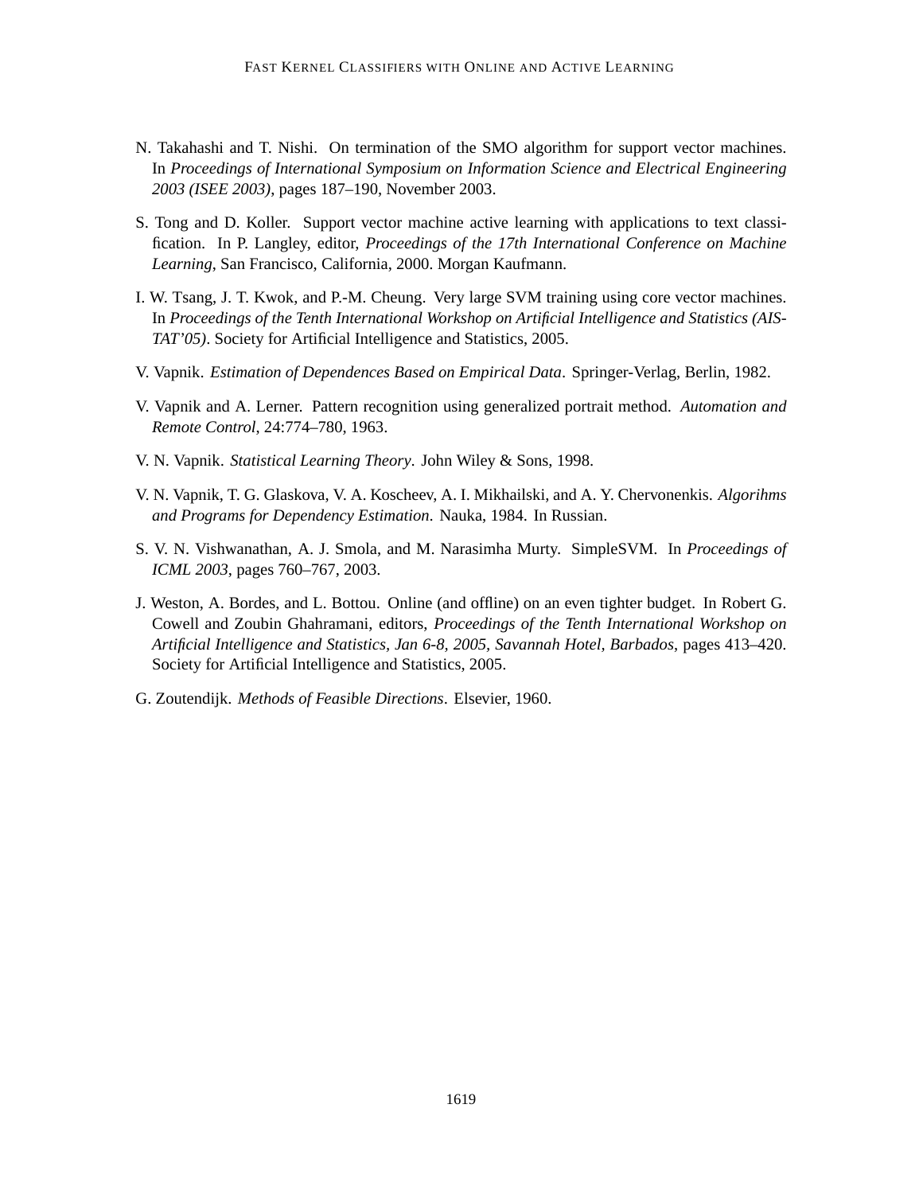N. Takahashi and T. Nishi. On termination of the SMO algorithm for support vector machines. In *Proceedings of International Symposium on Information Science and Electrical Engineering 2003 (ISEE 2003)*, pages 187–190, November 2003.

S. Tong and D. Koller. Support vector machine active learning with applications to text classification. In P. Langley, editor, *Proceedings of the 17th International Conference on Machine Learning*, San Francisco, California, 2000. Morgan Kaufmann.

I. W. Tsang, J. T. Kwok, and P.-M. Cheung. Very large SVM training using core vector machines. In *Proceedings of the Tenth International Workshop on Artificial Intelligence and Statistics (AISTAT'05)*. Society for Artificial Intelligence and Statistics, 2005.

V. Vapnik. *Estimation of Dependences Based on Empirical Data*. Springer-Verlag, Berlin, 1982.

V. Vapnik and A. Lerner. Pattern recognition using generalized portrait method. *Automation and Remote Control*, 24:774–780, 1963.

V. N. Vapnik. *Statistical Learning Theory*. John Wiley & Sons, 1998.

V. N. Vapnik, T. G. Glaskova, V. A. Koscheev, A. I. Mikhailski, and A. Y. Chervonenkis. *Algorihms and Programs for Dependency Estimation*. Nauka, 1984. In Russian.

S. V. N. Vishwanathan, A. J. Smola, and M. Narasimha Murty. SimpleSVM. In *Proceedings of ICML 2003*, pages 760–767, 2003.

J. Weston, A. Bordes, and L. Bottou. Online (and offline) on an even tighter budget. In Robert G. Cowell and Zoubin Ghahramani, editors, *Proceedings of the Tenth International Workshop on Artificial Intelligence and Statistics, Jan 6-8, 2005, Savannah Hotel, Barbados*, pages 413–420. Society for Artificial Intelligence and Statistics, 2005.

G. Zoutendijk. *Methods of Feasible Directions*. Elsevier, 1960.